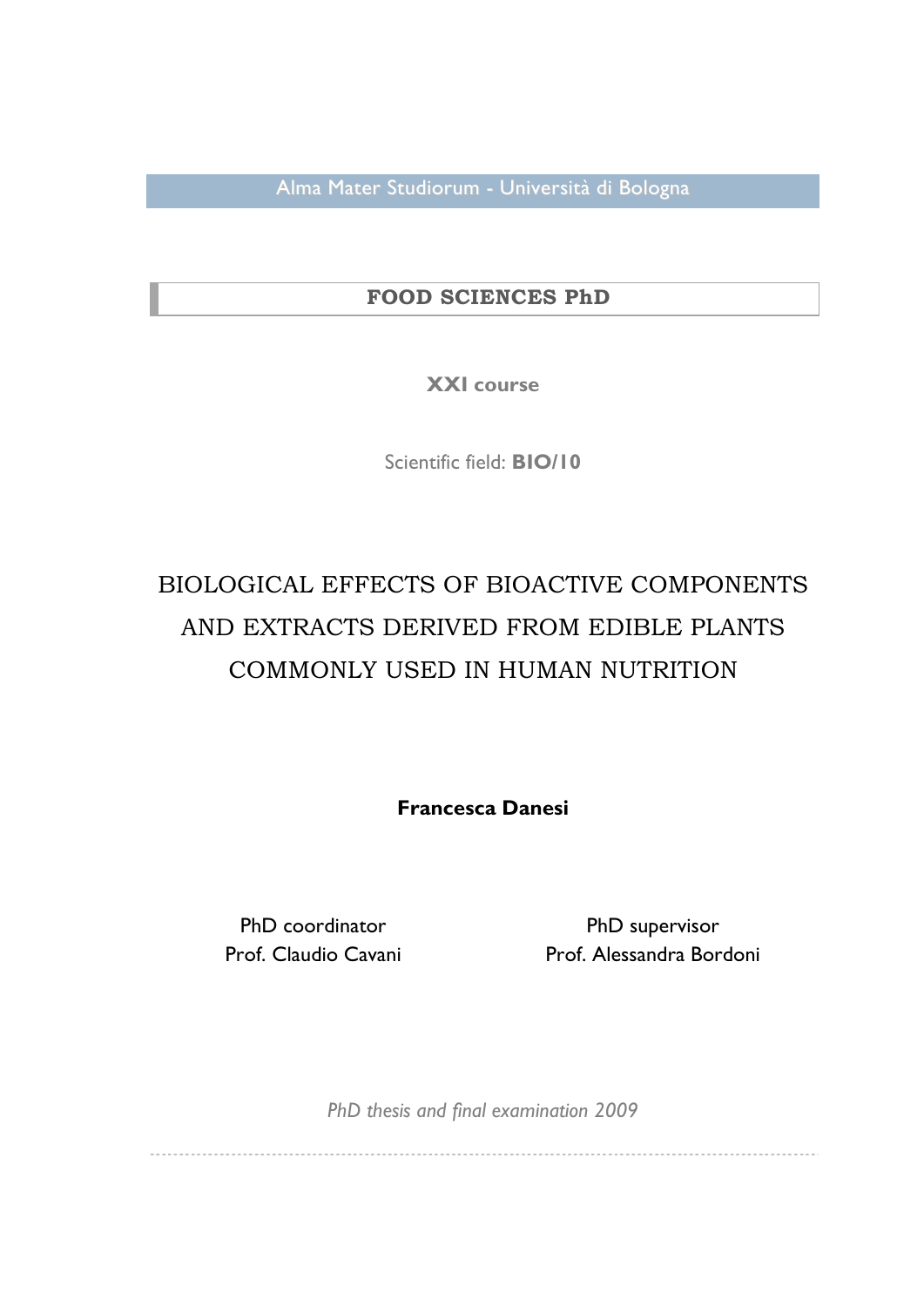Alma Mater Studiorum - Università di Bologna

**FOOD SCIENCES PhD**

**XXI course**

Scientific field: **BIO/10**

# BIOLOGICAL EFFECTS OF BIOACTIVE COMPONENTS AND EXTRACTS DERIVED FROM EDIBLE PLANTS COMMONLY USED IN HUMAN NUTRITION

**Francesca Danesi**

PhD coordinator
Prof. Claudio Cavani

PhD supervisor
Prof. Alessandra Bordoni

*PhD thesis and final examination 2009*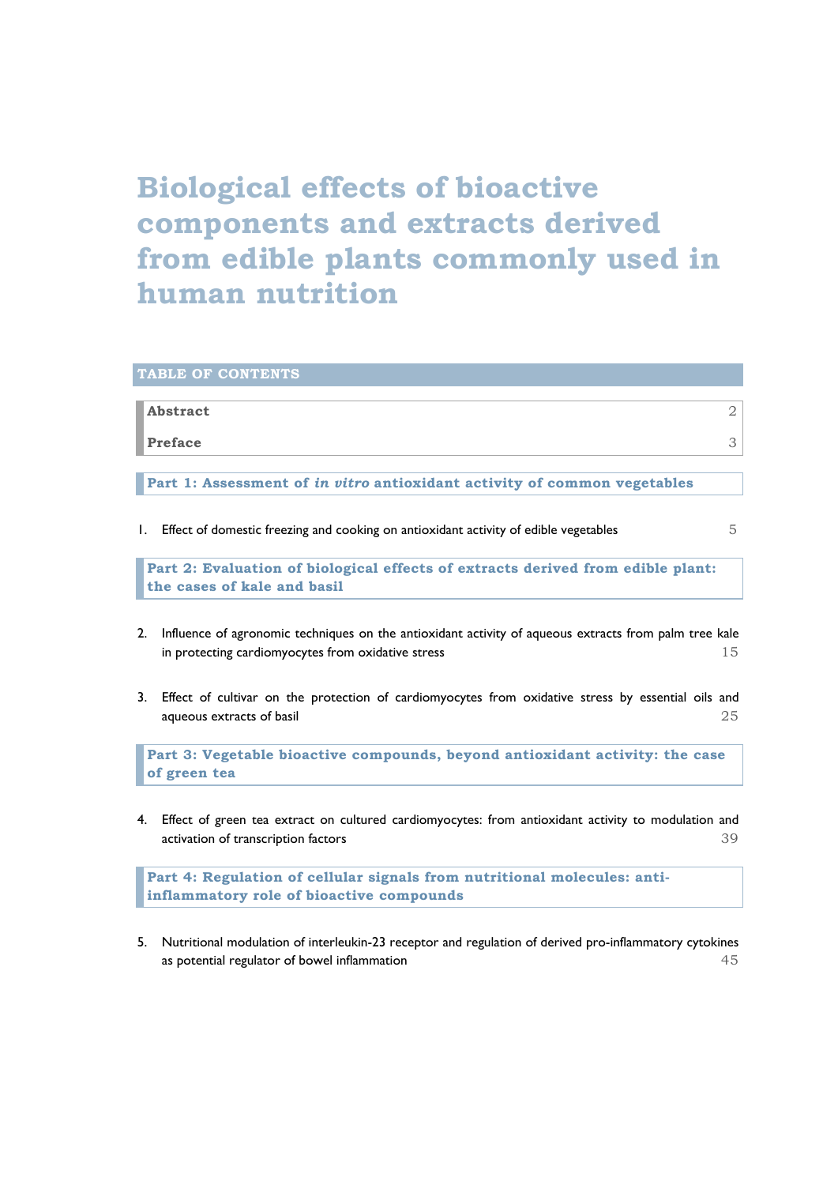# Biological effects of bioactive components and extracts derived from edible plants commonly used in human nutrition

## TABLE OF CONTENTS

| | |
|---|---|
| **Abstract** | 2 |
| **Preface** | 3 |

### Part 1: Assessment of *in vitro* antioxidant activity of common vegetables

1. Effect of domestic freezing and cooking on antioxidant activity of edible vegetables — 5

### Part 2: Evaluation of biological effects of extracts derived from edible plant: the cases of kale and basil

2. Influence of agronomic techniques on the antioxidant activity of aqueous extracts from palm tree kale in protecting cardiomyocytes from oxidative stress — 15

3. Effect of cultivar on the protection of cardiomyocytes from oxidative stress by essential oils and aqueous extracts of basil — 25

### Part 3: Vegetable bioactive compounds, beyond antioxidant activity: the case of green tea

4. Effect of green tea extract on cultured cardiomyocytes: from antioxidant activity to modulation and activation of transcription factors — 39

### Part 4: Regulation of cellular signals from nutritional molecules: anti-inflammatory role of bioactive compounds

5. Nutritional modulation of interleukin-23 receptor and regulation of derived pro-inflammatory cytokines as potential regulator of bowel inflammation — 45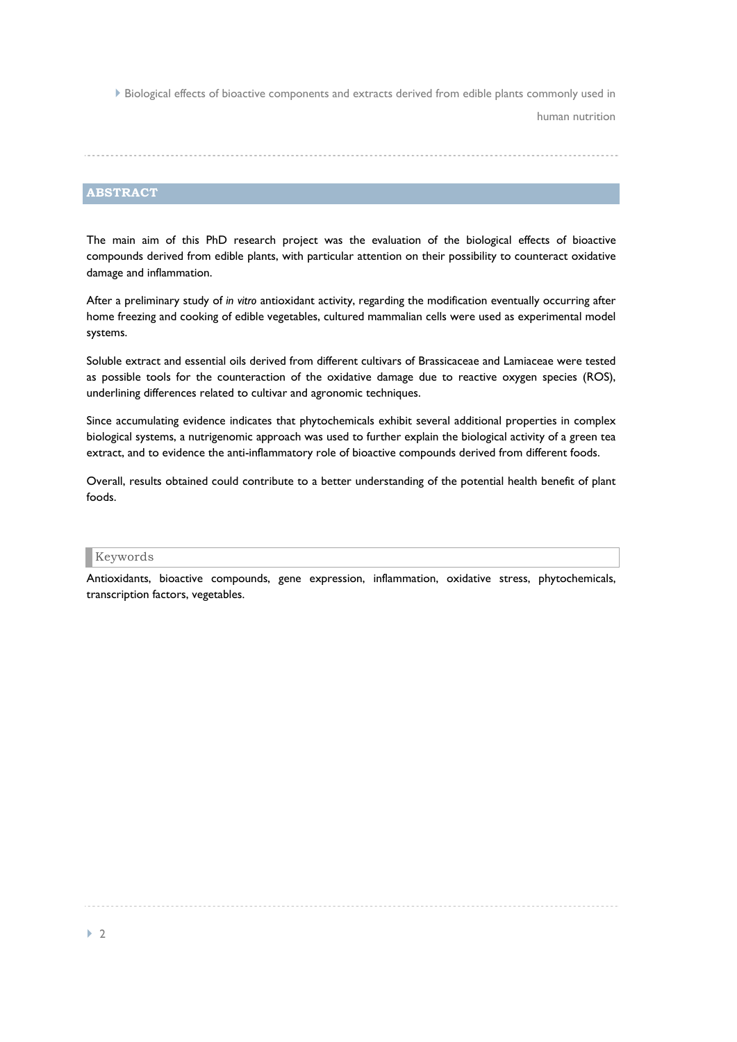## ABSTRACT

The main aim of this PhD research project was the evaluation of the biological effects of bioactive compounds derived from edible plants, with particular attention on their possibility to counteract oxidative damage and inflammation.

After a preliminary study of *in vitro* antioxidant activity, regarding the modification eventually occurring after home freezing and cooking of edible vegetables, cultured mammalian cells were used as experimental model systems.

Soluble extract and essential oils derived from different cultivars of Brassicaceae and Lamiaceae were tested as possible tools for the counteraction of the oxidative damage due to reactive oxygen species (ROS), underlining differences related to cultivar and agronomic techniques.

Since accumulating evidence indicates that phytochemicals exhibit several additional properties in complex biological systems, a nutrigenomic approach was used to further explain the biological activity of a green tea extract, and to evidence the anti-inflammatory role of bioactive compounds derived from different foods.

Overall, results obtained could contribute to a better understanding of the potential health benefit of plant foods.

### Keywords

Antioxidants, bioactive compounds, gene expression, inflammation, oxidative stress, phytochemicals, transcription factors, vegetables.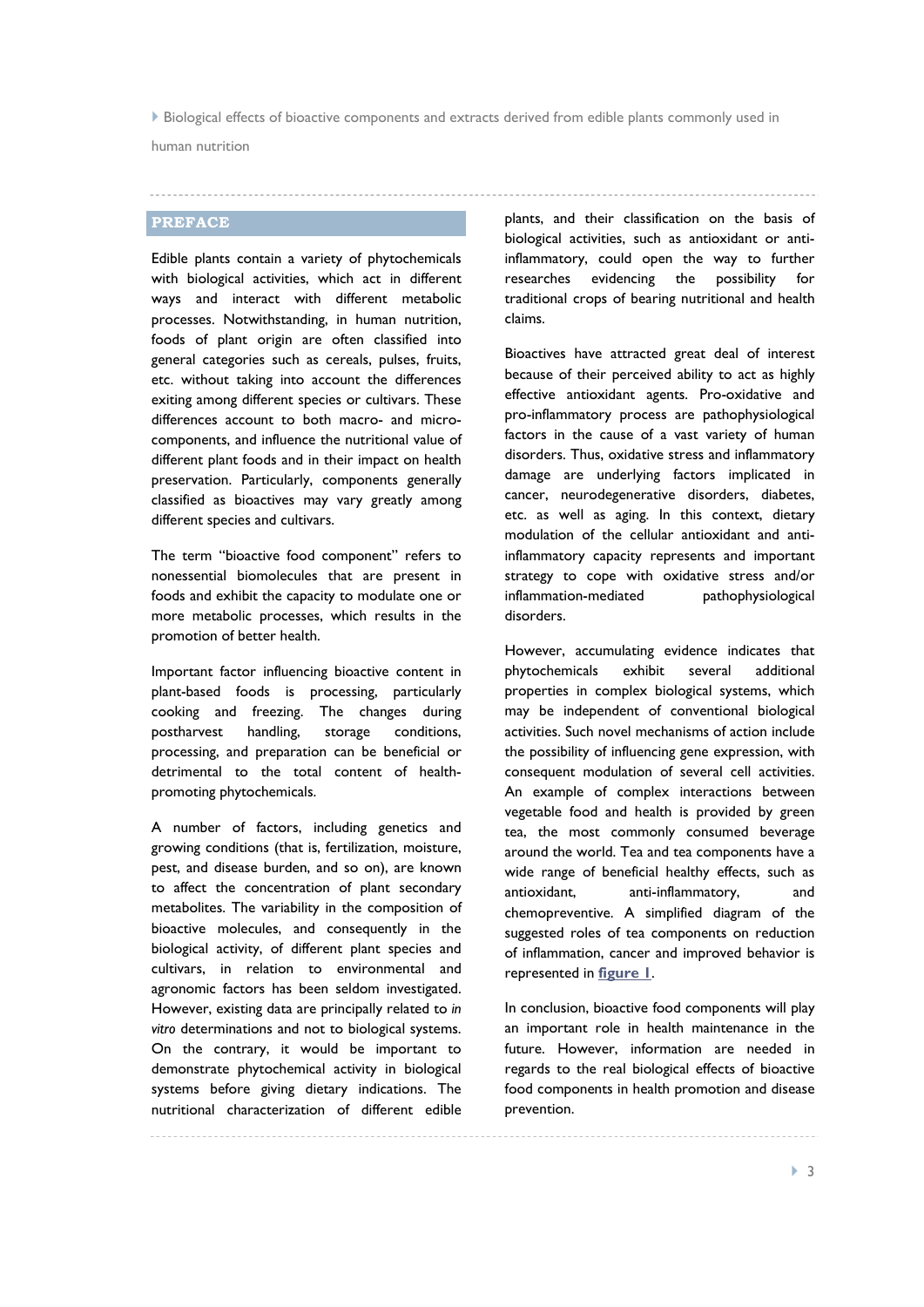## PREFACE

Edible plants contain a variety of phytochemicals with biological activities, which act in different ways and interact with different metabolic processes. Notwithstanding, in human nutrition, foods of plant origin are often classified into general categories such as cereals, pulses, fruits, etc. without taking into account the differences exiting among different species or cultivars. These differences account for both macro- and micro-components, and influence the nutritional value of different plant foods and in their impact on health preservation. Particularly, components generally classified as bioactives may vary greatly among different species and cultivars.

The term "bioactive food component" refers to nonessential biomolecules that are present in foods and exhibit the capacity to modulate one or more metabolic processes, which results in the promotion of better health.

Important factor influencing bioactive content in plant-based foods is processing, particularly cooking and freezing. The changes during postharvest handling, storage conditions, processing, and preparation can be beneficial or detrimental to the total content of health-promoting phytochemicals.

A number of factors, including genetics and growing conditions (that is, fertilization, moisture, pest, and disease burden, and so on), are known to affect the concentration of plant secondary metabolites. The variability in the composition of bioactive molecules, and consequently in the biological activity, of different plant species and cultivars, in relation to environmental and agronomic factors has been seldom investigated. However, existing data are principally related to *in vitro* determinations and not to biological systems. On the contrary, it would be important to demonstrate phytochemical activity in biological systems before giving dietary indications. The nutritional characterization of different edible plants, and their classification on the basis of biological activities, such as antioxidant or anti-inflammatory, could open the way to further researches evidencing the possibility for traditional crops of bearing nutritional and health claims.

Bioactives have attracted great deal of interest because of their perceived ability to act as highly effective antioxidant agents. Pro-oxidative and pro-inflammatory process are pathophysiological factors in the cause of a vast variety of human disorders. Thus, oxidative stress and inflammatory damage are underlying factors implicated in cancer, neurodegenerative disorders, diabetes, etc. as well as aging. In this context, dietary modulation of the cellular antioxidant and anti-inflammatory capacity represents and important strategy to cope with oxidative stress and/or inflammation-mediated pathophysiological disorders.

However, accumulating evidence indicates that phytochemicals exhibit several additional properties in complex biological systems, which may be independent of conventional biological activities. Such novel mechanisms of action include the possibility of influencing gene expression, with consequent modulation of several cell activities. An example of complex interactions between vegetable food and health is provided by green tea, the most commonly consumed beverage around the world. Tea and tea components have a wide range of beneficial healthy effects, such as antioxidant, anti-inflammatory, and chemopreventive. A simplified diagram of the suggested roles of tea components on reduction of inflammation, cancer and improved behavior is represented in **figure 1**.

In conclusion, bioactive food components will play an important role in health maintenance in the future. However, information are needed in regards to the real biological effects of bioactive food components in health promotion and disease prevention.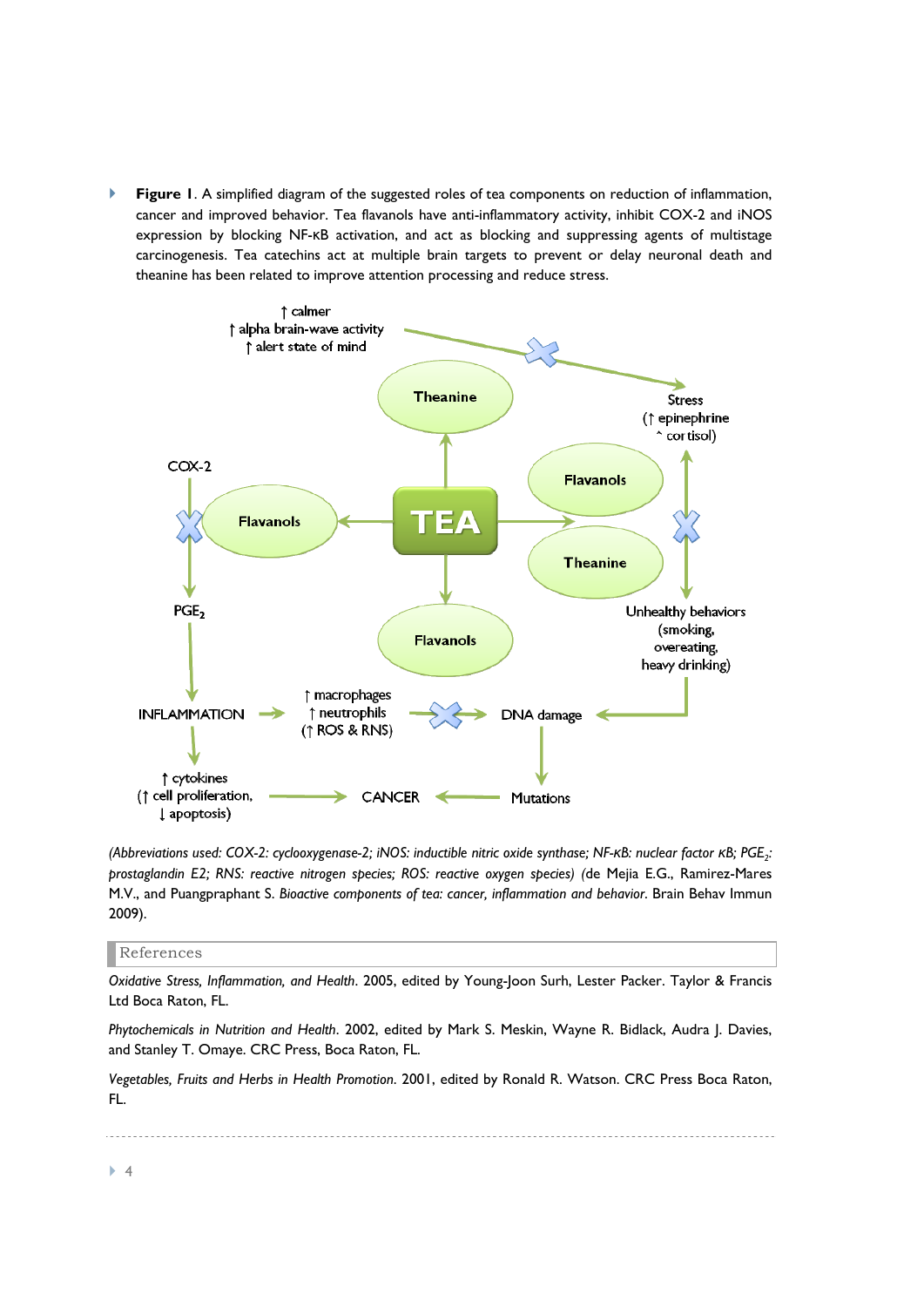**Figure 1**. A simplified diagram of the suggested roles of tea components on reduction of inflammation, cancer and improved behavior. Tea flavanols have anti-inflammatory activity, inhibit COX-2 and iNOS expression by blocking NF-κB activation, and act as blocking and suppressing agents of multistage carcinogenesis. Tea catechins act at multiple brain targets to prevent or delay neuronal death and theanine has been related to improve attention processing and reduce stress.

*(Abbreviations used: COX-2: cyclooxygenase-2; iNOS: inductible nitric oxide synthase; NF-κB: nuclear factor κB; $PGE_2$: prostaglandin E2; RNS: reactive nitrogen species; ROS: reactive oxygen species)* (de Mejia E.G., Ramirez-Mares M.V., and Puangpraphant S. *Bioactive components of tea: cancer, inflammation and behavior*. Brain Behav Immun 2009).

## References

*Oxidative Stress, Inflammation, and Health*. 2005, edited by Young-Joon Surh, Lester Packer. Taylor & Francis Ltd Boca Raton, FL.

*Phytochemicals in Nutrition and Health*. 2002, edited by Mark S. Meskin, Wayne R. Bidlack, Audra J. Davies, and Stanley T. Omaye. CRC Press, Boca Raton, FL.

*Vegetables, Fruits and Herbs in Health Promotion*. 2001, edited by Ronald R. Watson. CRC Press Boca Raton, FL.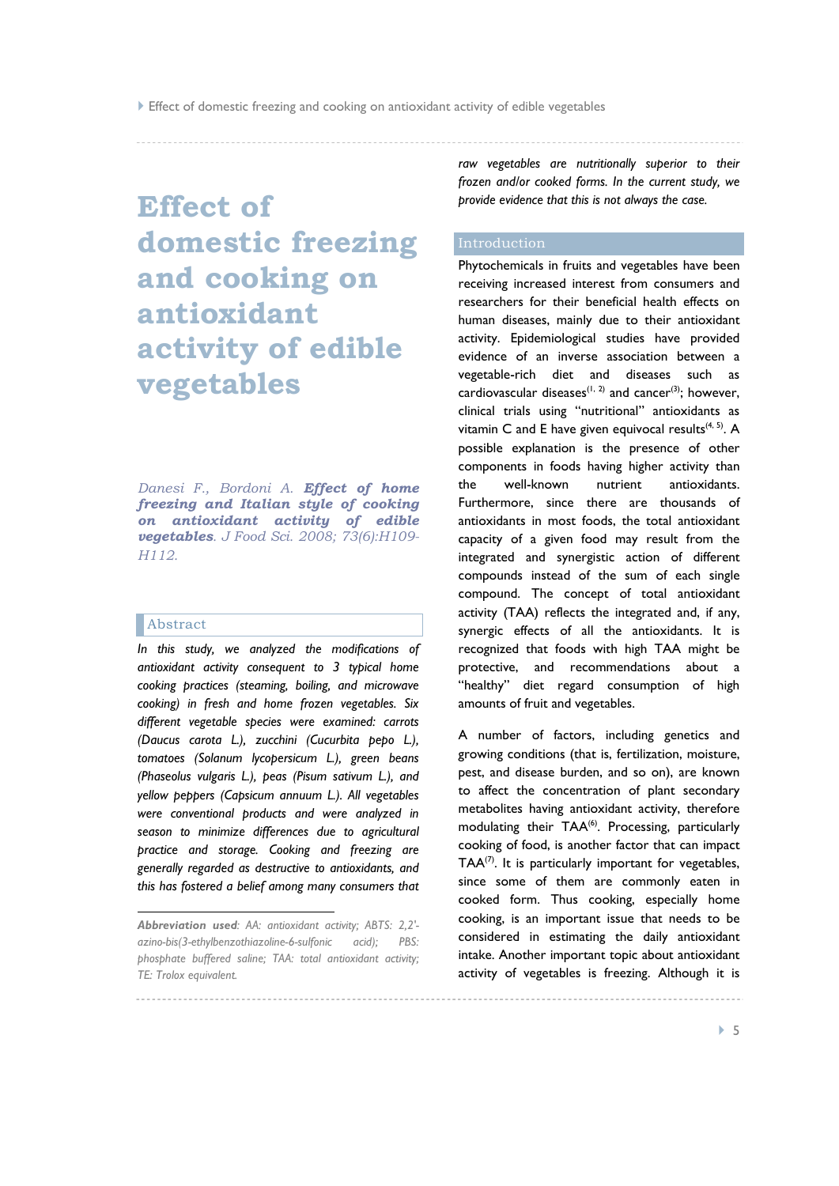# Effect of domestic freezing and cooking on antioxidant activity of edible vegetables

*Danesi F., Bordoni A.* ***Effect of home freezing and Italian style of cooking on antioxidant activity of edible vegetables****. J Food Sci. 2008; 73(6):H109-H112.*

## Abstract

*In this study, we analyzed the modifications of antioxidant activity consequent to 3 typical home cooking practices (steaming, boiling, and microwave cooking) in fresh and home frozen vegetables. Six different vegetable species were examined: carrots (Daucus carota L.), zucchini (Cucurbita pepo L.), tomatoes (Solanum lycopersicum L.), green beans (Phaseolus vulgaris L.), peas (Pisum sativum L.), and yellow peppers (Capsicum annuum L.). All vegetables were conventional products and were analyzed in season to minimize differences due to agricultural practice and storage. Cooking and freezing are generally regarded as destructive to antioxidants, and this has fostered a belief among many consumers that raw vegetables are nutritionally superior to their frozen and/or cooked forms. In the current study, we provide evidence that this is not always the case.*

***Abbreviation used****: AA: antioxidant activity; ABTS: 2,2'-azino-bis(3-ethylbenzothiazoline-6-sulfonic acid); PBS: phosphate buffered saline; TAA: total antioxidant activity; TE: Trolox equivalent.*

## Introduction

Phytochemicals in fruits and vegetables have been receiving increased interest from consumers and researchers for their beneficial health effects on human diseases, mainly due to their antioxidant activity. Epidemiological studies have provided evidence of an inverse association between a vegetable-rich diet and diseases such as cardiovascular diseases[1, 2] and cancer[3]; however, clinical trials using "nutritional" antioxidants as vitamin C and E have given equivocal results[4, 5]. A possible explanation is the presence of other components in foods having higher activity than the well-known nutrient antioxidants. Furthermore, since there are thousands of antioxidants in most foods, the total antioxidant capacity of a given food may result from the integrated and synergistic action of different compounds instead of the sum of each single compound. The concept of total antioxidant activity (TAA) reflects the integrated and, if any, synergic effects of all the antioxidants. It is recognized that foods with high TAA might be protective, and recommendations about a "healthy" diet regard consumption of high amounts of fruit and vegetables.

A number of factors, including genetics and growing conditions (that is, fertilization, moisture, pest, and disease burden, and so on), are known to affect the concentration of plant secondary metabolites having antioxidant activity, therefore modulating their TAA[6]. Processing, particularly cooking of food, is another factor that can impact TAA[7]. It is particularly important for vegetables, since some of them are commonly eaten in cooked form. Thus cooking, especially home cooking, is an important issue that needs to be considered in estimating the daily antioxidant intake. Another important topic about antioxidant activity of vegetables is freezing. Although it is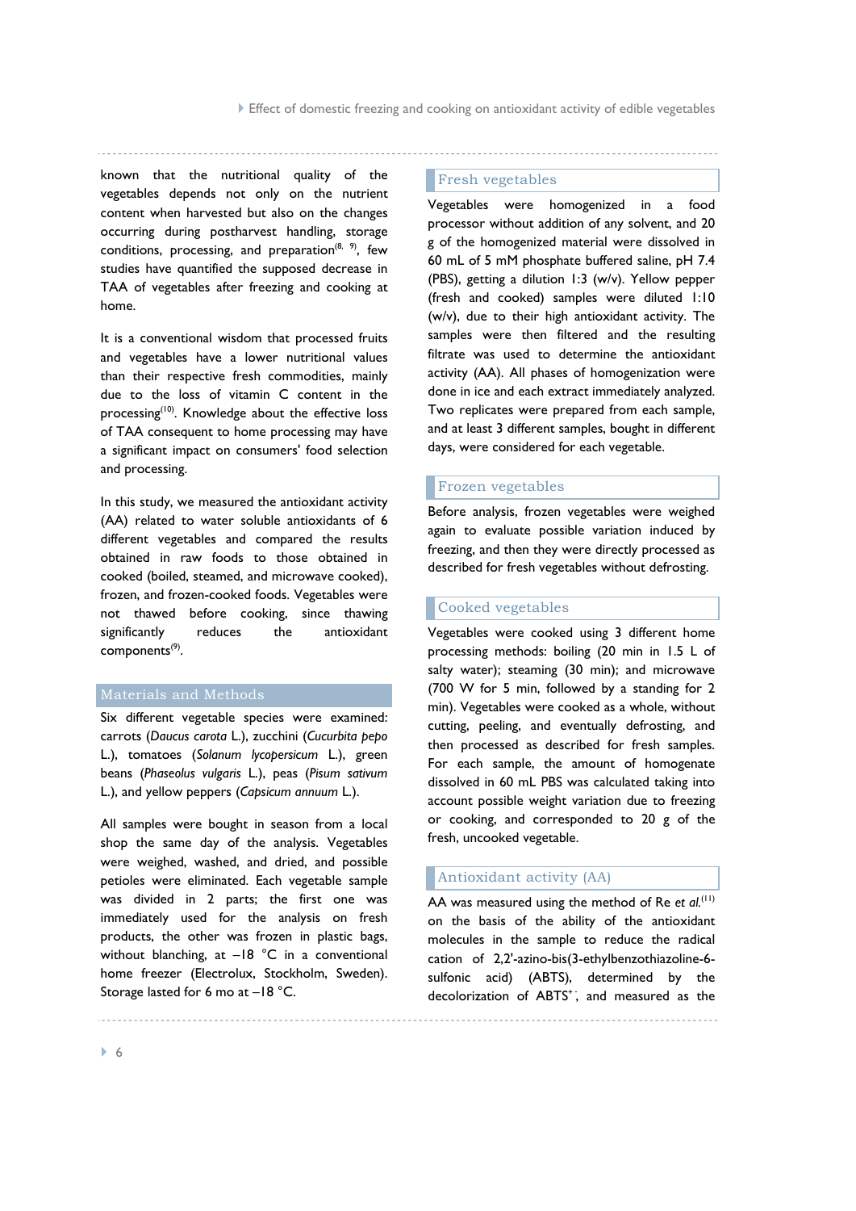known that the nutritional quality of the vegetables depends not only on the nutrient content when harvested but also on the changes occurring during postharvest handling, storage conditions, processing, and preparation[8, 9], few studies have quantified the supposed decrease in TAA of vegetables after freezing and cooking at home.

It is a conventional wisdom that processed fruits and vegetables have a lower nutritional values than their respective fresh commodities, mainly due to the loss of vitamin C content in the processing[10]. Knowledge about the effective loss of TAA consequent to home processing may have a significant impact on consumers' food selection and processing.

In this study, we measured the antioxidant activity (AA) related to water soluble antioxidants of 6 different vegetables and compared the results obtained in raw foods to those obtained in cooked (boiled, steamed, and microwave cooked), frozen, and frozen-cooked foods. Vegetables were not thawed before cooking, since thawing significantly reduces the antioxidant components[9].

## Materials and Methods

Six different vegetable species were examined: carrots (*Daucus carota* L.), zucchini (*Cucurbita pepo* L.), tomatoes (*Solanum lycopersicum* L.), green beans (*Phaseolus vulgaris* L.), peas (*Pisum sativum* L.), and yellow peppers (*Capsicum annuum* L.).

All samples were bought in season from a local shop the same day of the analysis. Vegetables were weighed, washed, and dried, and possible petioles were eliminated. Each vegetable sample was divided in 2 parts; the first one was immediately used for the analysis on fresh products, the other was frozen in plastic bags, without blanching, at $-18$ °C in a conventional home freezer (Electrolux, Stockholm, Sweden). Storage lasted for 6 mo at $-18$ °C.

### Fresh vegetables

Vegetables were homogenized in a food processor without addition of any solvent, and 20 g of the homogenized material were dissolved in 60 mL of 5 mM phosphate buffered saline, pH 7.4 (PBS), getting a dilution 1:3 (w/v). Yellow pepper (fresh and cooked) samples were diluted 1:10 (w/v), due to their high antioxidant activity. The samples were then filtered and the resulting filtrate was used to determine the antioxidant activity (AA). All phases of homogenization were done in ice and each extract immediately analyzed. Two replicates were prepared from each sample, and at least 3 different samples, bought in different days, were considered for each vegetable.

### Frozen vegetables

Before analysis, frozen vegetables were weighed again to evaluate possible variation induced by freezing, and then they were directly processed as described for fresh vegetables without defrosting.

### Cooked vegetables

Vegetables were cooked using 3 different home processing methods: boiling (20 min in 1.5 L of salty water); steaming (30 min); and microwave (700 W for 5 min, followed by a standing for 2 min). Vegetables were cooked as a whole, without cutting, peeling, and eventually defrosting, and then processed as described for fresh samples. For each sample, the amount of homogenate dissolved in 60 mL PBS was calculated taking into account possible weight variation due to freezing or cooking, and corresponded to 20 g of the fresh, uncooked vegetable.

### Antioxidant activity (AA)

AA was measured using the method of Re *et al.*[11] on the basis of the ability of the antioxidant molecules in the sample to reduce the radical cation of 2,2'-azino-bis(3-ethylbenzothiazoline-6-sulfonic acid) (ABTS), determined by the decolorization of $ABTS^{+\cdot}$, and measured as the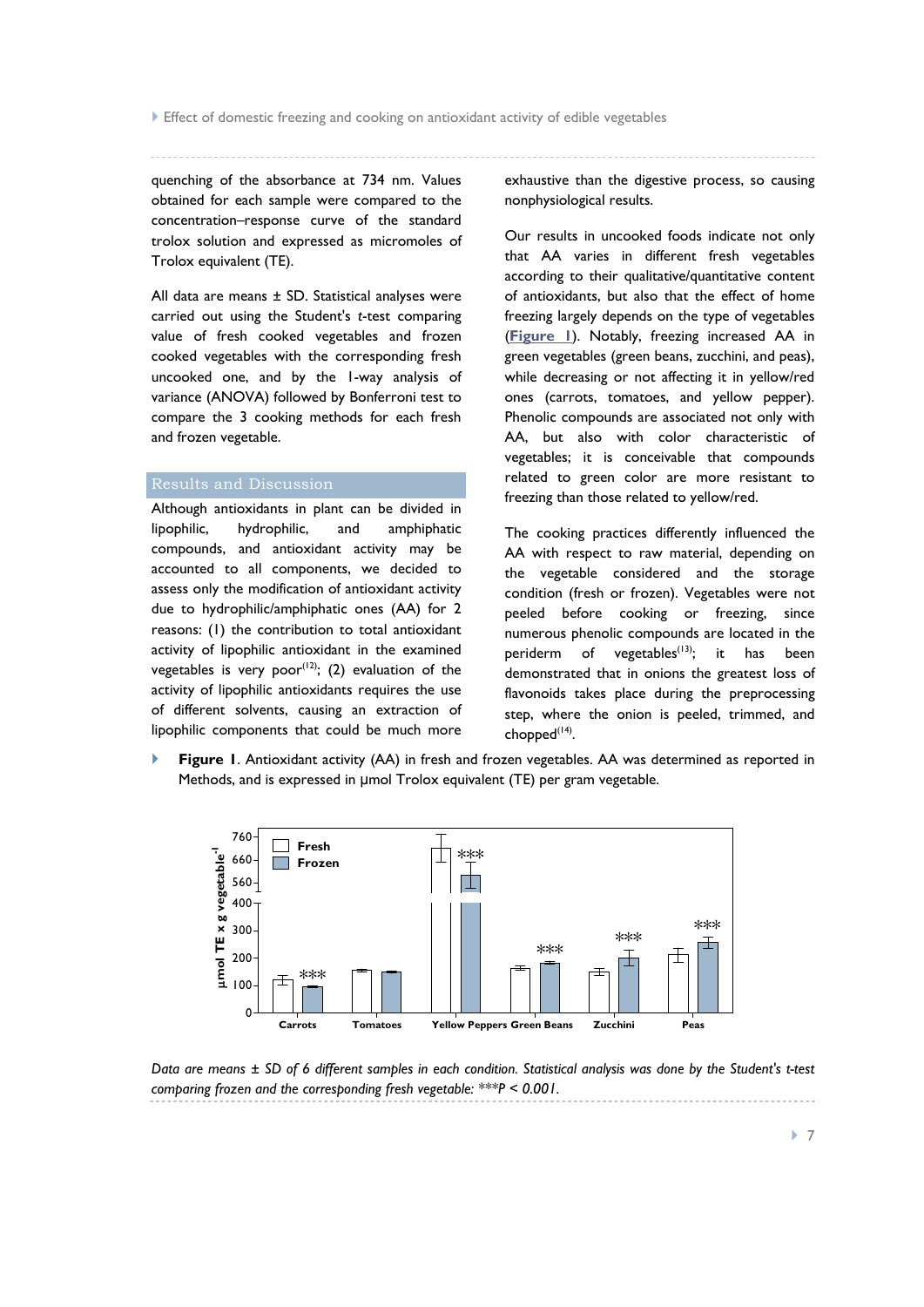quenching of the absorbance at 734 nm. Values obtained for each sample were compared to the concentration–response curve of the standard trolox solution and expressed as micromoles of Trolox equivalent (TE).

All data are means ± SD. Statistical analyses were carried out using the Student's *t*-test comparing value of fresh cooked vegetables and frozen cooked vegetables with the corresponding fresh uncooked one, and by the 1-way analysis of variance (ANOVA) followed by Bonferroni test to compare the 3 cooking methods for each fresh and frozen vegetable.

## Results and Discussion

Although antioxidants in plant can be divided in lipophilic, hydrophilic, and amphiphatic compounds, and antioxidant activity may be accounted to all components, we decided to assess only the modification of antioxidant activity due to hydrophilic/amphiphatic ones (AA) for 2 reasons: (1) the contribution to total antioxidant activity of lipophilic antioxidant in the examined vegetables is very poor[12]; (2) evaluation of the activity of lipophilic antioxidants requires the use of different solvents, causing an extraction of lipophilic components that could be much more exhaustive than the digestive process, so causing nonphysiological results.

Our results in uncooked foods indicate not only that AA varies in different fresh vegetables according to their qualitative/quantitative content of antioxidants, but also that the effect of home freezing largely depends on the type of vegetables (**Figure 1**). Notably, freezing increased AA in green vegetables (green beans, zucchini, and peas), while decreasing or not affecting it in yellow/red ones (carrots, tomatoes, and yellow pepper). Phenolic compounds are associated not only with AA, but also with color characteristic of vegetables; it is conceivable that compounds related to green color are more resistant to freezing than those related to yellow/red.

The cooking practices differently influenced the AA with respect to raw material, depending on the vegetable considered and the storage condition (fresh or frozen). Vegetables were not peeled before cooking or freezing, since numerous phenolic compounds are located in the periderm of vegetables[13]; it has been demonstrated that in onions the greatest loss of flavonoids takes place during the preprocessing step, where the onion is peeled, trimmed, and chopped[14].

**Figure 1**. Antioxidant activity (AA) in fresh and frozen vegetables. AA was determined as reported in Methods, and is expressed in µmol Trolox equivalent (TE) per gram vegetable.

*Data are means ± SD of 6 different samples in each condition. Statistical analysis was done by the Student's t-test comparing frozen and the corresponding fresh vegetable: \*\*\*P < 0.001.*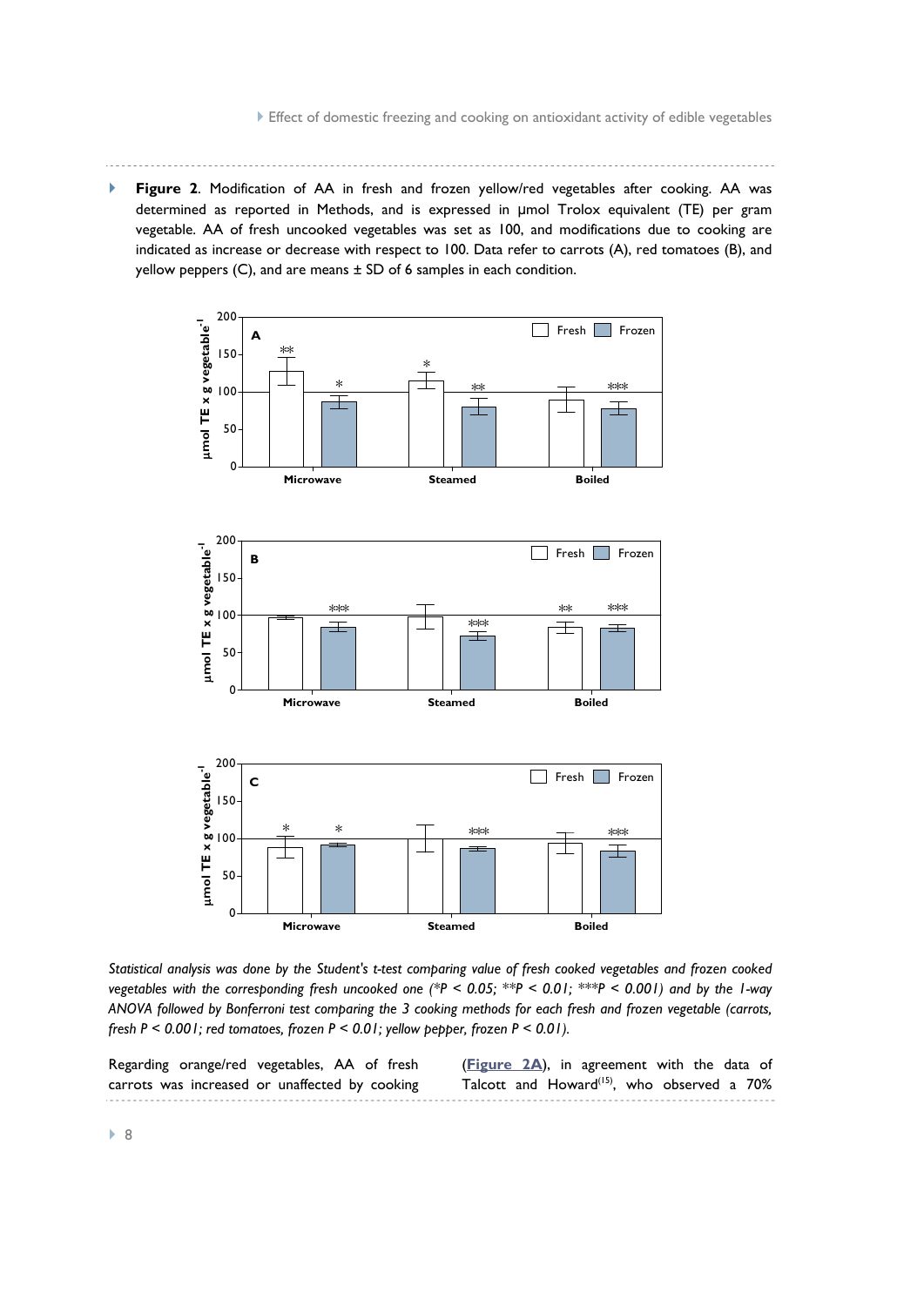**Figure 2**. Modification of AA in fresh and frozen yellow/red vegetables after cooking. AA was determined as reported in Methods, and is expressed in μmol Trolox equivalent (TE) per gram vegetable. AA of fresh uncooked vegetables was set as 100, and modifications due to cooking are indicated as increase or decrease with respect to 100. Data refer to carrots (A), red tomatoes (B), and yellow peppers (C), and are means ± SD of 6 samples in each condition.

*Statistical analysis was done by the Student's t-test comparing value of fresh cooked vegetables and frozen cooked vegetables with the corresponding fresh uncooked one (\*P < 0.05; \*\*P < 0.01; \*\*\*P < 0.001) and by the 1-way ANOVA followed by Bonferroni test comparing the 3 cooking methods for each fresh and frozen vegetable (carrots, fresh P < 0.001; red tomatoes, frozen P < 0.01; yellow pepper, frozen P < 0.01).*

Regarding orange/red vegetables, AA of fresh carrots was increased or unaffected by cooking (**Figure 2A**), in agreement with the data of Talcott and Howard[15], who observed a 70%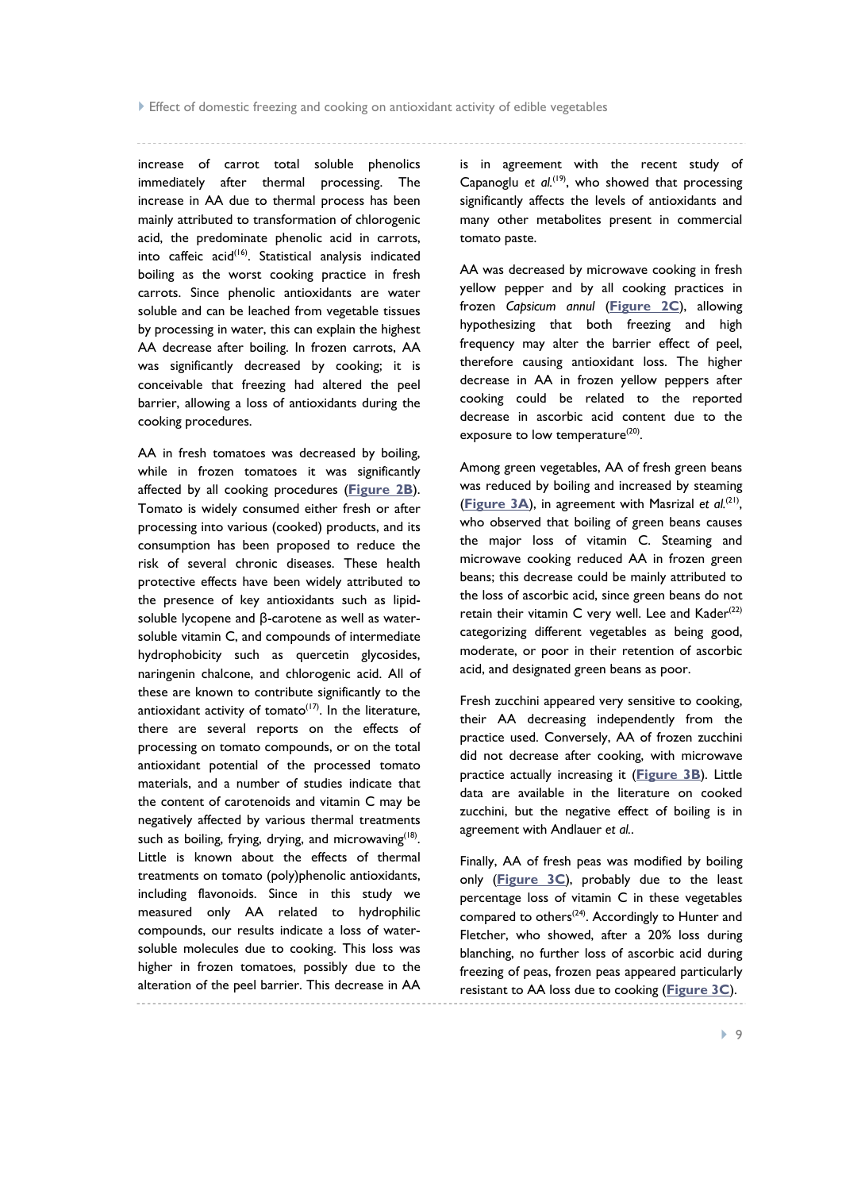increase of carrot total soluble phenolics immediately after thermal processing. The increase in AA due to thermal process has been mainly attributed to transformation of chlorogenic acid, the predominate phenolic acid in carrots, into caffeic acid[16]. Statistical analysis indicated boiling as the worst cooking practice in fresh carrots. Since phenolic antioxidants are water soluble and can be leached from vegetable tissues by processing in water, this can explain the highest AA decrease after boiling. In frozen carrots, AA was significantly decreased by cooking; it is conceivable that freezing had altered the peel barrier, allowing a loss of antioxidants during the cooking procedures.

AA in fresh tomatoes was decreased by boiling, while in frozen tomatoes it was significantly affected by all cooking procedures (**Figure 2B**). Tomato is widely consumed either fresh or after processing into various (cooked) products, and its consumption has been proposed to reduce the risk of several chronic diseases. These health protective effects have been widely attributed to the presence of key antioxidants such as lipid-soluble lycopene and β-carotene as well as water-soluble vitamin C, and compounds of intermediate hydrophobicity such as quercetin glycosides, naringenin chalcone, and chlorogenic acid. All of these are known to contribute significantly to the antioxidant activity of tomato[17]. In the literature, there are several reports on the effects of processing on tomato compounds, or on the total antioxidant potential of the processed tomato materials, and a number of studies indicate that the content of carotenoids and vitamin C may be negatively affected by various thermal treatments such as boiling, frying, drying, and microwaving[18]. Little is known about the effects of thermal treatments on tomato (poly)phenolic antioxidants, including flavonoids. Since in this study we measured only AA related to hydrophilic compounds, our results indicate a loss of water-soluble molecules due to cooking. This loss was higher in frozen tomatoes, possibly due to the alteration of the peel barrier. This decrease in AA is in agreement with the recent study of Capanoglu *et al.*[19], who showed that processing significantly affects the levels of antioxidants and many other metabolites present in commercial tomato paste.

AA was decreased by microwave cooking in fresh yellow pepper and by all cooking practices in frozen *Capsicum annul* (**Figure 2C**), allowing hypothesizing that both freezing and high frequency may alter the barrier effect of peel, therefore causing antioxidant loss. The higher decrease in AA in frozen yellow peppers after cooking could be related to the reported decrease in ascorbic acid content due to the exposure to low temperature[20].

Among green vegetables, AA of fresh green beans was reduced by boiling and increased by steaming (**Figure 3A**), in agreement with Masrizal *et al.*[21], who observed that boiling of green beans causes the major loss of vitamin C. Steaming and microwave cooking reduced AA in frozen green beans; this decrease could be mainly attributed to the loss of ascorbic acid, since green beans do not retain their vitamin C very well. Lee and Kader[22] categorizing different vegetables as being good, moderate, or poor in their retention of ascorbic acid, and designated green beans as poor.

Fresh zucchini appeared very sensitive to cooking, their AA decreasing independently from the practice used. Conversely, AA of frozen zucchini did not decrease after cooking, with microwave practice actually increasing it (**Figure 3B**). Little data are available in the literature on cooked zucchini, but the negative effect of boiling is in agreement with Andlauer *et al.*.

Finally, AA of fresh peas was modified by boiling only (**Figure 3C**), probably due to the least percentage loss of vitamin C in these vegetables compared to others[24]. Accordingly to Hunter and Fletcher, who showed, after a 20% loss during blanching, no further loss of ascorbic acid during freezing of peas, frozen peas appeared particularly resistant to AA loss due to cooking (**Figure 3C**).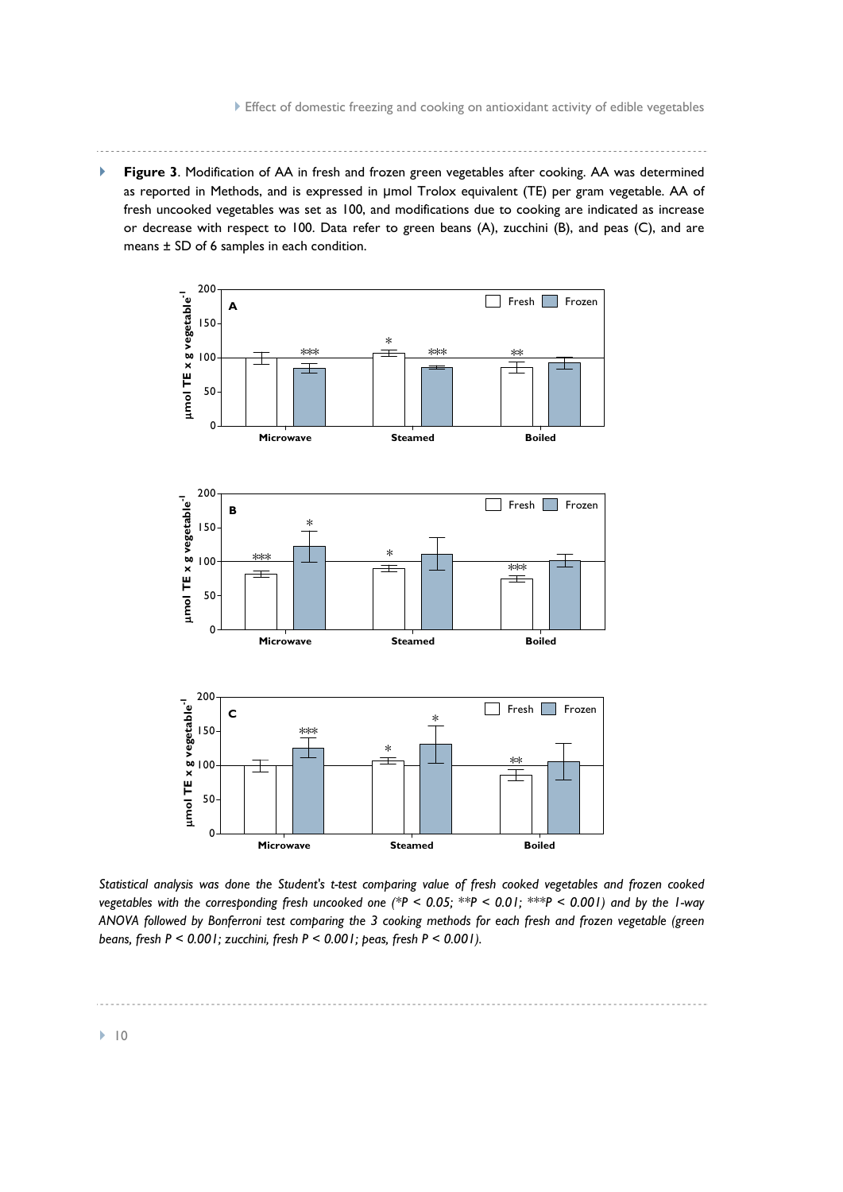**Figure 3**. Modification of AA in fresh and frozen green vegetables after cooking. AA was determined as reported in Methods, and is expressed in µmol Trolox equivalent (TE) per gram vegetable. AA of fresh uncooked vegetables was set as 100, and modifications due to cooking are indicated as increase or decrease with respect to 100. Data refer to green beans (A), zucchini (B), and peas (C), and are means ± SD of 6 samples in each condition.

*Statistical analysis was done the Student's t-test comparing value of fresh cooked vegetables and frozen cooked vegetables with the corresponding fresh uncooked one (*P < 0.05; **P < 0.01; ***P < 0.001) and by the 1-way ANOVA followed by Bonferroni test comparing the 3 cooking methods for each fresh and frozen vegetable (green beans, fresh P < 0.001; zucchini, fresh P < 0.001; peas, fresh P < 0.001).*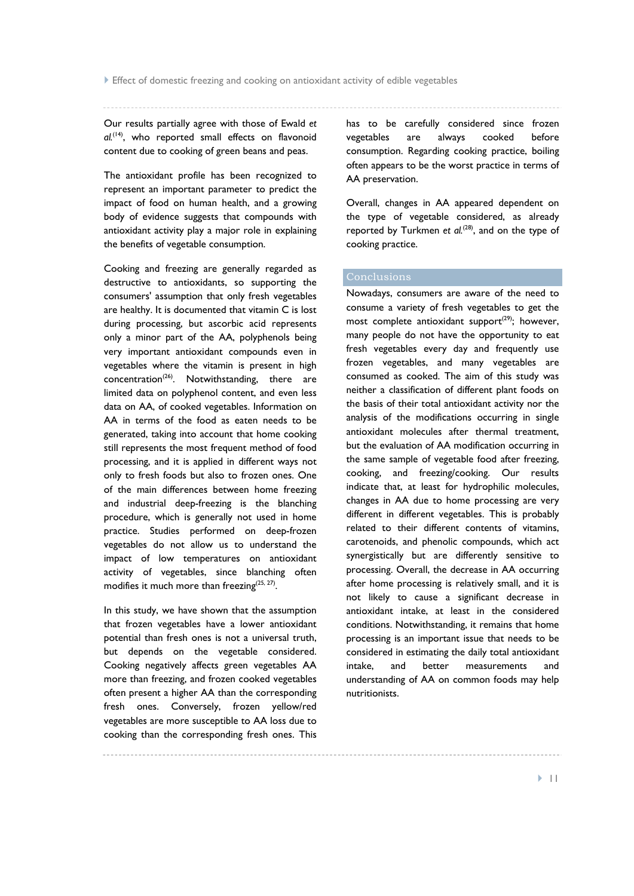Our results partially agree with those of Ewald *et al.*[14], who reported small effects on flavonoid content due to cooking of green beans and peas.

The antioxidant profile has been recognized to represent an important parameter to predict the impact of food on human health, and a growing body of evidence suggests that compounds with antioxidant activity play a major role in explaining the benefits of vegetable consumption.

Cooking and freezing are generally regarded as destructive to antioxidants, so supporting the consumers' assumption that only fresh vegetables are healthy. It is documented that vitamin C is lost during processing, but ascorbic acid represents only a minor part of the AA, polyphenols being very important antioxidant compounds even in vegetables where the vitamin is present in high concentration[26]. Notwithstanding, there are limited data on polyphenol content, and even less data on AA, of cooked vegetables. Information on AA in terms of the food as eaten needs to be generated, taking into account that home cooking still represents the most frequent method of food processing, and it is applied in different ways not only to fresh foods but also to frozen ones. One of the main differences between home freezing and industrial deep-freezing is the blanching procedure, which is generally not used in home practice. Studies performed on deep-frozen vegetables do not allow us to understand the impact of low temperatures on antioxidant activity of vegetables, since blanching often modifies it much more than freezing[25, 27].

In this study, we have shown that the assumption that frozen vegetables have a lower antioxidant potential than fresh ones is not a universal truth, but depends on the vegetable considered. Cooking negatively affects green vegetables AA more than freezing, and frozen cooked vegetables often present a higher AA than the corresponding fresh ones. Conversely, frozen yellow/red vegetables are more susceptible to AA loss due to cooking than the corresponding fresh ones. This has to be carefully considered since frozen vegetables are always cooked before consumption. Regarding cooking practice, boiling often appears to be the worst practice in terms of AA preservation.

Overall, changes in AA appeared dependent on the type of vegetable considered, as already reported by Turkmen *et al.*[28], and on the type of cooking practice.

## Conclusions

Nowadays, consumers are aware of the need to consume a variety of fresh vegetables to get the most complete antioxidant support[29]; however, many people do not have the opportunity to eat fresh vegetables every day and frequently use frozen vegetables, and many vegetables are consumed as cooked. The aim of this study was neither a classification of different plant foods on the basis of their total antioxidant activity nor the analysis of the modifications occurring in single antioxidant molecules after thermal treatment, but the evaluation of AA modification occurring in the same sample of vegetable food after freezing, cooking, and freezing/cooking. Our results indicate that, at least for hydrophilic molecules, changes in AA due to home processing are very different in different vegetables. This is probably related to their different contents of vitamins, carotenoids, and phenolic compounds, which act synergistically but are differently sensitive to processing. Overall, the decrease in AA occurring after home processing is relatively small, and it is not likely to cause a significant decrease in antioxidant intake, at least in the considered conditions. Notwithstanding, it remains that home processing is an important issue that needs to be considered in estimating the daily total antioxidant intake, and better measurements and understanding of AA on common foods may help nutritionists.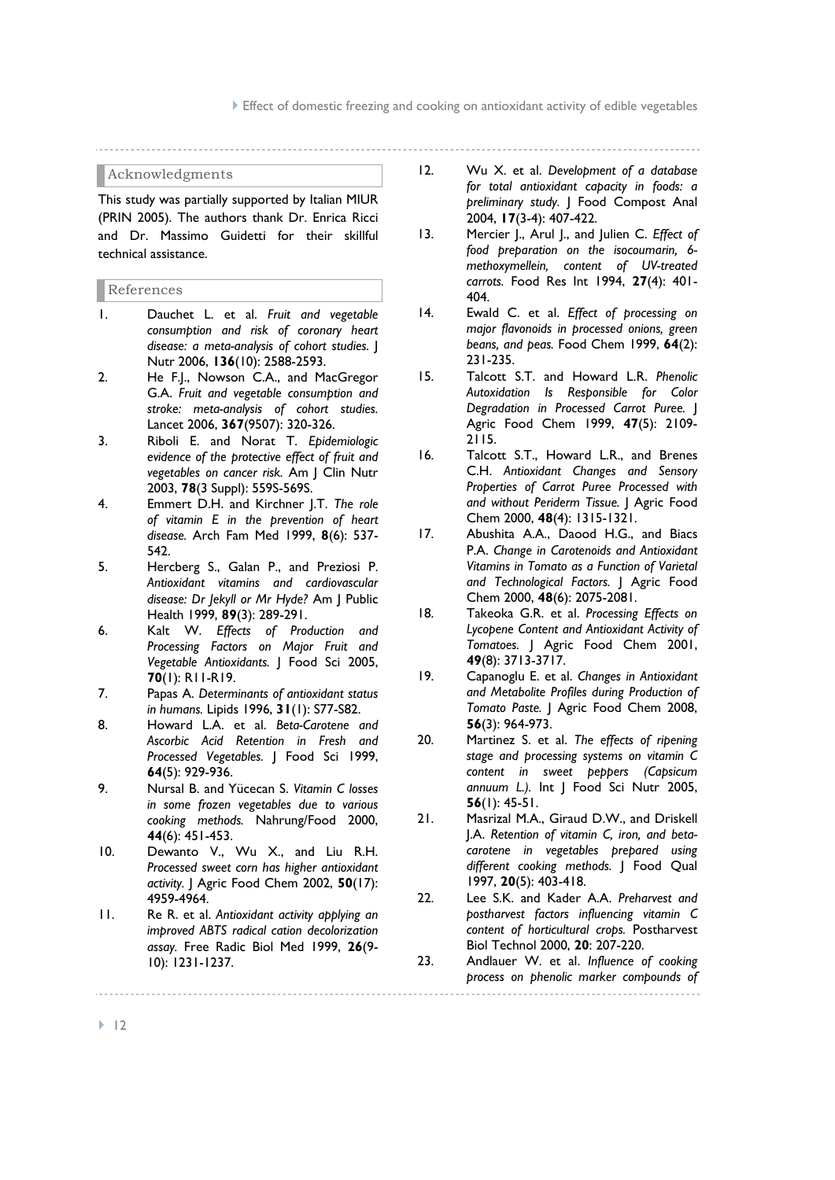## Acknowledgments

This study was partially supported by Italian MIUR (PRIN 2005). The authors thank Dr. Enrica Ricci and Dr. Massimo Guidetti for their skillful technical assistance.

## References

1. Dauchet L. et al. *Fruit and vegetable consumption and risk of coronary heart disease: a meta-analysis of cohort studies.* J Nutr 2006, **136**(10): 2588-2593.
2. He F.J., Nowson C.A., and MacGregor G.A. *Fruit and vegetable consumption and stroke: meta-analysis of cohort studies.* Lancet 2006, **367**(9507): 320-326.
3. Riboli E. and Norat T. *Epidemiologic evidence of the protective effect of fruit and vegetables on cancer risk.* Am J Clin Nutr 2003, **78**(3 Suppl): 559S-569S.
4. Emmert D.H. and Kirchner J.T. *The role of vitamin E in the prevention of heart disease.* Arch Fam Med 1999, **8**(6): 537-542.
5. Hercberg S., Galan P., and Preziosi P. *Antioxidant vitamins and cardiovascular disease: Dr Jekyll or Mr Hyde?* Am J Public Health 1999, **89**(3): 289-291.
6. Kalt W. *Effects of Production and Processing Factors on Major Fruit and Vegetable Antioxidants.* J Food Sci 2005, **70**(1): R11-R19.
7. Papas A. *Determinants of antioxidant status in humans.* Lipids 1996, **31**(1): S77-S82.
8. Howard L.A. et al. *Beta-Carotene and Ascorbic Acid Retention in Fresh and Processed Vegetables.* J Food Sci 1999, **64**(5): 929-936.
9. Nursal B. and Yücecan S. *Vitamin C losses in some frozen vegetables due to various cooking methods.* Nahrung/Food 2000, **44**(6): 451-453.
10. Dewanto V., Wu X., and Liu R.H. *Processed sweet corn has higher antioxidant activity.* J Agric Food Chem 2002, **50**(17): 4959-4964.
11. Re R. et al. *Antioxidant activity applying an improved ABTS radical cation decolorization assay.* Free Radic Biol Med 1999, **26**(9-10): 1231-1237.
12. Wu X. et al. *Development of a database for total antioxidant capacity in foods: a preliminary study.* J Food Compost Anal 2004, **17**(3-4): 407-422.
13. Mercier J., Arul J., and Julien C. *Effect of food preparation on the isocoumarin, 6-methoxymellein, content of UV-treated carrots.* Food Res Int 1994, **27**(4): 401-404.
14. Ewald C. et al. *Effect of processing on major flavonoids in processed onions, green beans, and peas.* Food Chem 1999, **64**(2): 231-235.
15. Talcott S.T. and Howard L.R. *Phenolic Autoxidation Is Responsible for Color Degradation in Processed Carrot Puree.* J Agric Food Chem 1999, **47**(5): 2109-2115.
16. Talcott S.T., Howard L.R., and Brenes C.H. *Antioxidant Changes and Sensory Properties of Carrot Puree Processed with and without Periderm Tissue.* J Agric Food Chem 2000, **48**(4): 1315-1321.
17. Abushita A.A., Daood H.G., and Biacs P.A. *Change in Carotenoids and Antioxidant Vitamins in Tomato as a Function of Varietal and Technological Factors.* J Agric Food Chem 2000, **48**(6): 2075-2081.
18. Takeoka G.R. et al. *Processing Effects on Lycopene Content and Antioxidant Activity of Tomatoes.* J Agric Food Chem 2001, **49**(8): 3713-3717.
19. Capanoglu E. et al. *Changes in Antioxidant and Metabolite Profiles during Production of Tomato Paste.* J Agric Food Chem 2008, **56**(3): 964-973.
20. Martinez S. et al. *The effects of ripening stage and processing systems on vitamin C content in sweet peppers (Capsicum annuum L.).* Int J Food Sci Nutr 2005, **56**(1): 45-51.
21. Masrizal M.A., Giraud D.W., and Driskell J.A. *Retention of vitamin C, iron, and beta-carotene in vegetables prepared using different cooking methods.* J Food Qual 1997, **20**(5): 403-418.
22. Lee S.K. and Kader A.A. *Preharvest and postharvest factors influencing vitamin C content of horticultural crops.* Postharvest Biol Technol 2000, **20**: 207-220.
23. Andlauer W. et al. *Influence of cooking process on phenolic marker compounds of*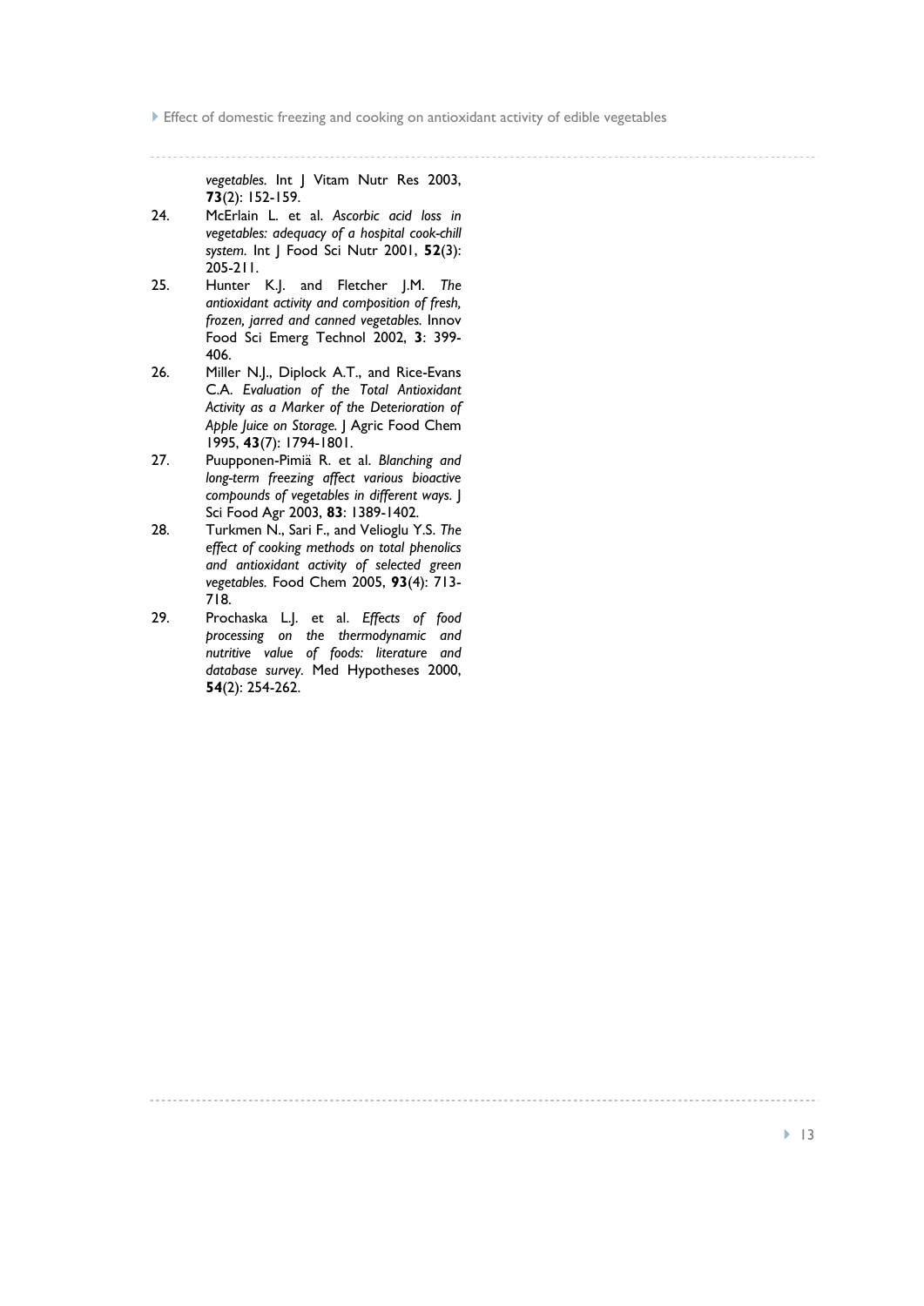*vegetables.* Int J Vitam Nutr Res 2003, **73**(2): 152-159.

24. McErlain L. et al. *Ascorbic acid loss in vegetables: adequacy of a hospital cook-chill system.* Int J Food Sci Nutr 2001, **52**(3): 205-211.
25. Hunter K.J. and Fletcher J.M. *The antioxidant activity and composition of fresh, frozen, jarred and canned vegetables.* Innov Food Sci Emerg Technol 2002, **3**: 399-406.
26. Miller N.J., Diplock A.T., and Rice-Evans C.A. *Evaluation of the Total Antioxidant Activity as a Marker of the Deterioration of Apple Juice on Storage.* J Agric Food Chem 1995, **43**(7): 1794-1801.
27. Puupponen-Pimiä R. et al. *Blanching and long-term freezing affect various bioactive compounds of vegetables in different ways.* J Sci Food Agr 2003, **83**: 1389-1402.
28. Turkmen N., Sari F., and Velioglu Y.S. *The effect of cooking methods on total phenolics and antioxidant activity of selected green vegetables.* Food Chem 2005, **93**(4): 713-718.
29. Prochaska L.J. et al. *Effects of food processing on the thermodynamic and nutritive value of foods: literature and database survey.* Med Hypotheses 2000, **54**(2): 254-262.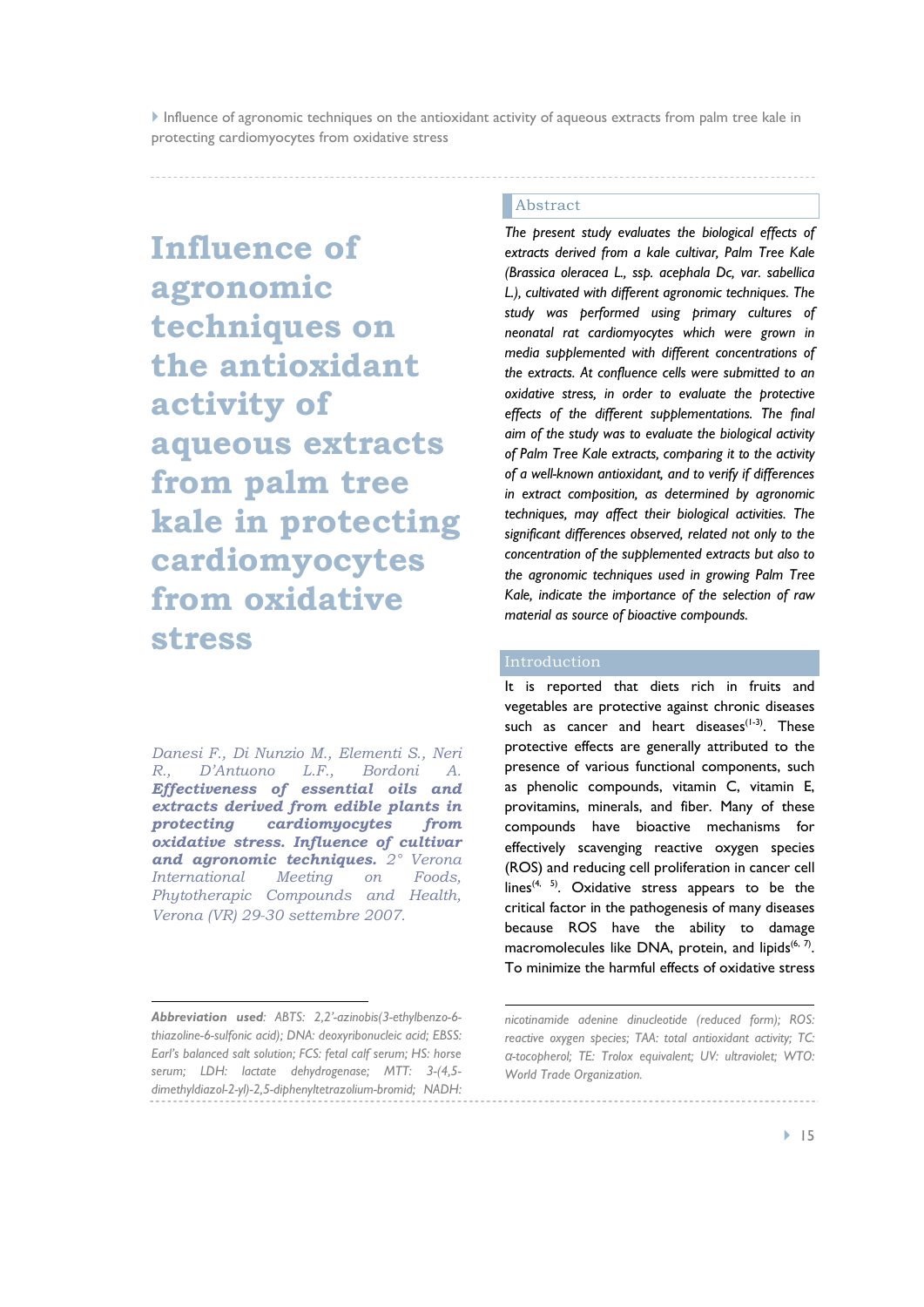# Influence of agronomic techniques on the antioxidant activity of aqueous extracts from palm tree kale in protecting cardiomyocytes from oxidative stress

*Danesi F., Di Nunzio M., Elementi S., Neri R., D'Antuono L.F., Bordoni A.* ***Effectiveness of essential oils and extracts derived from edible plants in protecting cardiomyocytes from oxidative stress. Influence of cultivar and agronomic techniques.*** *2° Verona International Meeting on Foods, Phytotherapic Compounds and Health, Verona (VR) 29-30 settembre 2007.*

## Abstract

*The present study evaluates the biological effects of extracts derived from a kale cultivar, Palm Tree Kale (Brassica oleracea L., ssp. acephala Dc, var. sabellica L.), cultivated with different agronomic techniques. The study was performed using primary cultures of neonatal rat cardiomyocytes which were grown in media supplemented with different concentrations of the extracts. At confluence cells were submitted to an oxidative stress, in order to evaluate the protective effects of the different supplementations. The final aim of the study was to evaluate the biological activity of Palm Tree Kale extracts, comparing it to the activity of a well-known antioxidant, and to verify if differences in extract composition, as determined by agronomic techniques, may affect their biological activities. The significant differences observed, related not only to the concentration of the supplemented extracts but also to the agronomic techniques used in growing Palm Tree Kale, indicate the importance of the selection of raw material as source of bioactive compounds.*

## Introduction

It is reported that diets rich in fruits and vegetables are protective against chronic diseases such as cancer and heart diseases[1-3]. These protective effects are generally attributed to the presence of various functional components, such as phenolic compounds, vitamin C, vitamin E, provitamins, minerals, and fiber. Many of these compounds have bioactive mechanisms for effectively scavenging reactive oxygen species (ROS) and reducing cell proliferation in cancer cell lines[4, 5]. Oxidative stress appears to be the critical factor in the pathogenesis of many diseases because ROS have the ability to damage macromolecules like DNA, protein, and lipids[6, 7]. To minimize the harmful effects of oxidative stress

---

*Abbreviation used: ABTS: 2,2'-azinobis(3-ethylbenzo-6-thiazoline-6-sulfonic acid); DNA: deoxyribonucleic acid; EBSS: Earl's balanced salt solution; FCS: fetal calf serum; HS: horse serum; LDH: lactate dehydrogenase; MTT: 3-(4,5-dimethyldiazol-2-yl)-2,5-diphenyltetrazolium-bromid; NADH: nicotinamide adenine dinucleotide (reduced form); ROS: reactive oxygen species; TAA: total antioxidant activity; TC: α-tocopherol; TE: Trolox equivalent; UV: ultraviolet; WTO: World Trade Organization.*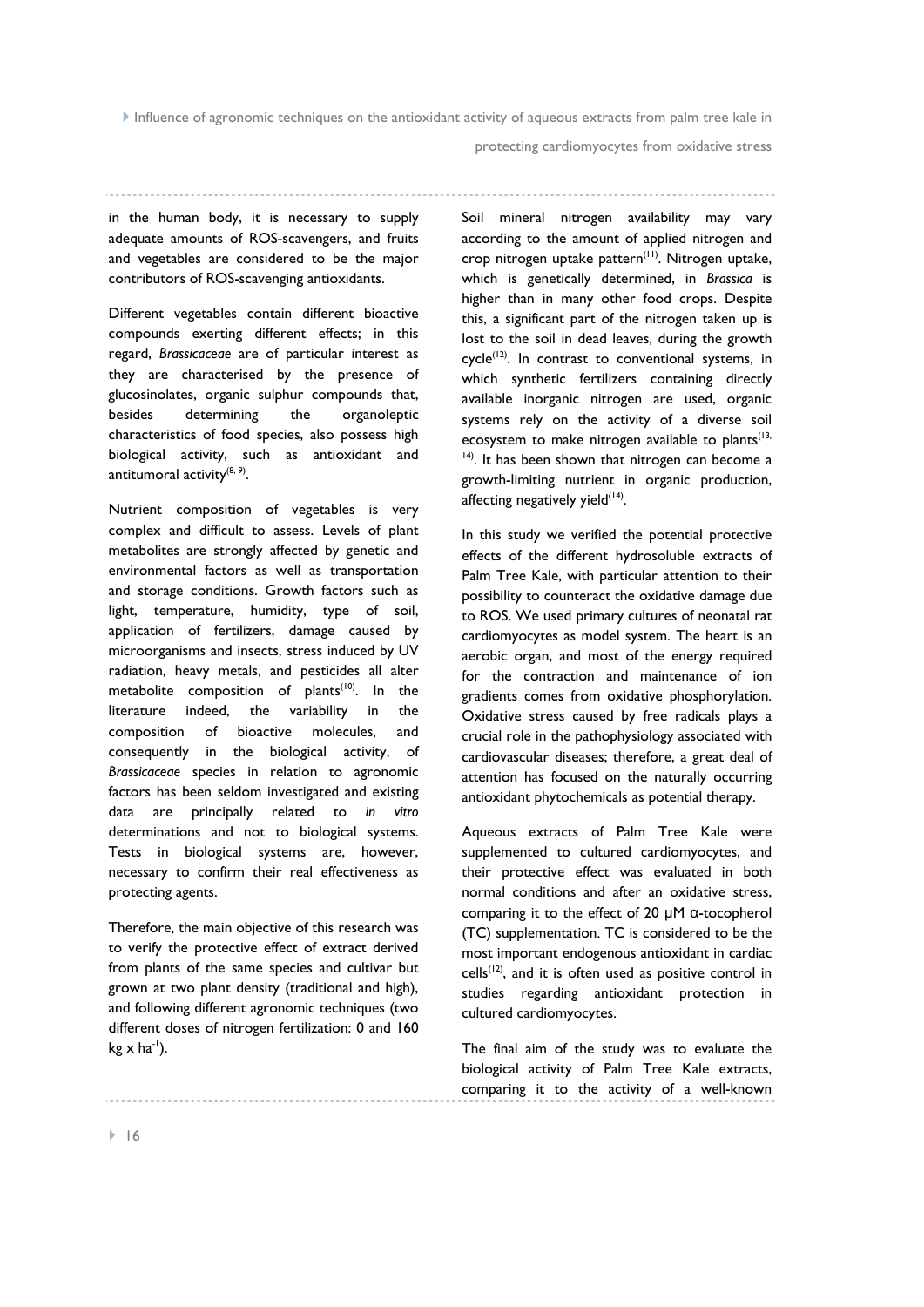in the human body, it is necessary to supply adequate amounts of ROS-scavengers, and fruits and vegetables are considered to be the major contributors of ROS-scavenging antioxidants.

Different vegetables contain different bioactive compounds exerting different effects; in this regard, *Brassicaceae* are of particular interest as they are characterised by the presence of glucosinolates, organic sulphur compounds that, besides determining the organoleptic characteristics of food species, also possess high biological activity, such as antioxidant and antitumoral activity[8, 9].

Nutrient composition of vegetables is very complex and difficult to assess. Levels of plant metabolites are strongly affected by genetic and environmental factors as well as transportation and storage conditions. Growth factors such as light, temperature, humidity, type of soil, application of fertilizers, damage caused by microorganisms and insects, stress induced by UV radiation, heavy metals, and pesticides all alter metabolite composition of plants[10]. In the literature indeed, the variability in the composition of bioactive molecules, and consequently in the biological activity, of *Brassicaceae* species in relation to agronomic factors has been seldom investigated and existing data are principally related to *in vitro* determinations and not to biological systems. Tests in biological systems are, however, necessary to confirm their real effectiveness as protecting agents.

Therefore, the main objective of this research was to verify the protective effect of extract derived from plants of the same species and cultivar but grown at two plant density (traditional and high), and following different agronomic techniques (two different doses of nitrogen fertilization: 0 and 160 kg x ha$^{-1}$).

Soil mineral nitrogen availability may vary according to the amount of applied nitrogen and crop nitrogen uptake pattern[11]. Nitrogen uptake, which is genetically determined, in *Brassica* is higher than in many other food crops. Despite this, a significant part of the nitrogen taken up is lost to the soil in dead leaves, during the growth cycle[12]. In contrast to conventional systems, in which synthetic fertilizers containing directly available inorganic nitrogen are used, organic systems rely on the activity of a diverse soil ecosystem to make nitrogen available to plants[13, 14]. It has been shown that nitrogen can become a growth-limiting nutrient in organic production, affecting negatively yield[14].

In this study we verified the potential protective effects of the different hydrosoluble extracts of Palm Tree Kale, with particular attention to their possibility to counteract the oxidative damage due to ROS. We used primary cultures of neonatal rat cardiomyocytes as model system. The heart is an aerobic organ, and most of the energy required for the contraction and maintenance of ion gradients comes from oxidative phosphorylation. Oxidative stress caused by free radicals plays a crucial role in the pathophysiology associated with cardiovascular diseases; therefore, a great deal of attention has focused on the naturally occurring antioxidant phytochemicals as potential therapy.

Aqueous extracts of Palm Tree Kale were supplemented to cultured cardiomyocytes, and their protective effect was evaluated in both normal conditions and after an oxidative stress, comparing it to the effect of 20 μM α-tocopherol (TC) supplementation. TC is considered to be the most important endogenous antioxidant in cardiac cells[12], and it is often used as positive control in studies regarding antioxidant protection in cultured cardiomyocytes.

The final aim of the study was to evaluate the biological activity of Palm Tree Kale extracts, comparing it to the activity of a well-known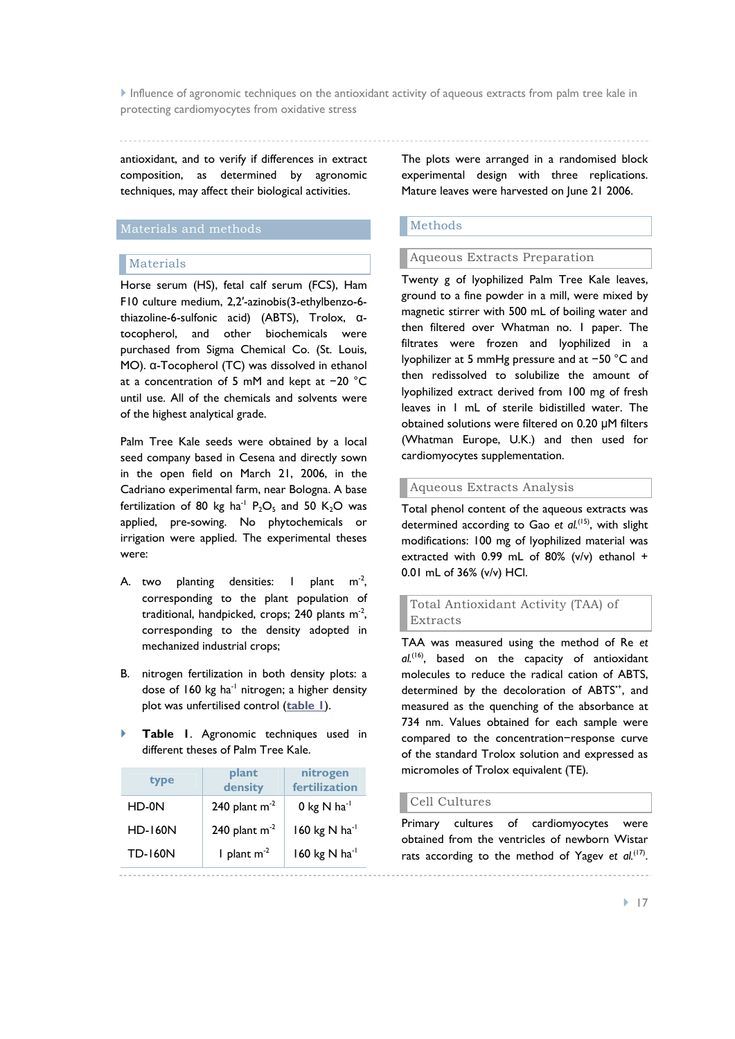antioxidant, and to verify if differences in extract composition, as determined by agronomic techniques, may affect their biological activities.

## Materials and methods

### Materials

Horse serum (HS), fetal calf serum (FCS), Ham F10 culture medium, 2,2′-azinobis(3-ethylbenzo-6-thiazoline-6-sulfonic acid) (ABTS), Trolox, α-tocopherol, and other biochemicals were purchased from Sigma Chemical Co. (St. Louis, MO). α-Tocopherol (TC) was dissolved in ethanol at a concentration of 5 mM and kept at −20 °C until use. All of the chemicals and solvents were of the highest analytical grade.

Palm Tree Kale seeds were obtained by a local seed company based in Cesena and directly sown in the open field on March 21, 2006, in the Cadriano experimental farm, near Bologna. A base fertilization of 80 kg ha$^{-1}$ $P_2O_5$ and 50 $K_2O$ was applied, pre-sowing. No phytochemicals or irrigation were applied. The experimental theses were:

A. two planting densities: 1 plant m$^{-2}$, corresponding to the plant population of traditional, handpicked, crops; 240 plants m$^{-2}$, corresponding to the density adopted in mechanized industrial crops;

B. nitrogen fertilization in both density plots: a dose of 160 kg ha$^{-1}$ nitrogen; a higher density plot was unfertilised control (table 1).

**Table 1**. Agronomic techniques used in different theses of Palm Tree Kale.

| type | plant density | nitrogen fertilization |
|---|---|---|
| HD-0N | 240 plant m$^{-2}$ | 0 kg N ha$^{-1}$ |
| HD-160N | 240 plant m$^{-2}$ | 160 kg N ha$^{-1}$ |
| TD-160N | 1 plant m$^{-2}$ | 160 kg N ha$^{-1}$ |

The plots were arranged in a randomised block experimental design with three replications. Mature leaves were harvested on June 21 2006.

### Methods

#### Aqueous Extracts Preparation

Twenty g of lyophilized Palm Tree Kale leaves, ground to a fine powder in a mill, were mixed by magnetic stirrer with 500 mL of boiling water and then filtered over Whatman no. 1 paper. The filtrates were frozen and lyophilized in a lyophilizer at 5 mmHg pressure and at −50 °C and then redissolved to solubilize the amount of lyophilized extract derived from 100 mg of fresh leaves in 1 mL of sterile bidistilled water. The obtained solutions were filtered on 0.20 μM filters (Whatman Europe, U.K.) and then used for cardiomyocytes supplementation.

#### Aqueous Extracts Analysis

Total phenol content of the aqueous extracts was determined according to Gao *et al.*[15], with slight modifications: 100 mg of lyophilized material was extracted with 0.99 mL of 80% (v/v) ethanol + 0.01 mL of 36% (v/v) HCl.

#### Total Antioxidant Activity (TAA) of Extracts

TAA was measured using the method of Re *et al.*[16], based on the capacity of antioxidant molecules to reduce the radical cation of ABTS, determined by the decoloration of ABTS$^{•+}$, and measured as the quenching of the absorbance at 734 nm. Values obtained for each sample were compared to the concentration−response curve of the standard Trolox solution and expressed as micromoles of Trolox equivalent (TE).

#### Cell Cultures

Primary cultures of cardiomyocytes were obtained from the ventricles of newborn Wistar rats according to the method of Yagev *et al.*[17].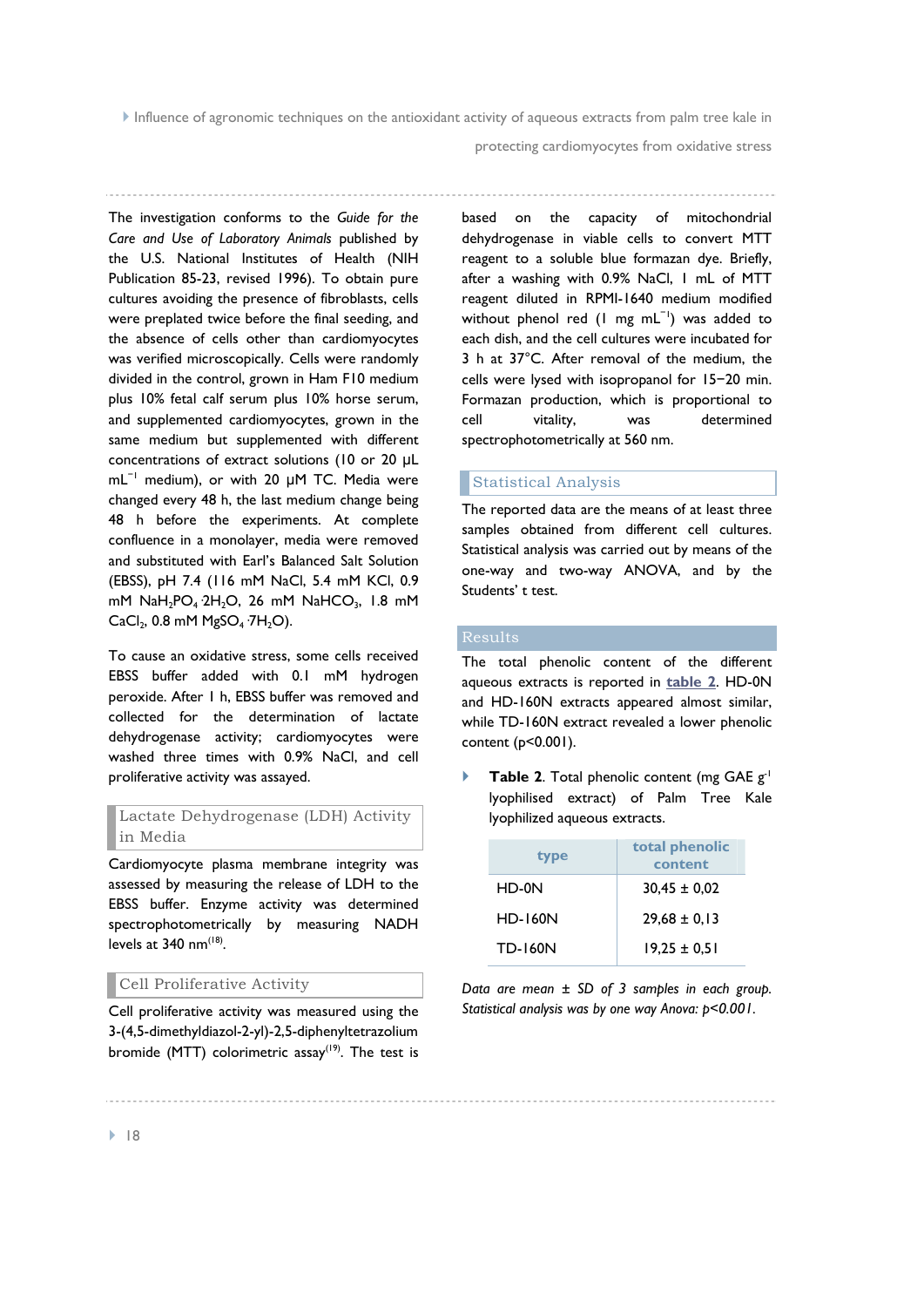The investigation conforms to the *Guide for the Care and Use of Laboratory Animals* published by the U.S. National Institutes of Health (NIH Publication 85-23, revised 1996). To obtain pure cultures avoiding the presence of fibroblasts, cells were preplated twice before the final seeding, and the absence of cells other than cardiomyocytes was verified microscopically. Cells were randomly divided in the control, grown in Ham F10 medium plus 10% fetal calf serum plus 10% horse serum, and supplemented cardiomyocytes, grown in the same medium but supplemented with different concentrations of extract solutions (10 or 20 µL $mL^{-1}$ medium), or with 20 µM TC. Media were changed every 48 h, the last medium change being 48 h before the experiments. At complete confluence in a monolayer, media were removed and substituted with Earl's Balanced Salt Solution (EBSS), pH 7.4 (116 mM NaCl, 5.4 mM KCl, 0.9 mM $NaH_2PO_4 \cdot 2H_2O$, 26 mM $NaHCO_3$, 1.8 mM $CaCl_2$, 0.8 mM $MgSO_4 \cdot 7H_2O$).

To cause an oxidative stress, some cells received EBSS buffer added with 0.1 mM hydrogen peroxide. After 1 h, EBSS buffer was removed and collected for the determination of lactate dehydrogenase activity; cardiomyocytes were washed three times with 0.9% NaCl, and cell proliferative activity was assayed.

### Lactate Dehydrogenase (LDH) Activity in Media

Cardiomyocyte plasma membrane integrity was assessed by measuring the release of LDH to the EBSS buffer. Enzyme activity was determined spectrophotometrically by measuring NADH levels at 340 nm[18].

### Cell Proliferative Activity

Cell proliferative activity was measured using the 3-(4,5-dimethyldiazol-2-yl)-2,5-diphenyltetrazolium bromide (MTT) colorimetric assay[19]. The test is based on the capacity of mitochondrial dehydrogenase in viable cells to convert MTT reagent to a soluble blue formazan dye. Briefly, after a washing with 0.9% NaCl, 1 mL of MTT reagent diluted in RPMI-1640 medium modified without phenol red (1 mg $mL^{-1}$) was added to each dish, and the cell cultures were incubated for 3 h at 37°C. After removal of the medium, the cells were lysed with isopropanol for 15−20 min. Formazan production, which is proportional to cell vitality, was determined spectrophotometrically at 560 nm.

### Statistical Analysis

The reported data are the means of at least three samples obtained from different cell cultures. Statistical analysis was carried out by means of the one-way and two-way ANOVA, and by the Students' t test.

## Results

The total phenolic content of the different aqueous extracts is reported in **table 2**. HD-0N and HD-160N extracts appeared almost similar, while TD-160N extract revealed a lower phenolic content ($p<0.001$).

**Table 2**. Total phenolic content (mg GAE $g^{-1}$ lyophilised extract) of Palm Tree Kale lyophilized aqueous extracts.

| type | total phenolic content |
| --- | --- |
| HD-0N | 30,45 ± 0,02 |
| HD-160N | 29,68 ± 0,13 |
| TD-160N | 19,25 ± 0,51 |

*Data are mean ± SD of 3 samples in each group. Statistical analysis was by one way Anova: $p<0.001$.*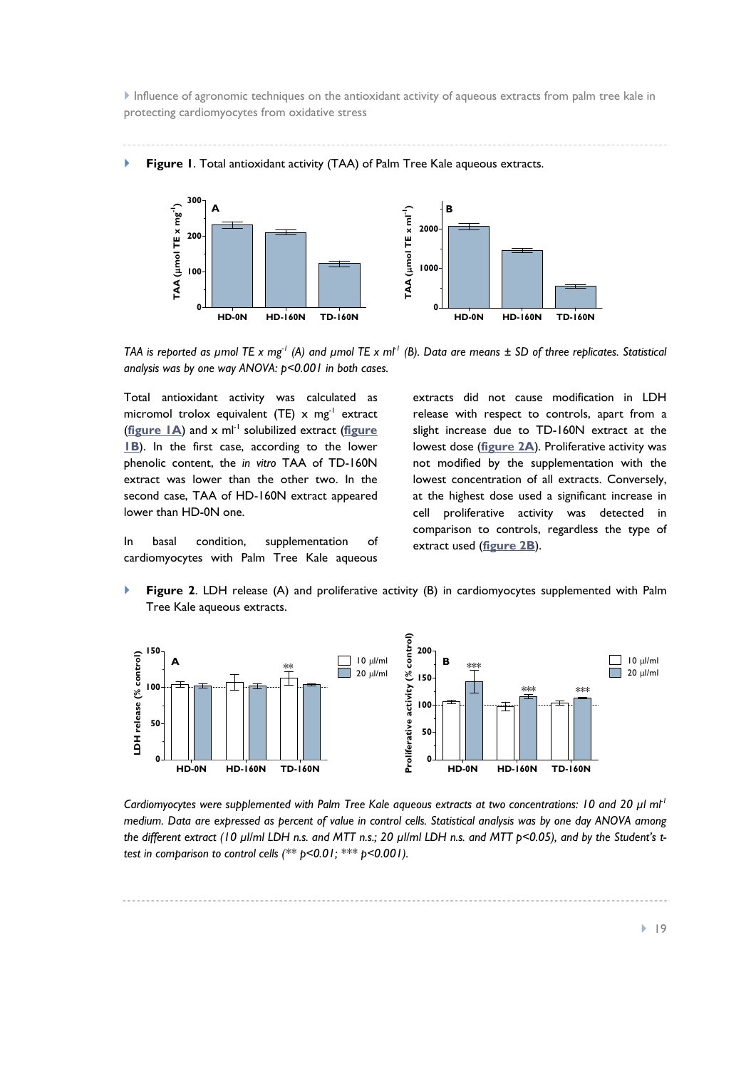**Figure 1**. Total antioxidant activity (TAA) of Palm Tree Kale aqueous extracts.

*TAA is reported as μmol TE x mg$^{-1}$ (A) and μmol TE x ml$^{-1}$ (B). Data are means ± SD of three replicates. Statistical analysis was by one way ANOVA: $p<0.001$ in both cases.*

Total antioxidant activity was calculated as micromol trolox equivalent (TE) x mg$^{-1}$ extract (**figure 1A**) and x ml$^{-1}$ solubilized extract (**figure 1B**). In the first case, according to the lower phenolic content, the *in vitro* TAA of TD-160N extract was lower than the other two. In the second case, TAA of HD-160N extract appeared lower than HD-0N one.

In basal condition, supplementation of cardiomyocytes with Palm Tree Kale aqueous extracts did not cause modification in LDH release with respect to controls, apart from a slight increase due to TD-160N extract at the lowest dose (**figure 2A**). Proliferative activity was not modified by the supplementation with the lowest concentration of all extracts. Conversely, at the highest dose used a significant increase in cell proliferative activity was detected in comparison to controls, regardless the type of extract used (**figure 2B**).

**Figure 2**. LDH release (A) and proliferative activity (B) in cardiomyocytes supplemented with Palm Tree Kale aqueous extracts.

*Cardiomyocytes were supplemented with Palm Tree Kale aqueous extracts at two concentrations: 10 and 20 μl ml$^{-1}$ medium. Data are expressed as percent of value in control cells. Statistical analysis was by one day ANOVA among the different extract (10 μl/ml LDH n.s. and MTT n.s.; 20 μl/ml LDH n.s. and MTT $p<0.05$), and by the Student's t-test in comparison to control cells (** $p<0.01$; *** $p<0.001$).*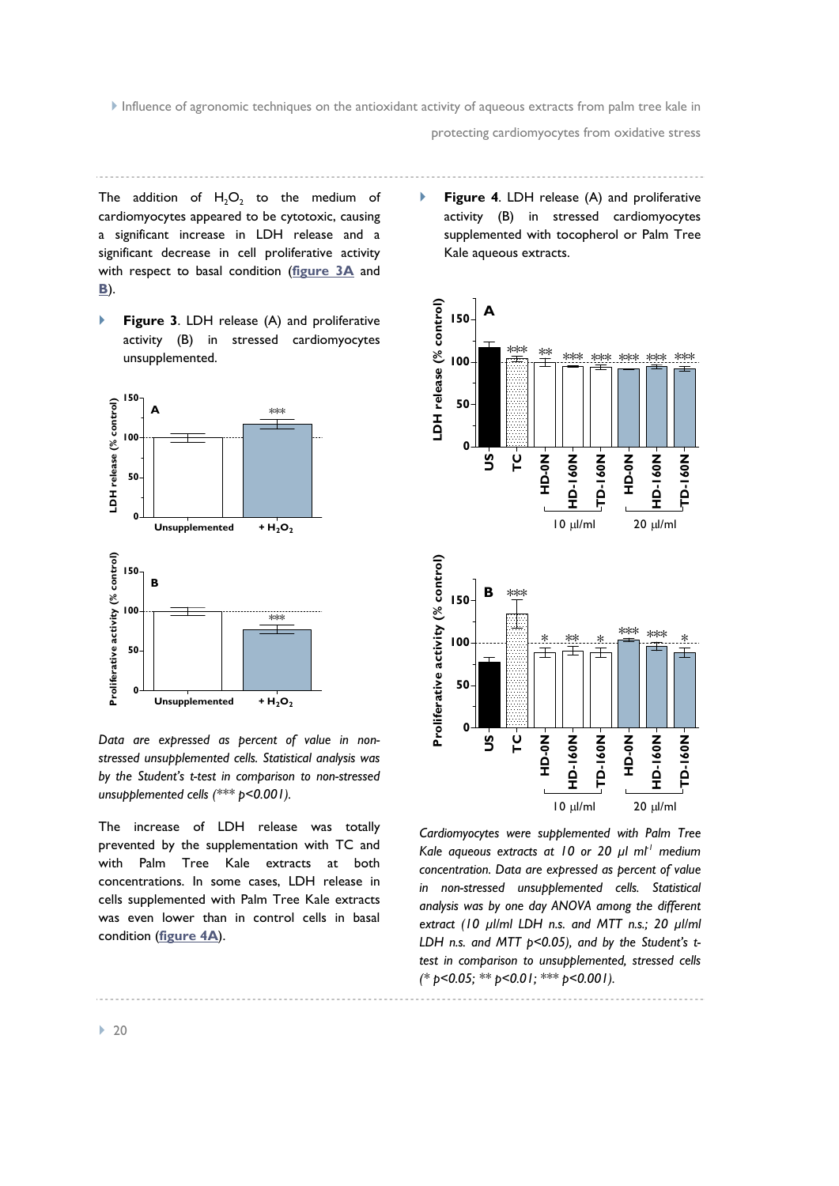The addition of $H_2O_2$ to the medium of cardiomyocytes appeared to be cytotoxic, causing a significant increase in LDH release and a significant decrease in cell proliferative activity with respect to basal condition (**figure 3A** and **B**).

**Figure 3**. LDH release (A) and proliferative activity (B) in stressed cardiomyocytes unsupplemented.

*Data are expressed as percent of value in non-stressed unsupplemented cells. Statistical analysis was by the Student's t-test in comparison to non-stressed unsupplemented cells (\*\*\* p<0.001).*

The increase of LDH release was totally prevented by the supplementation with TC and with Palm Tree Kale extracts at both concentrations. In some cases, LDH release in cells supplemented with Palm Tree Kale extracts was even lower than in control cells in basal condition (**figure 4A**).

**Figure 4**. LDH release (A) and proliferative activity (B) in stressed cardiomyocytes supplemented with tocopherol or Palm Tree Kale aqueous extracts.

*Cardiomyocytes were supplemented with Palm Tree Kale aqueous extracts at 10 or 20 µl ml$^{-1}$ medium concentration. Data are expressed as percent of value in non-stressed unsupplemented cells. Statistical analysis was by one day ANOVA among the different extract (10 µl/ml LDH n.s. and MTT n.s.; 20 µl/ml LDH n.s. and MTT p<0.05), and by the Student's t-test in comparison to unsupplemented, stressed cells (\* p<0.05; \*\* p<0.01; \*\*\* p<0.001).*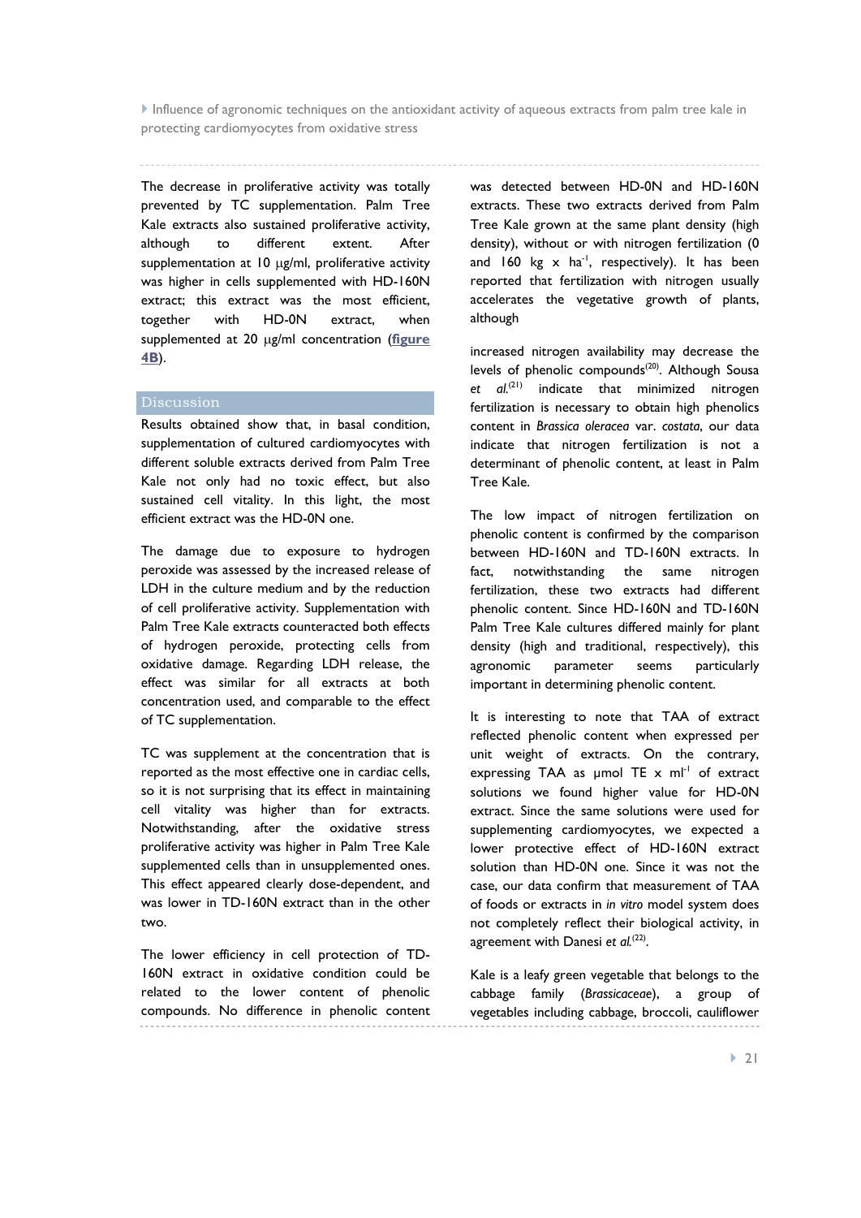The decrease in proliferative activity was totally prevented by TC supplementation. Palm Tree Kale extracts also sustained proliferative activity, although to different extent. After supplementation at 10 µg/ml, proliferative activity was higher in cells supplemented with HD-160N extract; this extract was the most efficient, together with HD-0N extract, when supplemented at 20 µg/ml concentration (**figure 4B**).

## Discussion

Results obtained show that, in basal condition, supplementation of cultured cardiomyocytes with different soluble extracts derived from Palm Tree Kale not only had no toxic effect, but also sustained cell vitality. In this light, the most efficient extract was the HD-0N one.

The damage due to exposure to hydrogen peroxide was assessed by the increased release of LDH in the culture medium and by the reduction of cell proliferative activity. Supplementation with Palm Tree Kale extracts counteracted both effects of hydrogen peroxide, protecting cells from oxidative damage. Regarding LDH release, the effect was similar for all extracts at both concentration used, and comparable to the effect of TC supplementation.

TC was supplement at the concentration that is reported as the most effective one in cardiac cells, so it is not surprising that its effect in maintaining cell vitality was higher than for extracts. Notwithstanding, after the oxidative stress proliferative activity was higher in Palm Tree Kale supplemented cells than in unsupplemented ones. This effect appeared clearly dose-dependent, and was lower in TD-160N extract than in the other two.

The lower efficiency in cell protection of TD-160N extract in oxidative condition could be related to the lower content of phenolic compounds. No difference in phenolic content was detected between HD-0N and HD-160N extracts. These two extracts derived from Palm Tree Kale grown at the same plant density (high density), without or with nitrogen fertilization (0 and 160 kg x $ha^{-1}$, respectively). It has been reported that fertilization with nitrogen usually accelerates the vegetative growth of plants, although

increased nitrogen availability may decrease the levels of phenolic compounds[20]. Although Sousa *et al.*[21] indicate that minimized nitrogen fertilization is necessary to obtain high phenolics content in *Brassica oleracea* var. *costata*, our data indicate that nitrogen fertilization is not a determinant of phenolic content, at least in Palm Tree Kale.

The low impact of nitrogen fertilization on phenolic content is confirmed by the comparison between HD-160N and TD-160N extracts. In fact, notwithstanding the same nitrogen fertilization, these two extracts had different phenolic content. Since HD-160N and TD-160N Palm Tree Kale cultures differed mainly for plant density (high and traditional, respectively), this agronomic parameter seems particularly important in determining phenolic content.

It is interesting to note that TAA of extract reflected phenolic content when expressed per unit weight of extracts. On the contrary, expressing TAA as µmol TE x $ml^{-1}$ of extract solutions we found higher value for HD-0N extract. Since the same solutions were used for supplementing cardiomyocytes, we expected a lower protective effect of HD-160N extract solution than HD-0N one. Since it was not the case, our data confirm that measurement of TAA of foods or extracts in *in vitro* model system does not completely reflect their biological activity, in agreement with Danesi *et al.*[22].

Kale is a leafy green vegetable that belongs to the cabbage family (*Brassicaeae*), a group of vegetables including cabbage, broccoli, cauliflower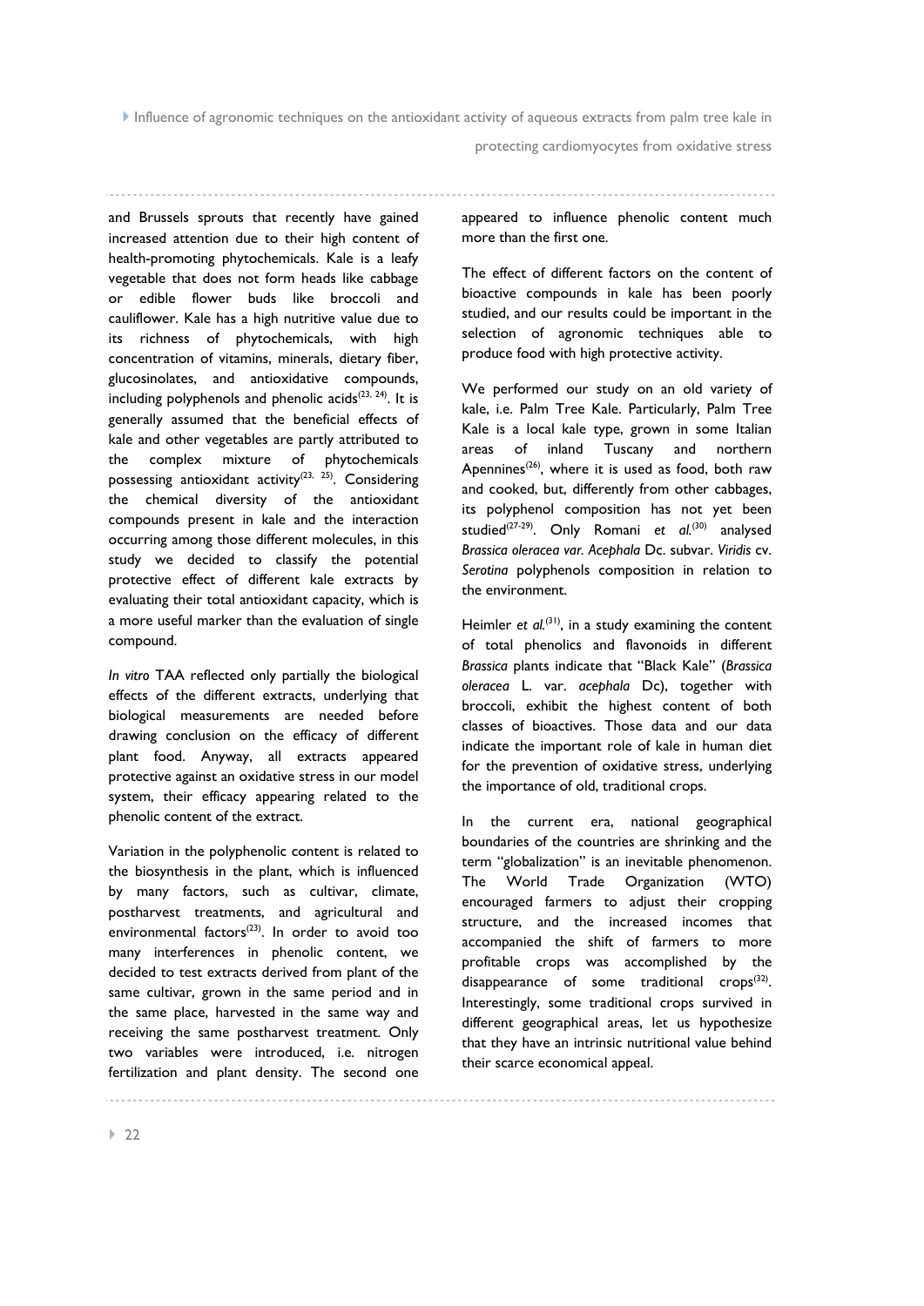and Brussels sprouts that recently have gained increased attention due to their high content of health-promoting phytochemicals. Kale is a leafy vegetable that does not form heads like cabbage or edible flower buds like broccoli and cauliflower. Kale has a high nutritive value due to its richness of phytochemicals, with high concentration of vitamins, minerals, dietary fiber, glucosinolates, and antioxidative compounds, including polyphenols and phenolic acids[23, 24]. It is generally assumed that the beneficial effects of kale and other vegetables are partly attributed to the complex mixture of phytochemicals possessing antioxidant activity[23, 25]. Considering the chemical diversity of the antioxidant compounds present in kale and the interaction occurring among those different molecules, in this study we decided to classify the potential protective effect of different kale extracts by evaluating their total antioxidant capacity, which is a more useful marker than the evaluation of single compound.

*In vitro* TAA reflected only partially the biological effects of the different extracts, underlying that biological measurements are needed before drawing conclusion on the efficacy of different plant food. Anyway, all extracts appeared protective against an oxidative stress in our model system, their efficacy appearing related to the phenolic content of the extract.

Variation in the polyphenolic content is related to the biosynthesis in the plant, which is influenced by many factors, such as cultivar, climate, postharvest treatments, and agricultural and environmental factors[23]. In order to avoid too many interferences in phenolic content, we decided to test extracts derived from plant of the same cultivar, grown in the same period and in the same place, harvested in the same way and receiving the same postharvest treatment. Only two variables were introduced, i.e. nitrogen fertilization and plant density. The second one appeared to influence phenolic content much more than the first one.

The effect of different factors on the content of bioactive compounds in kale has been poorly studied, and our results could be important in the selection of agronomic techniques able to produce food with high protective activity.

We performed our study on an old variety of kale, i.e. Palm Tree Kale. Particularly, Palm Tree Kale is a local kale type, grown in some Italian areas of inland Tuscany and northern Apennines[26], where it is used as food, both raw and cooked, but, differently from other cabbages, its polyphenol composition has not yet been studied[27-29]. Only Romani *et al.*[30] analysed *Brassica oleracea var. Acephala* Dc. subvar. *Viridis* cv. *Serotina* polyphenols composition in relation to the environment.

Heimler *et al.*[31], in a study examining the content of total phenolics and flavonoids in different *Brassica* plants indicate that "Black Kale" (*Brassica oleracea* L. var. *acephala* Dc), together with broccoli, exhibit the highest content of both classes of bioactives. Those data and our data indicate the important role of kale in human diet for the prevention of oxidative stress, underlying the importance of old, traditional crops.

In the current era, national geographical boundaries of the countries are shrinking and the term "globalization" is an inevitable phenomenon. The World Trade Organization (WTO) encouraged farmers to adjust their cropping structure, and the increased incomes that accompanied the shift of farmers to more profitable crops was accomplished by the disappearance of some traditional crops[32]. Interestingly, some traditional crops survived in different geographical areas, let us hypothesize that they have an intrinsic nutritional value behind their scarce economical appeal.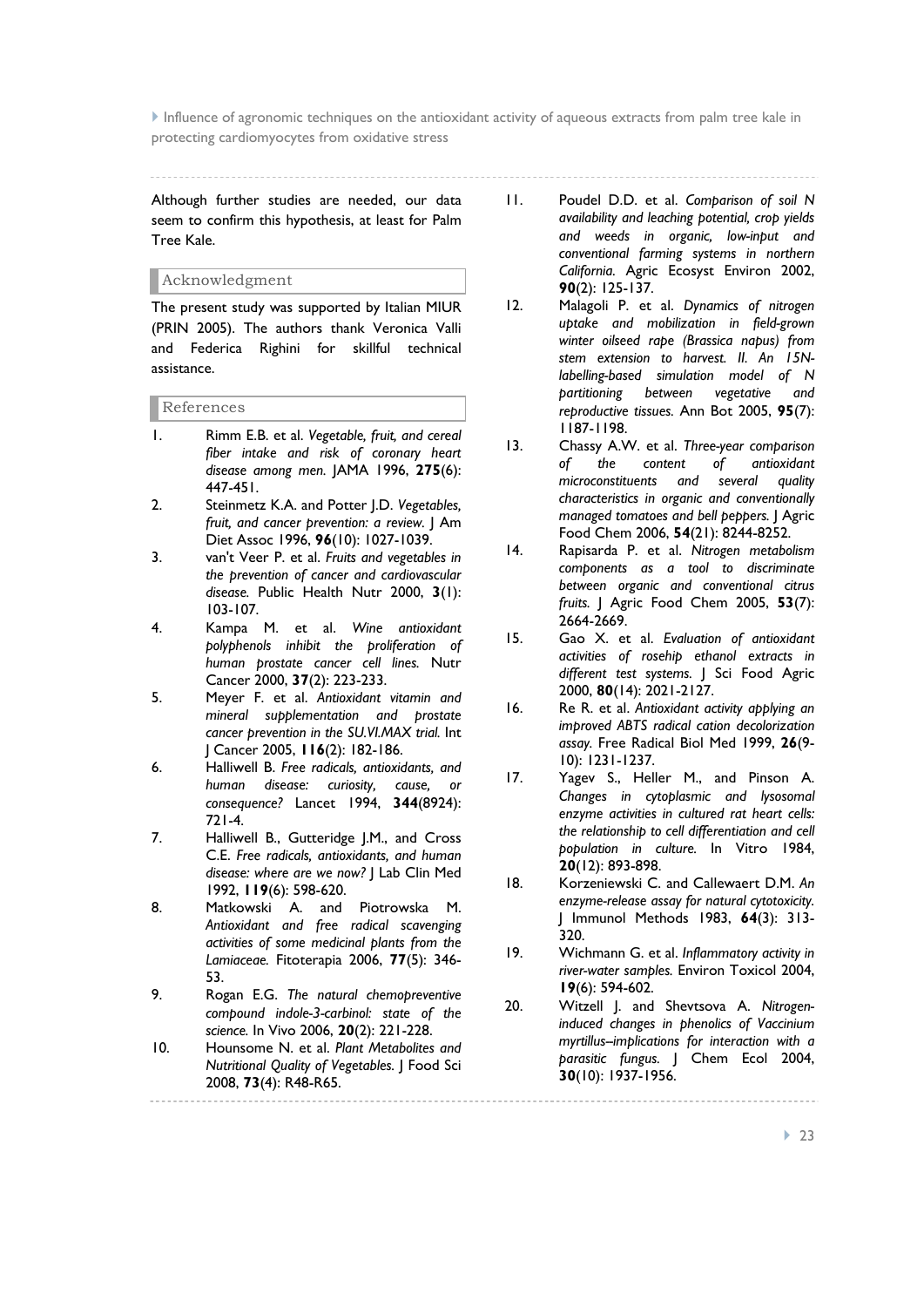Although further studies are needed, our data seem to confirm this hypothesis, at least for Palm Tree Kale.

## Acknowledgment

The present study was supported by Italian MIUR (PRIN 2005). The authors thank Veronica Valli and Federica Righini for skillful technical assistance.

## References

1. Rimm E.B. et al. *Vegetable, fruit, and cereal fiber intake and risk of coronary heart disease among men.* JAMA 1996, **275**(6): 447-451.
2. Steinmetz K.A. and Potter J.D. *Vegetables, fruit, and cancer prevention: a review.* J Am Diet Assoc 1996, **96**(10): 1027-1039.
3. van't Veer P. et al. *Fruits and vegetables in the prevention of cancer and cardiovascular disease.* Public Health Nutr 2000, **3**(1): 103-107.
4. Kampa M. et al. *Wine antioxidant polyphenols inhibit the proliferation of human prostate cancer cell lines.* Nutr Cancer 2000, **37**(2): 223-233.
5. Meyer F. et al. *Antioxidant vitamin and mineral supplementation and prostate cancer prevention in the SU.VI.MAX trial.* Int J Cancer 2005, **116**(2): 182-186.
6. Halliwell B. *Free radicals, antioxidants, and human disease: curiosity, cause, or consequence?* Lancet 1994, **344**(8924): 721-4.
7. Halliwell B., Gutteridge J.M., and Cross C.E. *Free radicals, antioxidants, and human disease: where are we now?* J Lab Clin Med 1992, **119**(6): 598-620.
8. Matkowski A. and Piotrowska M. *Antioxidant and free radical scavenging activities of some medicinal plants from the Lamiaceae.* Fitoterapia 2006, **77**(5): 346-53.
9. Rogan E.G. *The natural chemopreventive compound indole-3-carbinol: state of the science.* In Vivo 2006, **20**(2): 221-228.
10. Hounsome N. et al. *Plant Metabolites and Nutritional Quality of Vegetables.* J Food Sci 2008, **73**(4): R48-R65.
11. Poudel D.D. et al. *Comparison of soil N availability and leaching potential, crop yields and weeds in organic, low-input and conventional farming systems in northern California.* Agric Ecosyst Environ 2002, **90**(2): 125-137.
12. Malagoli P. et al. *Dynamics of nitrogen uptake and mobilization in field-grown winter oilseed rape (Brassica napus) from stem extension to harvest. II. An 15N-labelling-based simulation model of N partitioning between vegetative and reproductive tissues.* Ann Bot 2005, **95**(7): 1187-1198.
13. Chassy A.W. et al. *Three-year comparison of the content of antioxidant microconstituents and several quality characteristics in organic and conventionally managed tomatoes and bell peppers.* J Agric Food Chem 2006, **54**(21): 8244-8252.
14. Rapisarda P. et al. *Nitrogen metabolism components as a tool to discriminate between organic and conventional citrus fruits.* J Agric Food Chem 2005, **53**(7): 2664-2669.
15. Gao X. et al. *Evaluation of antioxidant activities of rosehip ethanol extracts in different test systems.* J Sci Food Agric 2000, **80**(14): 2021-2127.
16. Re R. et al. *Antioxidant activity applying an improved ABTS radical cation decolorization assay.* Free Radical Biol Med 1999, **26**(9-10): 1231-1237.
17. Yagev S., Heller M., and Pinson A. *Changes in cytoplasmic and lysosomal enzyme activities in cultured rat heart cells: the relationship to cell differentiation and cell population in culture.* In Vitro 1984, **20**(12): 893-898.
18. Korzeniewski C. and Callewaert D.M. *An enzyme-release assay for natural cytotoxicity.* J Immunol Methods 1983, **64**(3): 313-320.
19. Wichmann G. et al. *Inflammatory activity in river-water samples.* Environ Toxicol 2004, **19**(6): 594-602.
20. Witzell J. and Shevtsova A. *Nitrogen-induced changes in phenolics of Vaccinium myrtillus--implications for interaction with a parasitic fungus.* J Chem Ecol 2004, **30**(10): 1937-1956.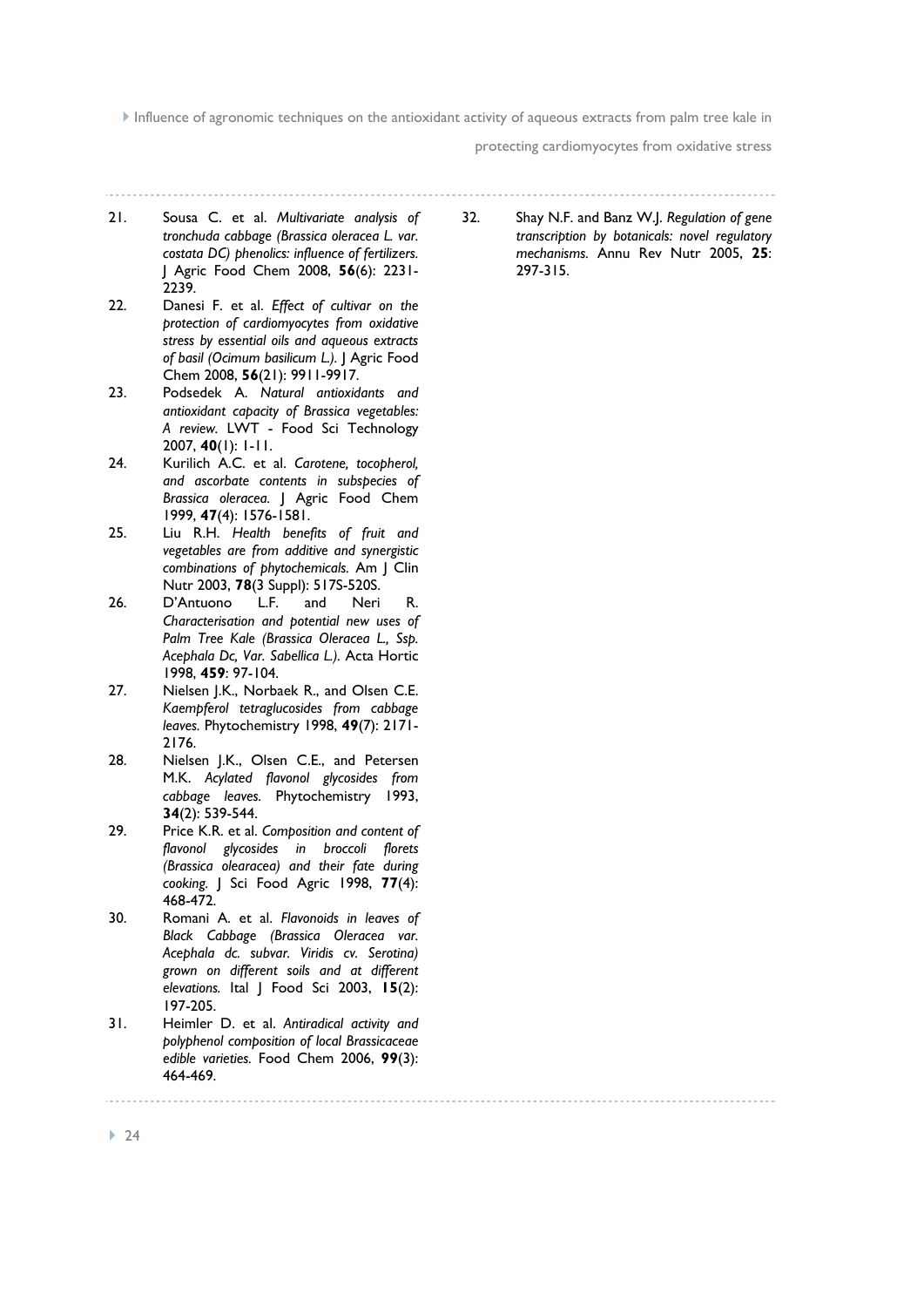21. Sousa C. et al. *Multivariate analysis of tronchuda cabbage (Brassica oleracea L. var. costata DC) phenolics: influence of fertilizers.* J Agric Food Chem 2008, **56**(6): 2231-2239.
22. Danesi F. et al. *Effect of cultivar on the protection of cardiomyocytes from oxidative stress by essential oils and aqueous extracts of basil (Ocimum basilicum L.).* J Agric Food Chem 2008, **56**(21): 9911-9917.
23. Podsedek A. *Natural antioxidants and antioxidant capacity of Brassica vegetables: A review.* LWT - Food Sci Technology 2007, **40**(1): 1-11.
24. Kurilich A.C. et al. *Carotene, tocopherol, and ascorbate contents in subspecies of Brassica oleracea.* J Agric Food Chem 1999, **47**(4): 1576-1581.
25. Liu R.H. *Health benefits of fruit and vegetables are from additive and synergistic combinations of phytochemicals.* Am J Clin Nutr 2003, **78**(3 Suppl): 517S-520S.
26. D'Antuono L.F. and Neri R. *Characterisation and potential new uses of Palm Tree Kale (Brassica Oleracea L., Ssp. Acephala Dc, Var. Sabellica L.).* Acta Hortic 1998, **459**: 97-104.
27. Nielsen J.K., Norbaek R., and Olsen C.E. *Kaempferol tetraglucosides from cabbage leaves.* Phytochemistry 1998, **49**(7): 2171-2176.
28. Nielsen J.K., Olsen C.E., and Petersen M.K. *Acylated flavonol glycosides from cabbage leaves.* Phytochemistry 1993, **34**(2): 539-544.
29. Price K.R. et al. *Composition and content of flavonol glycosides in broccoli florets (Brassica olearacea) and their fate during cooking.* J Sci Food Agric 1998, **77**(4): 468-472.
30. Romani A. et al. *Flavonoids in leaves of Black Cabbage (Brassica Oleracea var. Acephala dc. subvar. Viridis cv. Serotina) grown on different soils and at different elevations.* Ital J Food Sci 2003, **15**(2): 197-205.
31. Heimler D. et al. *Antiradical activity and polyphenol composition of local Brassicaceae edible varieties.* Food Chem 2006, **99**(3): 464-469.
32. Shay N.F. and Banz W.J. *Regulation of gene transcription by botanicals: novel regulatory mechanisms.* Annu Rev Nutr 2005, **25**: 297-315.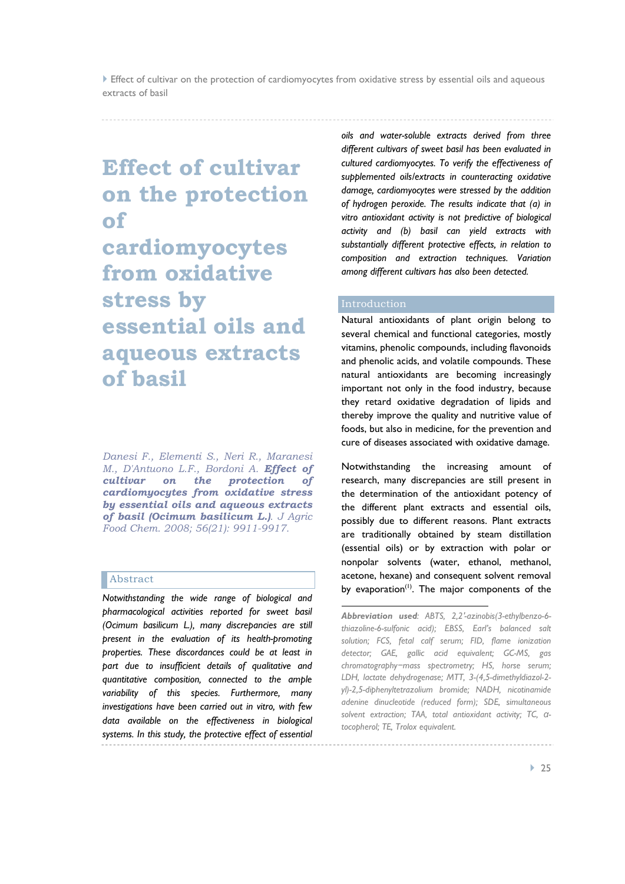# Effect of cultivar on the protection of cardiomyocytes from oxidative stress by essential oils and aqueous extracts of basil

*Danesi F., Elementi S., Neri R., Maranesi M., D'Antuono L.F., Bordoni A.* ***Effect of cultivar on the protection of cardiomyocytes from oxidative stress by essential oils and aqueous extracts of basil (Ocimum basilicum L.).*** *J Agric Food Chem. 2008; 56(21): 9911-9917.*

## Abstract

*Notwithstanding the wide range of biological and pharmacological activities reported for sweet basil (Ocimum basilicum L.), many discrepancies are still present in the evaluation of its health-promoting properties. These discordances could be at least in part due to insufficient details of qualitative and quantitative composition, connected to the ample variability of this species. Furthermore, many investigations have been carried out in vitro, with few data available on the effectiveness in biological systems. In this study, the protective effect of essential oils and water-soluble extracts derived from three different cultivars of sweet basil has been evaluated in cultured cardiomyocytes. To verify the effectiveness of supplemented oils/extracts in counteracting oxidative damage, cardiomyocytes were stressed by the addition of hydrogen peroxide. The results indicate that (a) in vitro antioxidant activity is not predictive of biological activity and (b) basil can yield extracts with substantially different protective effects, in relation to composition and extraction techniques. Variation among different cultivars has also been detected.*

## Introduction

Natural antioxidants of plant origin belong to several chemical and functional categories, mostly vitamins, phenolic compounds, including flavonoids and phenolic acids, and volatile compounds. These natural antioxidants are becoming increasingly important not only in the food industry, because they retard oxidative degradation of lipids and thereby improve the quality and nutritive value of foods, but also in medicine, for the prevention and cure of diseases associated with oxidative damage.

Notwithstanding the increasing amount of research, many discrepancies are still present in the determination of the antioxidant potency of the different plant extracts and essential oils, possibly due to different reasons. Plant extracts are traditionally obtained by steam distillation (essential oils) or by extraction with polar or nonpolar solvents (water, ethanol, methanol, acetone, hexane) and consequent solvent removal by evaporation[1]. The major components of the

***Abbreviation used***: *ABTS, 2,2'-azinobis(3-ethylbenzo-6-thiazoline-6-sulfonic acid); EBSS, Earl's balanced salt solution; FCS, fetal calf serum; FID, flame ionization detector; GAE, gallic acid equivalent; GC-MS, gas chromatography−mass spectrometry; HS, horse serum; LDH, lactate dehydrogenase; MTT, 3-(4,5-dimethyldiazol-2-yl)-2,5-diphenyltetrazolium bromide; NADH, nicotinamide adenine dinucleotide (reduced form); SDE, simultaneous solvent extraction; TAA, total antioxidant activity; TC, α-tocopherol; TE, Trolox equivalent.*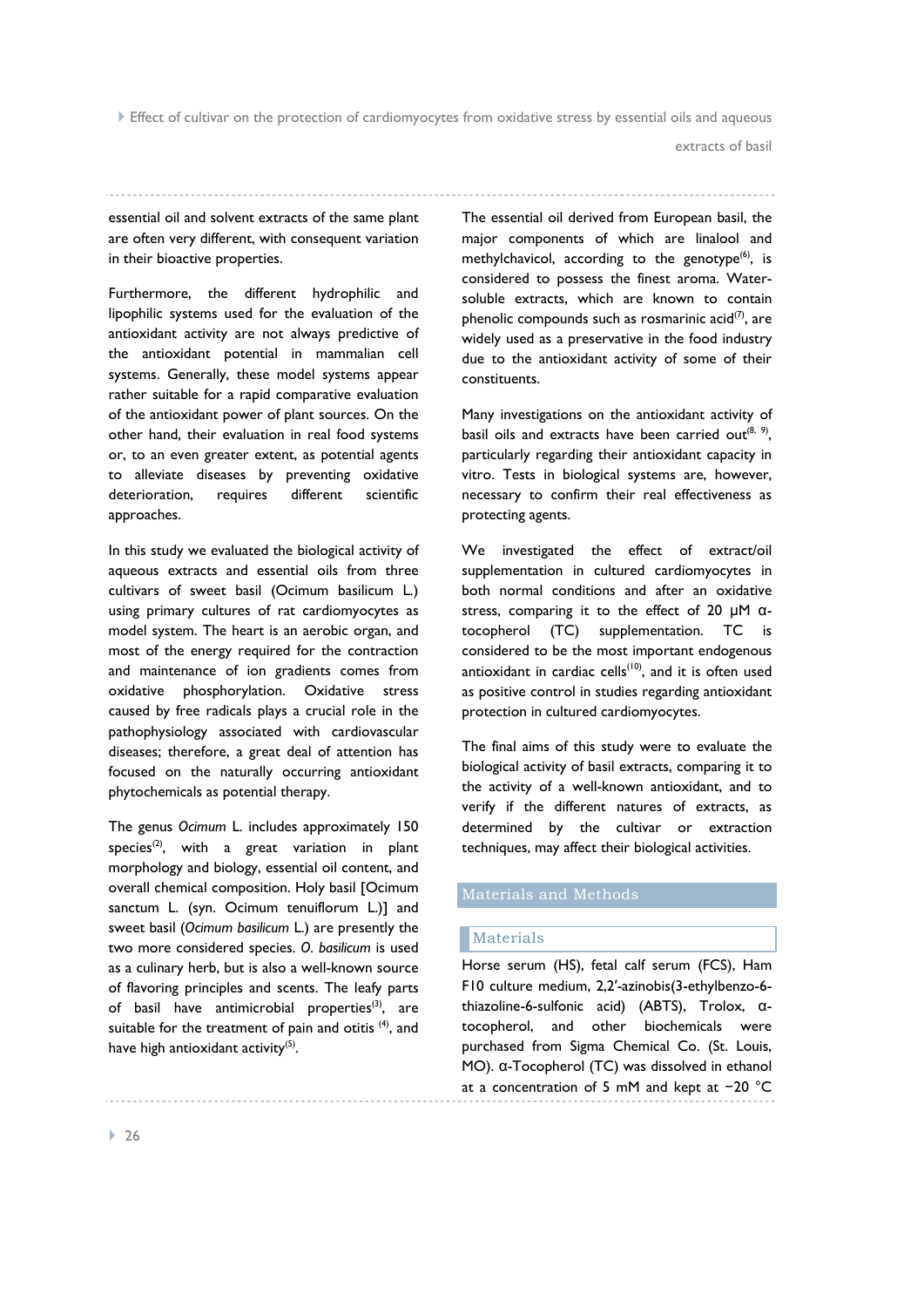essential oil and solvent extracts of the same plant are often very different, with consequent variation in their bioactive properties.

Furthermore, the different hydrophilic and lipophilic systems used for the evaluation of the antioxidant activity are not always predictive of the antioxidant potential in mammalian cell systems. Generally, these model systems appear rather suitable for a rapid comparative evaluation of the antioxidant power of plant sources. On the other hand, their evaluation in real food systems or, to an even greater extent, as potential agents to alleviate diseases by preventing oxidative deterioration, requires different scientific approaches.

In this study we evaluated the biological activity of aqueous extracts and essential oils from three cultivars of sweet basil (Ocimum basilicum L.) using primary cultures of rat cardiomyocytes as model system. The heart is an aerobic organ, and most of the energy required for the contraction and maintenance of ion gradients comes from oxidative phosphorylation. Oxidative stress caused by free radicals plays a crucial role in the pathophysiology associated with cardiovascular diseases; therefore, a great deal of attention has focused on the naturally occurring antioxidant phytochemicals as potential therapy.

The genus *Ocimum* L. includes approximately 150 species[2], with a great variation in plant morphology and biology, essential oil content, and overall chemical composition. Holy basil [Ocimum sanctum L. (syn. Ocimum tenuiflorum L.)] and sweet basil (*Ocimum basilicum* L.) are presently the two more considered species. *O. basilicum* is used as a culinary herb, but is also a well-known source of flavoring principles and scents. The leafy parts of basil have antimicrobial properties[3], are suitable for the treatment of pain and otitis [4], and have high antioxidant activity[5].

The essential oil derived from European basil, the major components of which are linalool and methylchavicol, according to the genotype[6], is considered to possess the finest aroma. Water-soluble extracts, which are known to contain phenolic compounds such as rosmarinic acid[7], are widely used as a preservative in the food industry due to the antioxidant activity of some of their constituents.

Many investigations on the antioxidant activity of basil oils and extracts have been carried out[8, 9], particularly regarding their antioxidant capacity in vitro. Tests in biological systems are, however, necessary to confirm their real effectiveness as protecting agents.

We investigated the effect of extract/oil supplementation in cultured cardiomyocytes in both normal conditions and after an oxidative stress, comparing it to the effect of 20 μM α-tocopherol (TC) supplementation. TC is considered to be the most important endogenous antioxidant in cardiac cells[10], and it is often used as positive control in studies regarding antioxidant protection in cultured cardiomyocytes.

The final aims of this study were to evaluate the biological activity of basil extracts, comparing it to the activity of a well-known antioxidant, and to verify if the different natures of extracts, as determined by the cultivar or extraction techniques, may affect their biological activities.

## Materials and Methods

### Materials

Horse serum (HS), fetal calf serum (FCS), Ham F10 culture medium, 2,2′-azinobis(3-ethylbenzo-6-thiazoline-6-sulfonic acid) (ABTS), Trolox, α-tocopherol, and other biochemicals were purchased from Sigma Chemical Co. (St. Louis, MO). α-Tocopherol (TC) was dissolved in ethanol at a concentration of 5 mM and kept at −20 °C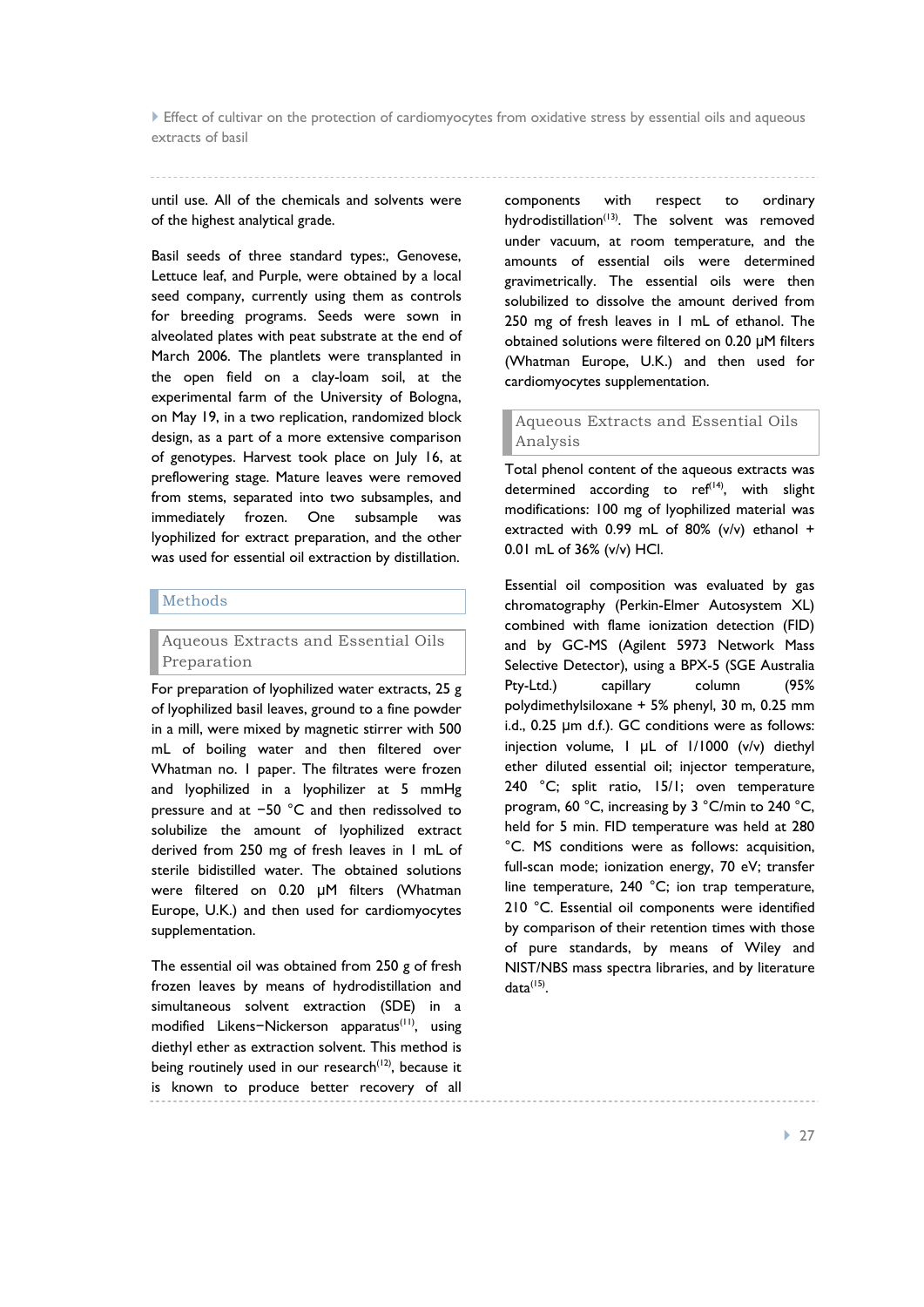until use. All of the chemicals and solvents were of the highest analytical grade.

Basil seeds of three standard types:, Genovese, Lettuce leaf, and Purple, were obtained by a local seed company, currently using them as controls for breeding programs. Seeds were sown in alveolated plates with peat substrate at the end of March 2006. The plantlets were transplanted in the open field on a clay-loam soil, at the experimental farm of the University of Bologna, on May 19, in a two replication, randomized block design, as a part of a more extensive comparison of genotypes. Harvest took place on July 16, at preflowering stage. Mature leaves were removed from stems, separated into two subsamples, and immediately frozen. One subsample was lyophilized for extract preparation, and the other was used for essential oil extraction by distillation.

## Methods

### Aqueous Extracts and Essential Oils Preparation

For preparation of lyophilized water extracts, 25 g of lyophilized basil leaves, ground to a fine powder in a mill, were mixed by magnetic stirrer with 500 mL of boiling water and then filtered over Whatman no. 1 paper. The filtrates were frozen and lyophilized in a lyophilizer at 5 mmHg pressure and at −50 °C and then redissolved to solubilize the amount of lyophilized extract derived from 250 mg of fresh leaves in 1 mL of sterile bidistilled water. The obtained solutions were filtered on 0.20 µM filters (Whatman Europe, U.K.) and then used for cardiomyocytes supplementation.

The essential oil was obtained from 250 g of fresh frozen leaves by means of hydrodistillation and simultaneous solvent extraction (SDE) in a modified Likens−Nickerson apparatus[11], using diethyl ether as extraction solvent. This method is being routinely used in our research[12], because it is known to produce better recovery of all components with respect to ordinary hydrodistillation[13]. The solvent was removed under vacuum, at room temperature, and the amounts of essential oils were determined gravimetrically. The essential oils were then solubilized to dissolve the amount derived from 250 mg of fresh leaves in 1 mL of ethanol. The obtained solutions were filtered on 0.20 µM filters (Whatman Europe, U.K.) and then used for cardiomyocytes supplementation.

### Aqueous Extracts and Essential Oils Analysis

Total phenol content of the aqueous extracts was determined according to ref[14], with slight modifications: 100 mg of lyophilized material was extracted with 0.99 mL of 80% (v/v) ethanol + 0.01 mL of 36% (v/v) HCl.

Essential oil composition was evaluated by gas chromatography (Perkin-Elmer Autosystem XL) combined with flame ionization detection (FID) and by GC-MS (Agilent 5973 Network Mass Selective Detector), using a BPX-5 (SGE Australia Pty-Ltd.) capillary column (95% polydimethylsiloxane + 5% phenyl, 30 m, 0.25 mm i.d., 0.25 µm d.f.). GC conditions were as follows: injection volume, 1 µL of 1/1000 (v/v) diethyl ether diluted essential oil; injector temperature, 240 °C; split ratio, 15/1; oven temperature program, 60 °C, increasing by 3 °C/min to 240 °C, held for 5 min. FID temperature was held at 280 °C. MS conditions were as follows: acquisition, full-scan mode; ionization energy, 70 eV; transfer line temperature, 240 °C; ion trap temperature, 210 °C. Essential oil components were identified by comparison of their retention times with those of pure standards, by means of Wiley and NIST/NBS mass spectra libraries, and by literature data[15].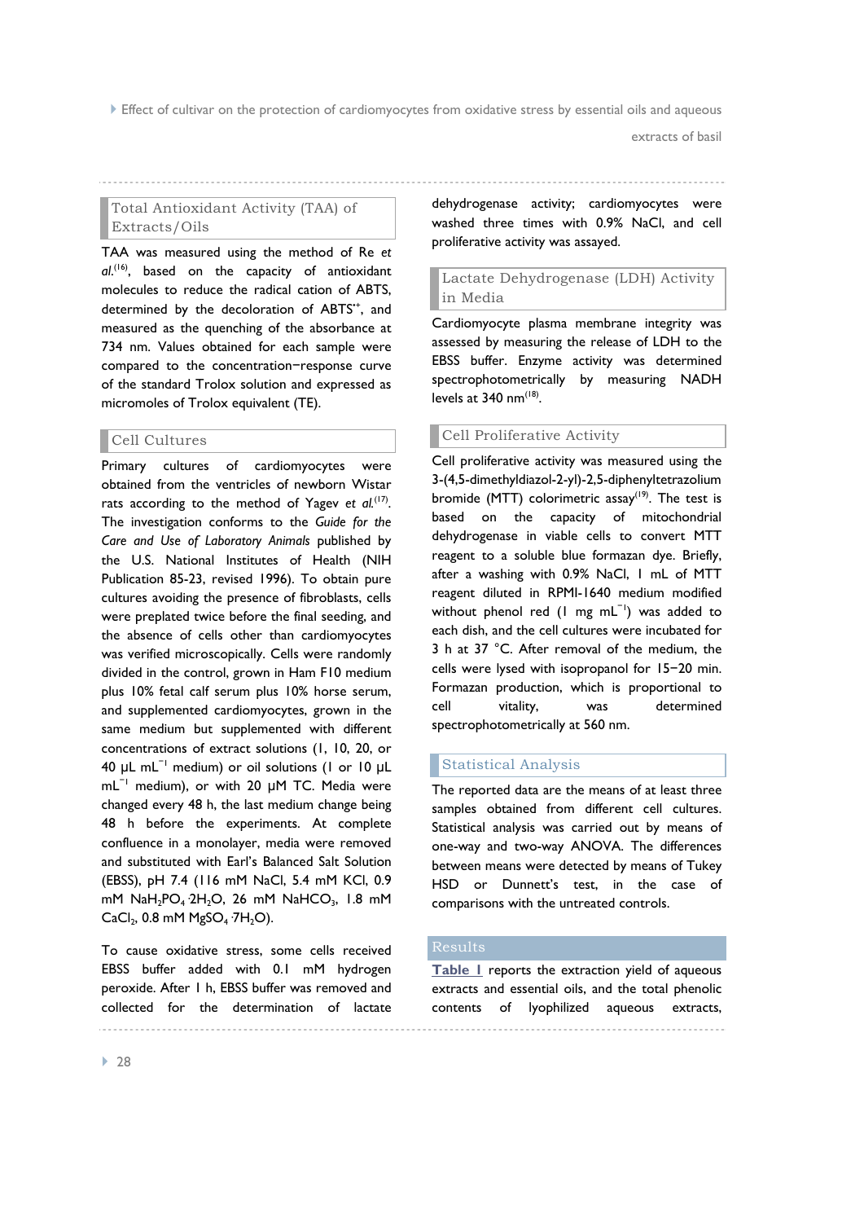## Total Antioxidant Activity (TAA) of Extracts/Oils

TAA was measured using the method of Re *et al.*[16], based on the capacity of antioxidant molecules to reduce the radical cation of ABTS, determined by the decoloration of $ABTS^{\bullet+}$, and measured as the quenching of the absorbance at 734 nm. Values obtained for each sample were compared to the concentration−response curve of the standard Trolox solution and expressed as micromoles of Trolox equivalent (TE).

## Cell Cultures

Primary cultures of cardiomyocytes were obtained from the ventricles of newborn Wistar rats according to the method of Yagev *et al.*[17]. The investigation conforms to the *Guide for the Care and Use of Laboratory Animals* published by the U.S. National Institutes of Health (NIH Publication 85-23, revised 1996). To obtain pure cultures avoiding the presence of fibroblasts, cells were preplated twice before the final seeding, and the absence of cells other than cardiomyocytes was verified microscopically. Cells were randomly divided in the control, grown in Ham F10 medium plus 10% fetal calf serum plus 10% horse serum, and supplemented cardiomyocytes, grown in the same medium but supplemented with different concentrations of extract solutions (1, 10, 20, or 40 µL $mL^{-1}$ medium) or oil solutions (1 or 10 µL $mL^{-1}$ medium), or with 20 µM TC. Media were changed every 48 h, the last medium change being 48 h before the experiments. At complete confluence in a monolayer, media were removed and substituted with Earl's Balanced Salt Solution (EBSS), pH 7.4 (116 mM NaCl, 5.4 mM KCl, 0.9 mM $NaH_2PO_4 \cdot 2H_2O$, 26 mM $NaHCO_3$, 1.8 mM $CaCl_2$, 0.8 mM $MgSO_4 \cdot 7H_2O$).

To cause oxidative stress, some cells received EBSS buffer added with 0.1 mM hydrogen peroxide. After 1 h, EBSS buffer was removed and collected for the determination of lactate dehydrogenase activity; cardiomyocytes were washed three times with 0.9% NaCl, and cell proliferative activity was assayed.

## Lactate Dehydrogenase (LDH) Activity in Media

Cardiomyocyte plasma membrane integrity was assessed by measuring the release of LDH to the EBSS buffer. Enzyme activity was determined spectrophotometrically by measuring NADH levels at 340 nm[18].

## Cell Proliferative Activity

Cell proliferative activity was measured using the 3-(4,5-dimethyldiazol-2-yl)-2,5-diphenyltetrazolium bromide (MTT) colorimetric assay[19]. The test is based on the capacity of mitochondrial dehydrogenase in viable cells to convert MTT reagent to a soluble blue formazan dye. Briefly, after a washing with 0.9% NaCl, 1 mL of MTT reagent diluted in RPMI-1640 medium modified without phenol red (1 mg $mL^{-1}$) was added to each dish, and the cell cultures were incubated for 3 h at 37 °C. After removal of the medium, the cells were lysed with isopropanol for 15−20 min. Formazan production, which is proportional to cell vitality, was determined spectrophotometrically at 560 nm.

## Statistical Analysis

The reported data are the means of at least three samples obtained from different cell cultures. Statistical analysis was carried out by means of one-way and two-way ANOVA. The differences between means were detected by means of Tukey HSD or Dunnett's test, in the case of comparisons with the untreated controls.

# Results

**Table 1** reports the extraction yield of aqueous extracts and essential oils, and the total phenolic contents of lyophilized aqueous extracts,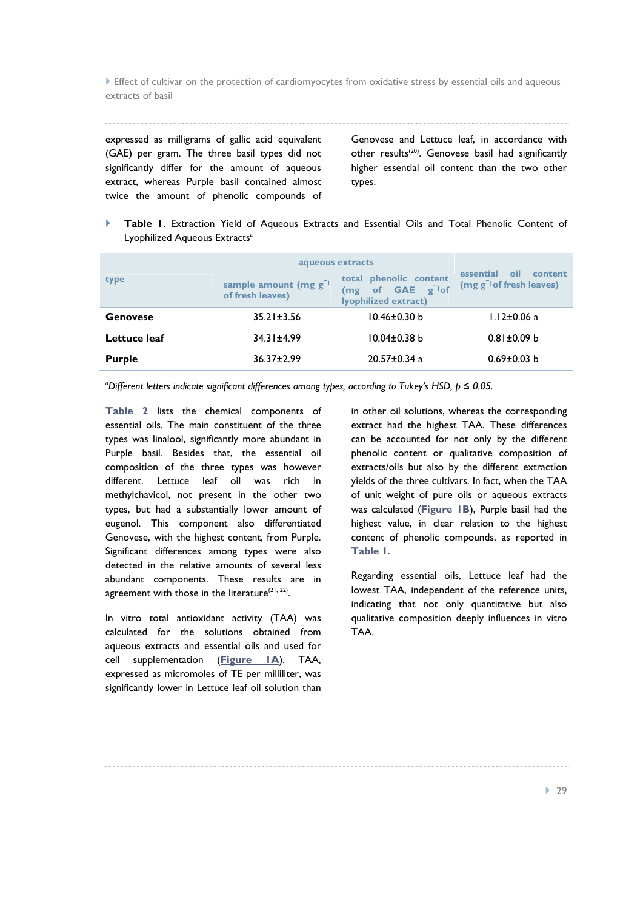expressed as milligrams of gallic acid equivalent (GAE) per gram. The three basil types did not significantly differ for the amount of aqueous extract, whereas Purple basil contained almost twice the amount of phenolic compounds of Genovese and Lettuce leaf, in accordance with other results[20]. Genovese basil had significantly higher essential oil content than the two other types.

**Table 1**. Extraction Yield of Aqueous Extracts and Essential Oils and Total Phenolic Content of Lyophilized Aqueous Extracts[a]

| type | aqueous extracts | | essential oil content (mg $g^{-1}$ of fresh leaves) |
|---|---|---|---|
| | sample amount (mg $g^{-1}$ of fresh leaves) | total phenolic content (mg of GAE $g^{-1}$ of lyophilized extract) | |
| **Genovese** | 35.21±3.56 | 10.46±0.30 b | 1.12±0.06 a |
| **Lettuce leaf** | 34.31±4.99 | 10.04±0.38 b | 0.81±0.09 b |
| **Purple** | 36.37±2.99 | 20.57±0.34 a | 0.69±0.03 b |

[a]*Different letters indicate significant differences among types, according to Tukey's HSD, $p \leq 0.05$.*

Table 2 lists the chemical components of essential oils. The main constituent of the three types was linalool, significantly more abundant in Purple basil. Besides that, the essential oil composition of the three types was however different. Lettuce leaf oil was rich in methylchavicol, not present in the other two types, but had a substantially lower amount of eugenol. This component also differentiated Genovese, with the highest content, from Purple. Significant differences among types were also detected in the relative amounts of several less abundant components. These results are in agreement with those in the literature[21, 22].

In vitro total antioxidant activity (TAA) was calculated for the solutions obtained from aqueous extracts and essential oils and used for cell supplementation (Figure 1A). TAA, expressed as micromoles of TE per milliliter, was significantly lower in Lettuce leaf oil solution than in other oil solutions, whereas the corresponding extract had the highest TAA. These differences can be accounted for not only by the different phenolic content or qualitative composition of extracts/oils but also by the different extraction yields of the three cultivars. In fact, when the TAA of unit weight of pure oils or aqueous extracts was calculated (Figure 1B), Purple basil had the highest value, in clear relation to the highest content of phenolic compounds, as reported in Table 1.

Regarding essential oils, Lettuce leaf had the lowest TAA, independent of the reference units, indicating that not only quantitative but also qualitative composition deeply influences in vitro TAA.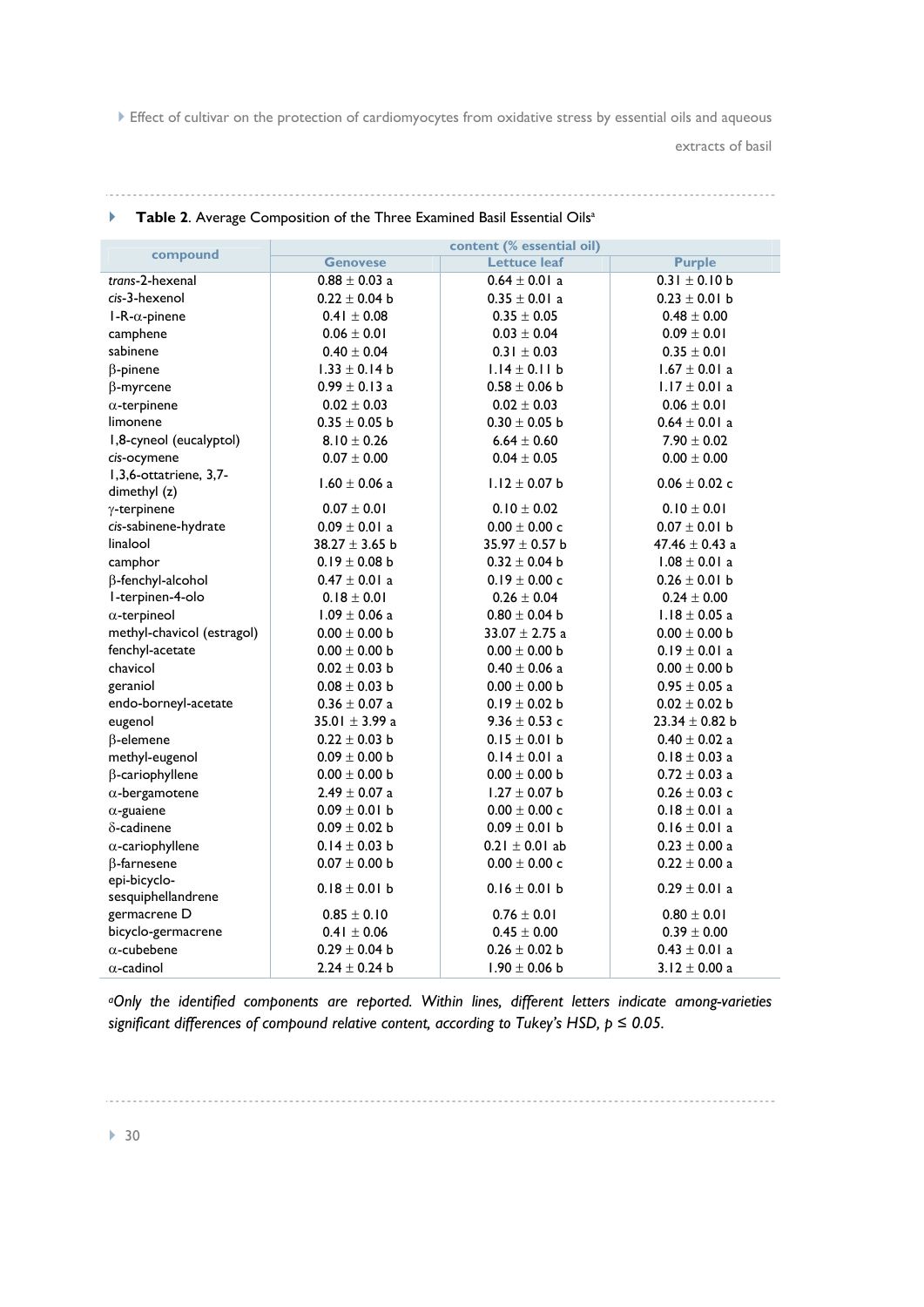**Table 2**. Average Composition of the Three Examined Basil Essential Oils[a]

| compound | content (% essential oil) | | |
|---|---|---|---|
| | Genovese | Lettuce leaf | Purple |
| *trans*-2-hexenal | 0.88 ± 0.03 a | 0.64 ± 0.01 a | 0.31 ± 0.10 b |
| *cis*-3-hexenol | 0.22 ± 0.04 b | 0.35 ± 0.01 a | 0.23 ± 0.01 b |
| 1-R-α-pinene | 0.41 ± 0.08 | 0.35 ± 0.05 | 0.48 ± 0.00 |
| camphene | 0.06 ± 0.01 | 0.03 ± 0.04 | 0.09 ± 0.01 |
| sabinene | 0.40 ± 0.04 | 0.31 ± 0.03 | 0.35 ± 0.01 |
| β-pinene | 1.33 ± 0.14 b | 1.14 ± 0.11 b | 1.67 ± 0.01 a |
| β-myrcene | 0.99 ± 0.13 a | 0.58 ± 0.06 b | 1.17 ± 0.01 a |
| α-terpinene | 0.02 ± 0.03 | 0.02 ± 0.03 | 0.06 ± 0.01 |
| limonene | 0.35 ± 0.05 b | 0.30 ± 0.05 b | 0.64 ± 0.01 a |
| 1,8-cyneol (eucalyptol) | 8.10 ± 0.26 | 6.64 ± 0.60 | 7.90 ± 0.02 |
| *cis*-ocymene | 0.07 ± 0.00 | 0.04 ± 0.05 | 0.00 ± 0.00 |
| 1,3,6-ottatriene, 3,7-dimethyl (z) | 1.60 ± 0.06 a | 1.12 ± 0.07 b | 0.06 ± 0.02 c |
| γ-terpinene | 0.07 ± 0.01 | 0.10 ± 0.02 | 0.10 ± 0.01 |
| *cis*-sabinene-hydrate | 0.09 ± 0.01 a | 0.00 ± 0.00 c | 0.07 ± 0.01 b |
| linalool | 38.27 ± 3.65 b | 35.97 ± 0.57 b | 47.46 ± 0.43 a |
| camphor | 0.19 ± 0.08 b | 0.32 ± 0.04 b | 1.08 ± 0.01 a |
| β-fenchyl-alcohol | 0.47 ± 0.01 a | 0.19 ± 0.00 c | 0.26 ± 0.01 b |
| 1-terpinen-4-olo | 0.18 ± 0.01 | 0.26 ± 0.04 | 0.24 ± 0.00 |
| α-terpineol | 1.09 ± 0.06 a | 0.80 ± 0.04 b | 1.18 ± 0.05 a |
| methyl-chavicol (estragol) | 0.00 ± 0.00 b | 33.07 ± 2.75 a | 0.00 ± 0.00 b |
| fenchyl-acetate | 0.00 ± 0.00 b | 0.00 ± 0.00 b | 0.19 ± 0.01 a |
| chavicol | 0.02 ± 0.03 b | 0.40 ± 0.06 a | 0.00 ± 0.00 b |
| geraniol | 0.08 ± 0.03 b | 0.00 ± 0.00 b | 0.95 ± 0.05 a |
| endo-borneyl-acetate | 0.36 ± 0.07 a | 0.19 ± 0.02 b | 0.02 ± 0.02 b |
| eugenol | 35.01 ± 3.99 a | 9.36 ± 0.53 c | 23.34 ± 0.82 b |
| β-elemene | 0.22 ± 0.03 b | 0.15 ± 0.01 b | 0.40 ± 0.02 a |
| methyl-eugenol | 0.09 ± 0.00 b | 0.14 ± 0.01 a | 0.18 ± 0.03 a |
| β-cariophyllene | 0.00 ± 0.00 b | 0.00 ± 0.00 b | 0.72 ± 0.03 a |
| α-bergamotene | 2.49 ± 0.07 a | 1.27 ± 0.07 b | 0.26 ± 0.03 c |
| α-guaiene | 0.09 ± 0.01 b | 0.00 ± 0.00 c | 0.18 ± 0.01 a |
| δ-cadinene | 0.09 ± 0.02 b | 0.09 ± 0.01 b | 0.16 ± 0.01 a |
| α-cariophyllene | 0.14 ± 0.03 b | 0.21 ± 0.01 ab | 0.23 ± 0.00 a |
| β-farnesene | 0.07 ± 0.00 b | 0.00 ± 0.00 c | 0.22 ± 0.00 a |
| epi-bicyclo-sesquiphellandrene | 0.18 ± 0.01 b | 0.16 ± 0.01 b | 0.29 ± 0.01 a |
| germacrene D | 0.85 ± 0.10 | 0.76 ± 0.01 | 0.80 ± 0.01 |
| bicyclo-germacrene | 0.41 ± 0.06 | 0.45 ± 0.00 | 0.39 ± 0.00 |
| α-cubebene | 0.29 ± 0.04 b | 0.26 ± 0.02 b | 0.43 ± 0.01 a |
| α-cadinol | 2.24 ± 0.24 b | 1.90 ± 0.06 b | 3.12 ± 0.00 a |

*[a]Only the identified components are reported. Within lines, different letters indicate among-varieties significant differences of compound relative content, according to Tukey's HSD, $p \leq 0.05$.*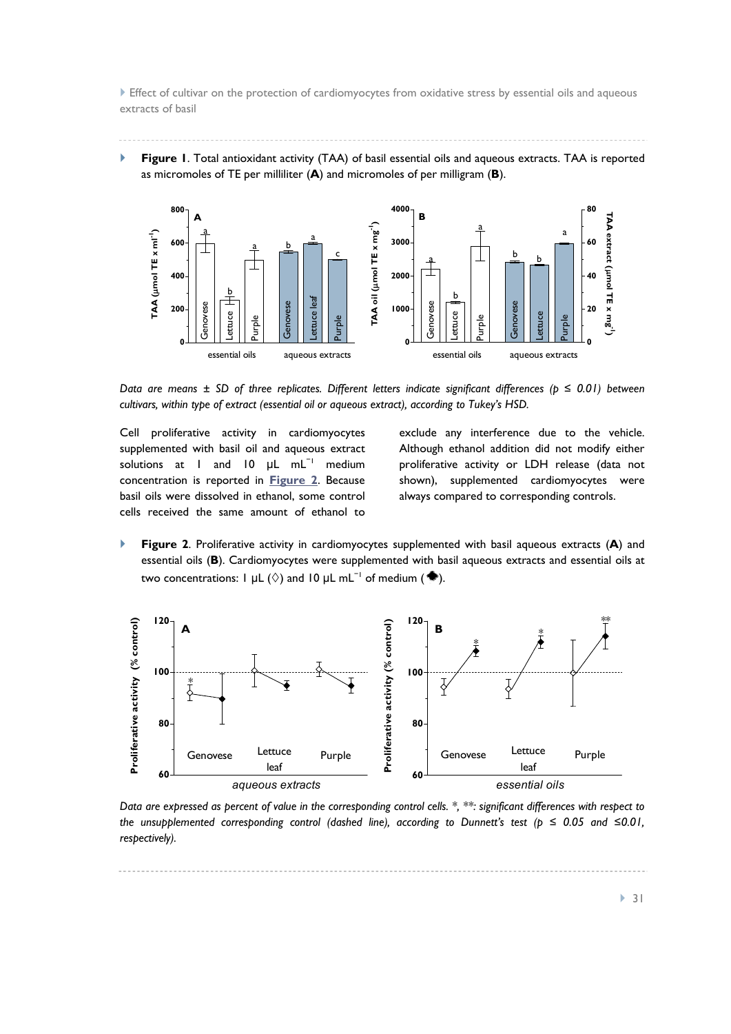**Figure 1**. Total antioxidant activity (TAA) of basil essential oils and aqueous extracts. TAA is reported as micromoles of TE per milliliter (**A**) and micromoles of per milligram (**B**).

*Data are means ± SD of three replicates. Different letters indicate significant differences ($p \leq 0.01$) between cultivars, within type of extract (essential oil or aqueous extract), according to Tukey's HSD.*

Cell proliferative activity in cardiomyocytes supplemented with basil oil and aqueous extract solutions at 1 and 10 μL $mL^{-1}$ medium concentration is reported in **Figure 2**. Because basil oils were dissolved in ethanol, some control cells received the same amount of ethanol to exclude any interference due to the vehicle. Although ethanol addition did not modify either proliferative activity or LDH release (data not shown), supplemented cardiomyocytes were always compared to corresponding controls.

**Figure 2**. Proliferative activity in cardiomyocytes supplemented with basil aqueous extracts (**A**) and essential oils (**B**). Cardiomyocytes were supplemented with basil aqueous extracts and essential oils at two concentrations: 1 μL (◊) and 10 μL $mL^{-1}$ of medium (◆).

*Data are expressed as percent of value in the corresponding control cells. *, **: significant differences with respect to the unsupplemented corresponding control (dashed line), according to Dunnett's test ($p \leq 0.05$ and $\leq 0.01$, respectively).*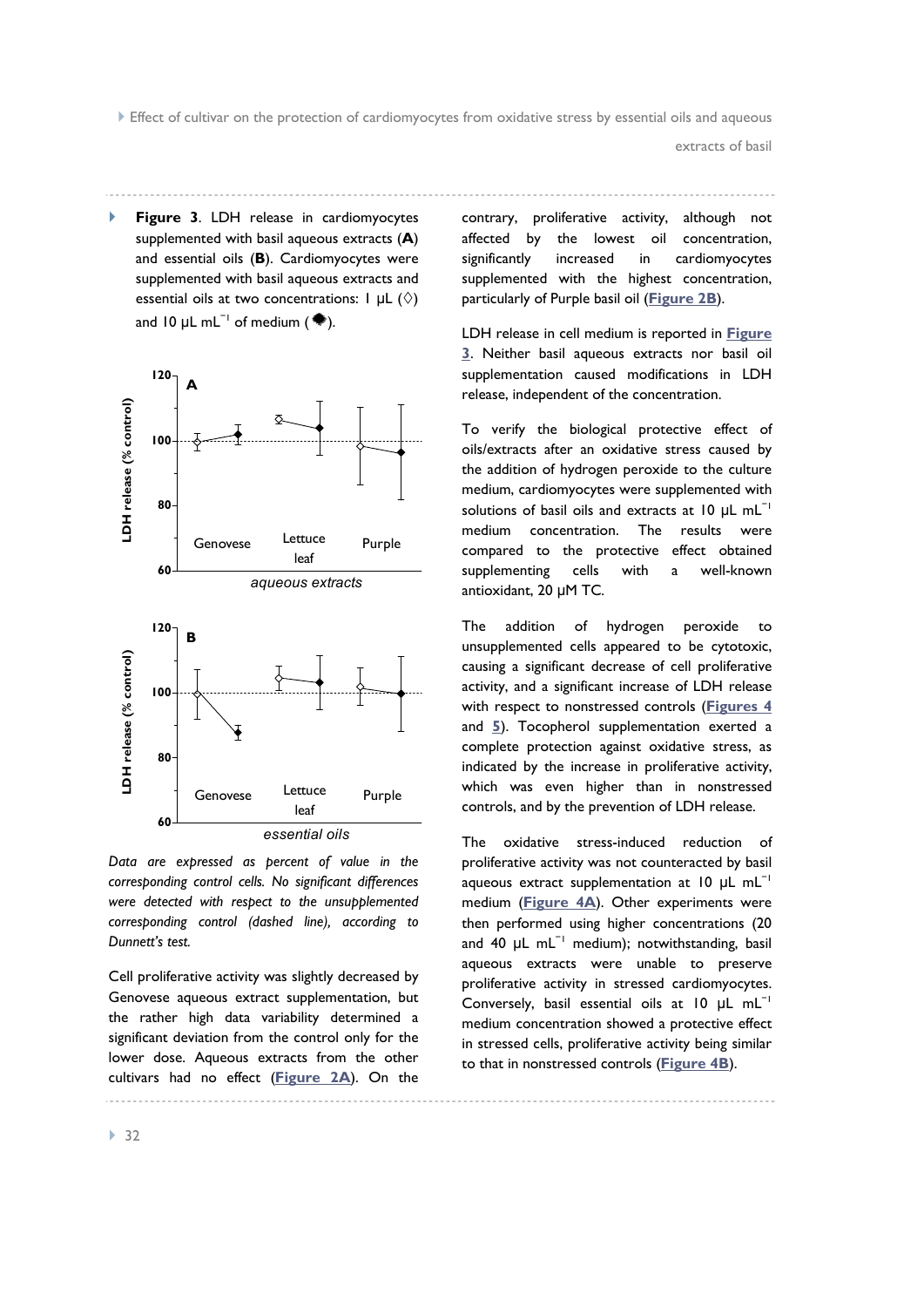**Figure 3**. LDH release in cardiomyocytes supplemented with basil aqueous extracts (**A**) and essential oils (**B**). Cardiomyocytes were supplemented with basil aqueous extracts and essential oils at two concentrations: 1 μL (◊) and 10 μL $mL^{-1}$ of medium (◆).

*Data are expressed as percent of value in the corresponding control cells. No significant differences were detected with respect to the unsupplemented corresponding control (dashed line), according to Dunnett's test.*

Cell proliferative activity was slightly decreased by Genovese aqueous extract supplementation, but the rather high data variability determined a significant deviation from the control only for the lower dose. Aqueous extracts from the other cultivars had no effect (**Figure 2A**). On the contrary, proliferative activity, although not affected by the lowest oil concentration, significantly increased in cardiomyocytes supplemented with the highest concentration, particularly of Purple basil oil (**Figure 2B**).

LDH release in cell medium is reported in **Figure 3**. Neither basil aqueous extracts nor basil oil supplementation caused modifications in LDH release, independent of the concentration.

To verify the biological protective effect of oils/extracts after an oxidative stress caused by the addition of hydrogen peroxide to the culture medium, cardiomyocytes were supplemented with solutions of basil oils and extracts at 10 μL $mL^{-1}$ medium concentration. The results were compared to the protective effect obtained supplementing cells with a well-known antioxidant, 20 μM TC.

The addition of hydrogen peroxide to unsupplemented cells appeared to be cytotoxic, causing a significant decrease of cell proliferative activity, and a significant increase of LDH release with respect to nonstressed controls (**Figures 4** and **5**). Tocopherol supplementation exerted a complete protection against oxidative stress, as indicated by the increase in proliferative activity, which was even higher than in nonstressed controls, and by the prevention of LDH release.

The oxidative stress-induced reduction of proliferative activity was not counteracted by basil aqueous extract supplementation at 10 μL $mL^{-1}$ medium (**Figure 4A**). Other experiments were then performed using higher concentrations (20 and 40 μL $mL^{-1}$ medium); notwithstanding, basil aqueous extracts were unable to preserve proliferative activity in stressed cardiomyocytes. Conversely, basil essential oils at 10 μL $mL^{-1}$ medium concentration showed a protective effect in stressed cells, proliferative activity being similar to that in nonstressed controls (**Figure 4B**).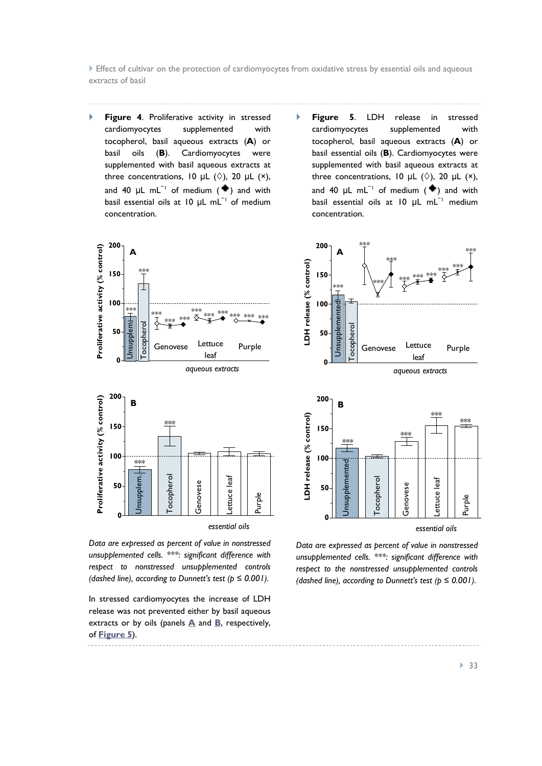**Figure 4**. Proliferative activity in stressed cardiomyocytes supplemented with tocopherol, basil aqueous extracts (**A**) or basil oils (**B**). Cardiomyocytes were supplemented with basil aqueous extracts at three concentrations, 10 µL (◊), 20 µL (×), and 40 µL $mL^{-1}$ of medium (◆) and with basil essential oils at 10 µL $mL^{-1}$ of medium concentration.

*Data are expressed as percent of value in nonstressed unsupplemented cells. \*\*\*: significant difference with respect to nonstressed unsupplemented controls (dashed line), according to Dunnett's test ($p \leq 0.001$).*

In stressed cardiomyocytes the increase of LDH release was not prevented either by basil aqueous extracts or by oils (panels A and B, respectively, of Figure 5).

**Figure 5**. LDH release in stressed cardiomyocytes supplemented with tocopherol, basil aqueous extracts (**A**) or basil essential oils (**B**). Cardiomyocytes were supplemented with basil aqueous extracts at three concentrations, 10 µL (◊), 20 µL (×), and 40 µL $mL^{-1}$ of medium (◆) and with basil essential oils at 10 µL $mL^{-1}$ medium concentration.

*Data are expressed as percent of value in nonstressed unsupplemented cells. \*\*\*: significant difference with respect to the nonstressed unsupplemented controls (dashed line), according to Dunnett's test ($p \leq 0.001$).*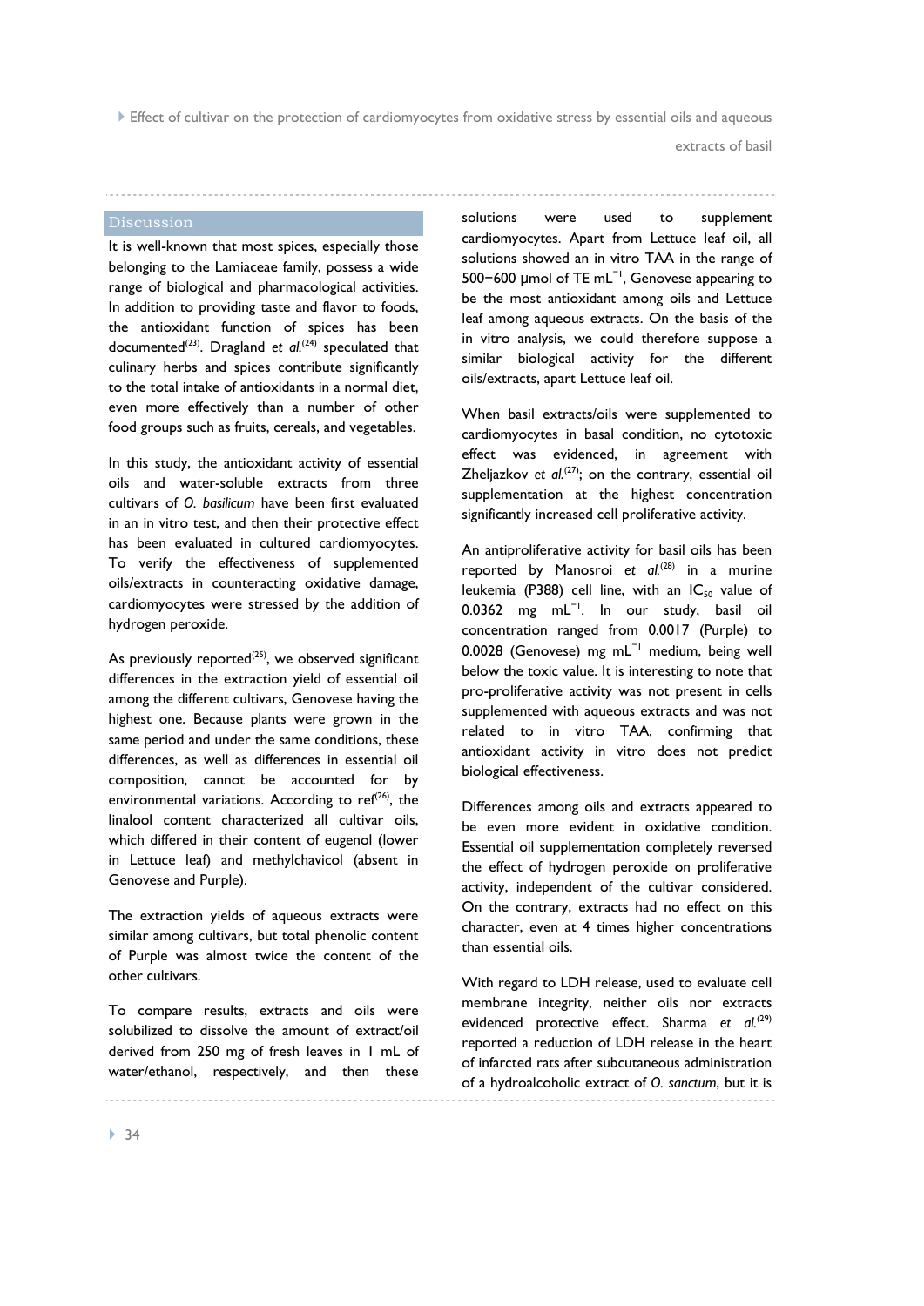## Discussion

It is well-known that most spices, especially those belonging to the Lamiaceae family, possess a wide range of biological and pharmacological activities. In addition to providing taste and flavor to foods, the antioxidant function of spices has been documented[23]. Dragland *et al.*[24] speculated that culinary herbs and spices contribute significantly to the total intake of antioxidants in a normal diet, even more effectively than a number of other food groups such as fruits, cereals, and vegetables.

In this study, the antioxidant activity of essential oils and water-soluble extracts from three cultivars of *O. basilicum* have been first evaluated in an in vitro test, and then their protective effect has been evaluated in cultured cardiomyocytes. To verify the effectiveness of supplemented oils/extracts in counteracting oxidative damage, cardiomyocytes were stressed by the addition of hydrogen peroxide.

As previously reported[25], we observed significant differences in the extraction yield of essential oil among the different cultivars, Genovese having the highest one. Because plants were grown in the same period and under the same conditions, these differences, as well as differences in essential oil composition, cannot be accounted for by environmental variations. According to ref[26], the linalool content characterized all cultivar oils, which differed in their content of eugenol (lower in Lettuce leaf) and methylchavicol (absent in Genovese and Purple).

The extraction yields of aqueous extracts were similar among cultivars, but total phenolic content of Purple was almost twice the content of the other cultivars.

To compare results, extracts and oils were solubilized to dissolve the amount of extract/oil derived from 250 mg of fresh leaves in 1 mL of water/ethanol, respectively, and then these solutions were used to supplement cardiomyocytes. Apart from Lettuce leaf oil, all solutions showed an in vitro TAA in the range of 500−600 μmol of TE $mL^{-1}$, Genovese appearing to be the most antioxidant among oils and Lettuce leaf among aqueous extracts. On the basis of the in vitro analysis, we could therefore suppose a similar biological activity for the different oils/extracts, apart Lettuce leaf oil.

When basil extracts/oils were supplemented to cardiomyocytes in basal condition, no cytotoxic effect was evidenced, in agreement with Zheljazkov *et al.*[27]; on the contrary, essential oil supplementation at the highest concentration significantly increased cell proliferative activity.

An antiproliferative activity for basil oils has been reported by Manosroi *et al.*[28] in a murine leukemia (P388) cell line, with an $IC_{50}$ value of 0.0362 mg $mL^{-1}$. In our study, basil oil concentration ranged from 0.0017 (Purple) to 0.0028 (Genovese) mg $mL^{-1}$ medium, being well below the toxic value. It is interesting to note that pro-proliferative activity was not present in cells supplemented with aqueous extracts and was not related to in vitro TAA, confirming that antioxidant activity in vitro does not predict biological effectiveness.

Differences among oils and extracts appeared to be even more evident in oxidative condition. Essential oil supplementation completely reversed the effect of hydrogen peroxide on proliferative activity, independent of the cultivar considered. On the contrary, extracts had no effect on this character, even at 4 times higher concentrations than essential oils.

With regard to LDH release, used to evaluate cell membrane integrity, neither oils nor extracts evidenced protective effect. Sharma *et al.*[29] reported a reduction of LDH release in the heart of infarcted rats after subcutaneous administration of a hydroalcoholic extract of *O. sanctum*, but it is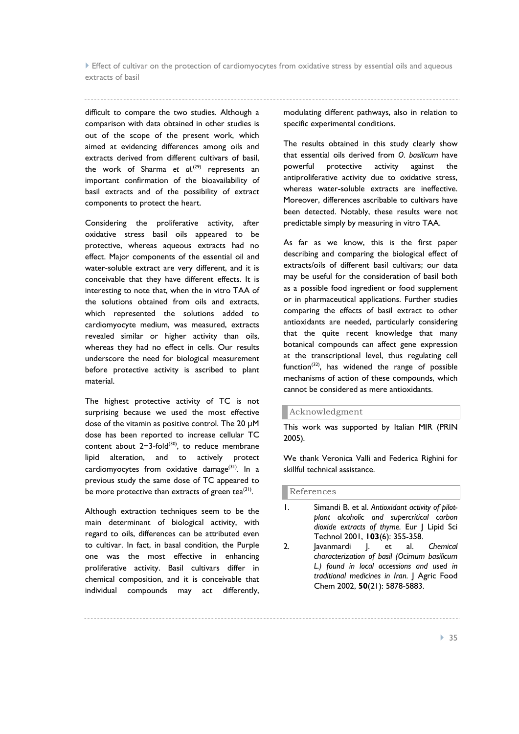difficult to compare the two studies. Although a comparison with data obtained in other studies is out of the scope of the present work, which aimed at evidencing differences among oils and extracts derived from different cultivars of basil, the work of Sharma *et al.*[29] represents an important confirmation of the bioavailability of basil extracts and of the possibility of extract components to protect the heart.

Considering the proliferative activity, after oxidative stress basil oils appeared to be protective, whereas aqueous extracts had no effect. Major components of the essential oil and water-soluble extract are very different, and it is conceivable that they have different effects. It is interesting to note that, when the in vitro TAA of the solutions obtained from oils and extracts, which represented the solutions added to cardiomyocyte medium, was measured, extracts revealed similar or higher activity than oils, whereas they had no effect in cells. Our results underscore the need for biological measurement before protective activity is ascribed to plant material.

The highest protective activity of TC is not surprising because we used the most effective dose of the vitamin as positive control. The 20 μM dose has been reported to increase cellular TC content about 2−3-fold[30], to reduce membrane lipid alteration, and to actively protect cardiomyocytes from oxidative damage[31]. In a previous study the same dose of TC appeared to be more protective than extracts of green tea[31].

Although extraction techniques seem to be the main determinant of biological activity, with regard to oils, differences can be attributed even to cultivar. In fact, in basal condition, the Purple one was the most effective in enhancing proliferative activity. Basil cultivars differ in chemical composition, and it is conceivable that individual compounds may act differently, modulating different pathways, also in relation to specific experimental conditions.

The results obtained in this study clearly show that essential oils derived from *O. basilicum* have powerful protective activity against the antiproliferative activity due to oxidative stress, whereas water-soluble extracts are ineffective. Moreover, differences ascribable to cultivars have been detected. Notably, these results were not predictable simply by measuring in vitro TAA.

As far as we know, this is the first paper describing and comparing the biological effect of extracts/oils of different basil cultivars; our data may be useful for the consideration of basil both as a possible food ingredient or food supplement or in pharmaceutical applications. Further studies comparing the effects of basil extract to other antioxidants are needed, particularly considering that the quite recent knowledge that many botanical compounds can affect gene expression at the transcriptional level, thus regulating cell function[32], has widened the range of possible mechanisms of action of these compounds, which cannot be considered as mere antioxidants.

## Acknowledgment

This work was supported by Italian MIR (PRIN 2005).

We thank Veronica Valli and Federica Righini for skillful technical assistance.

## References

1. Simandi B. et al. *Antioxidant activity of pilot-plant alcoholic and supercritical carbon dioxide extracts of thyme.* Eur J Lipid Sci Technol 2001, **103**(6): 355-358.
2. Javanmardi J. et al. *Chemical characterization of basil (Ocimum basilicum L.) found in local accessions and used in traditional medicines in Iran.* J Agric Food Chem 2002, **50**(21): 5878-5883.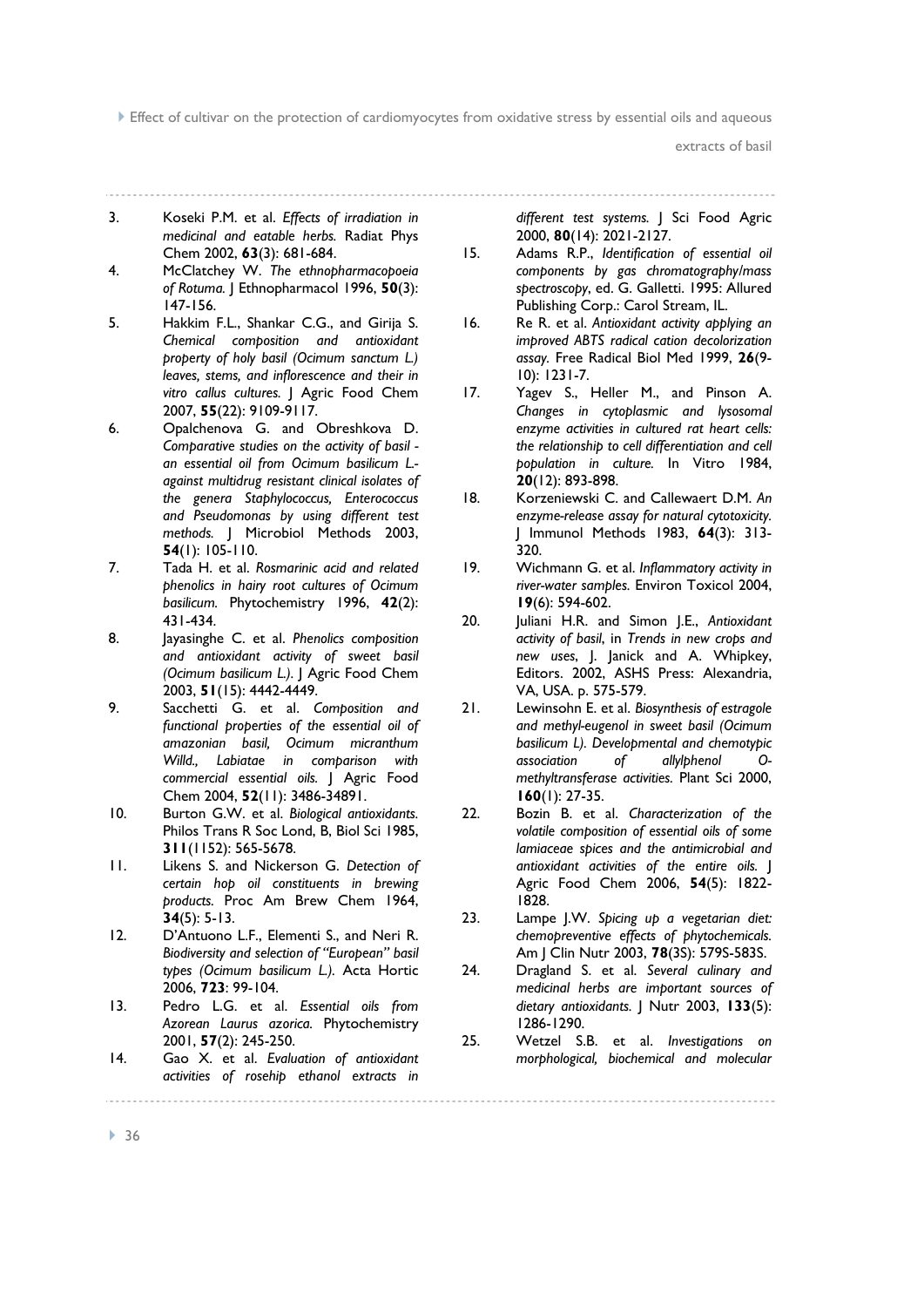3. Koseki P.M. et al. *Effects of irradiation in medicinal and eatable herbs.* Radiat Phys Chem 2002, **63**(3): 681-684.
4. McClatchey W. *The ethnopharmacopoeia of Rotuma.* J Ethnopharmacol 1996, **50**(3): 147-156.
5. Hakkim F.L., Shankar C.G., and Girija S. *Chemical composition and antioxidant property of holy basil (Ocimum sanctum L.) leaves, stems, and inflorescence and their in vitro callus cultures.* J Agric Food Chem 2007, **55**(22): 9109-9117.
6. Opalchenova G. and Obreshkova D. *Comparative studies on the activity of basil - an essential oil from Ocimum basilicum L.- against multidrug resistant clinical isolates of the genera Staphylococcus, Enterococcus and Pseudomonas by using different test methods.* J Microbiol Methods 2003, **54**(1): 105-110.
7. Tada H. et al. *Rosmarinic acid and related phenolics in hairy root cultures of Ocimum basilicum.* Phytochemistry 1996, **42**(2): 431-434.
8. Jayasinghe C. et al. *Phenolics composition and antioxidant activity of sweet basil (Ocimum basilicum L.).* J Agric Food Chem 2003, **51**(15): 4442-4449.
9. Sacchetti G. et al. *Composition and functional properties of the essential oil of amazonian basil, Ocimum micranthum Willd., Labiatae in comparison with commercial essential oils.* J Agric Food Chem 2004, **52**(11): 3486-34891.
10. Burton G.W. et al. *Biological antioxidants.* Philos Trans R Soc Lond, B, Biol Sci 1985, **311**(1152): 565-5678.
11. Likens S. and Nickerson G. *Detection of certain hop oil constituents in brewing products.* Proc Am Brew Chem 1964, **34**(5): 5-13.
12. D'Antuono L.F., Elementi S., and Neri R. *Biodiversity and selection of "European" basil types (Ocimum basilicum L.).* Acta Hortic 2006, **723**: 99-104.
13. Pedro L.G. et al. *Essential oils from Azorean Laurus azorica.* Phytochemistry 2001, **57**(2): 245-250.
14. Gao X. et al. *Evaluation of antioxidant activities of rosehip ethanol extracts in different test systems.* J Sci Food Agric 2000, **80**(14): 2021-2127.
15. Adams R.P., *Identification of essential oil components by gas chromatography/mass spectroscopy*, ed. G. Galletti. 1995: Allured Publishing Corp.: Carol Stream, IL.
16. Re R. et al. *Antioxidant activity applying an improved ABTS radical cation decolorization assay.* Free Radical Biol Med 1999, **26**(9-10): 1231-7.
17. Yagev S., Heller M., and Pinson A. *Changes in cytoplasmic and lysosomal enzyme activities in cultured rat heart cells: the relationship to cell differentiation and cell population in culture.* In Vitro 1984, **20**(12): 893-898.
18. Korzeniewski C. and Callewaert D.M. *An enzyme-release assay for natural cytotoxicity.* J Immunol Methods 1983, **64**(3): 313-320.
19. Wichmann G. et al. *Inflammatory activity in river-water samples.* Environ Toxicol 2004, **19**(6): 594-602.
20. Juliani H.R. and Simon J.E., *Antioxidant activity of basil*, in *Trends in new crops and new uses*, J. Janick and A. Whipkey, Editors. 2002, ASHS Press: Alexandria, VA, USA. p. 575-579.
21. Lewinsohn E. et al. *Biosynthesis of estragole and methyl-eugenol in sweet basil (Ocimum basilicum L). Developmental and chemotypic association of allylphenol O-methyltransferase activities.* Plant Sci 2000, **160**(1): 27-35.
22. Bozin B. et al. *Characterization of the volatile composition of essential oils of some lamiaceae spices and the antimicrobial and antioxidant activities of the entire oils.* J Agric Food Chem 2006, **54**(5): 1822-1828.
23. Lampe J.W. *Spicing up a vegetarian diet: chemopreventive effects of phytochemicals.* Am J Clin Nutr 2003, **78**(3S): 579S-583S.
24. Dragland S. et al. *Several culinary and medicinal herbs are important sources of dietary antioxidants.* J Nutr 2003, **133**(5): 1286-1290.
25. Wetzel S.B. et al. *Investigations on morphological, biochemical and molecular*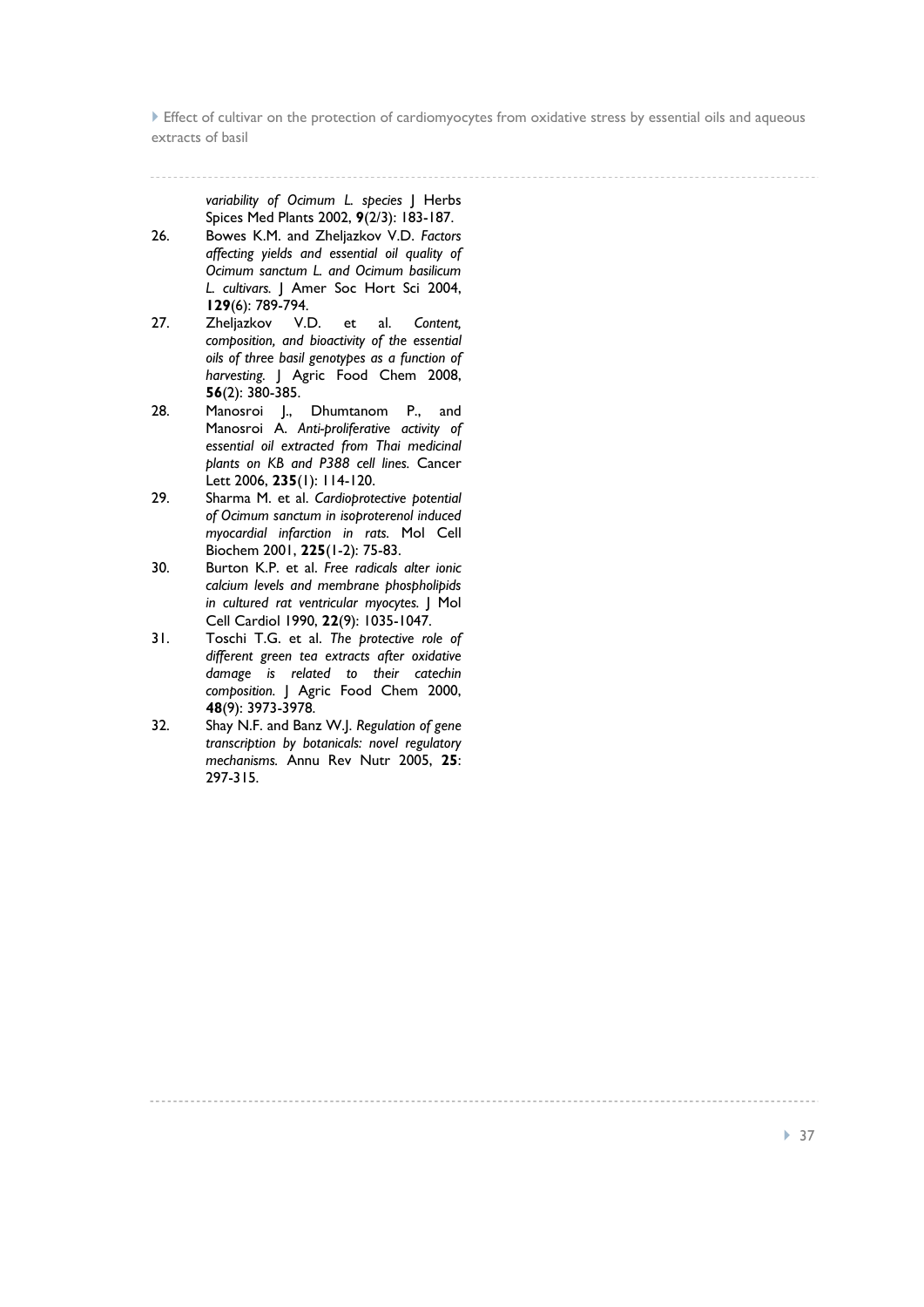*variability of Ocimum L. species* J Herbs Spices Med Plants 2002, **9**(2/3): 183-187.

26. Bowes K.M. and Zheljazkov V.D. *Factors affecting yields and essential oil quality of Ocimum sanctum L. and Ocimum basilicum L. cultivars.* J Amer Soc Hort Sci 2004, **129**(6): 789-794.
27. Zheljazkov V.D. et al. *Content, composition, and bioactivity of the essential oils of three basil genotypes as a function of harvesting.* J Agric Food Chem 2008, **56**(2): 380-385.
28. Manosroi J., Dhumtanom P., and Manosroi A. *Anti-proliferative activity of essential oil extracted from Thai medicinal plants on KB and P388 cell lines.* Cancer Lett 2006, **235**(1): 114-120.
29. Sharma M. et al. *Cardioprotective potential of Ocimum sanctum in isoproterenol induced myocardial infarction in rats.* Mol Cell Biochem 2001, **225**(1-2): 75-83.
30. Burton K.P. et al. *Free radicals alter ionic calcium levels and membrane phospholipids in cultured rat ventricular myocytes.* J Mol Cell Cardiol 1990, **22**(9): 1035-1047.
31. Toschi T.G. et al. *The protective role of different green tea extracts after oxidative damage is related to their catechin composition.* J Agric Food Chem 2000, **48**(9): 3973-3978.
32. Shay N.F. and Banz W.J. *Regulation of gene transcription by botanicals: novel regulatory mechanisms.* Annu Rev Nutr 2005, **25**: 297-315.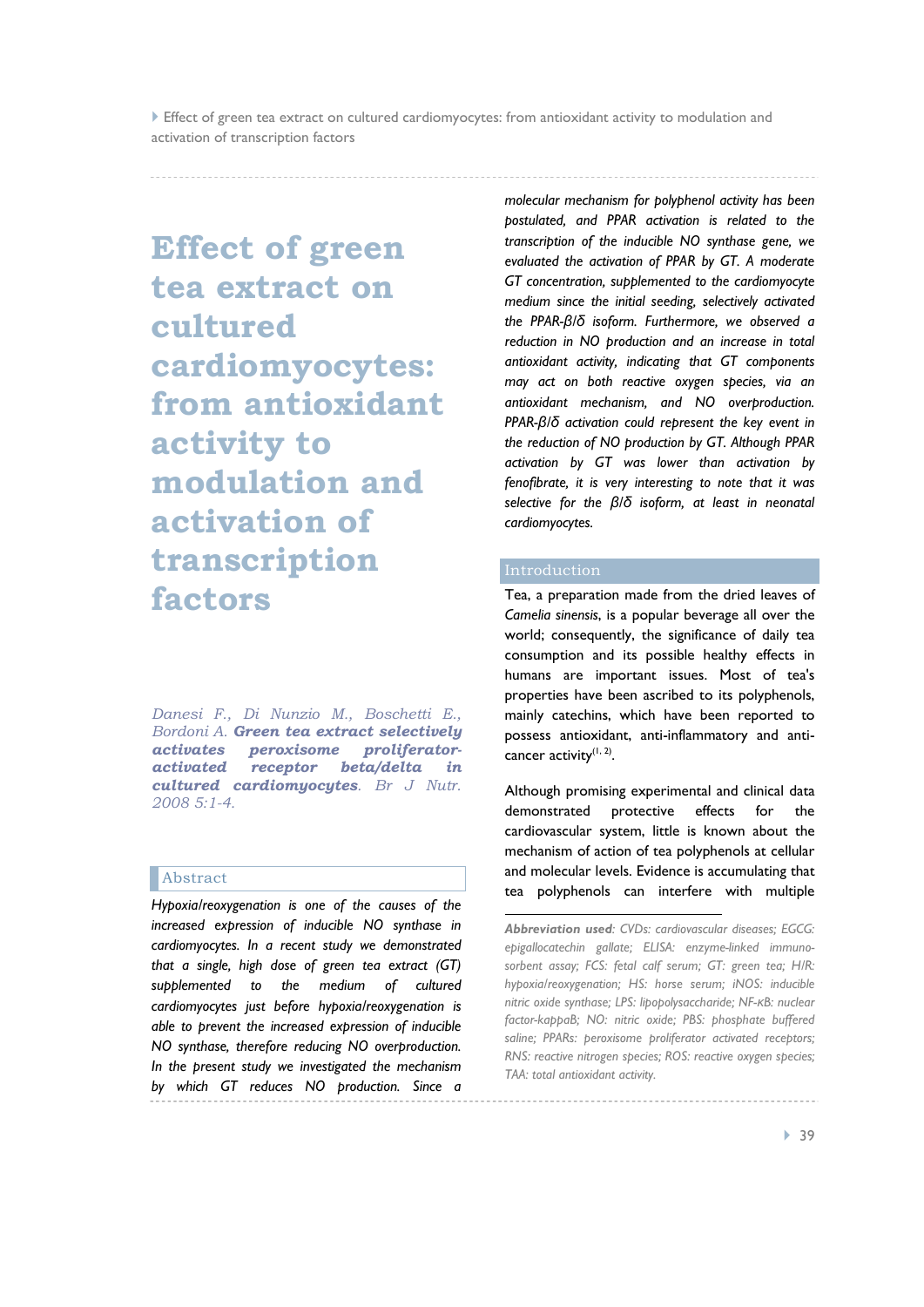# Effect of green tea extract on cultured cardiomyocytes: from antioxidant activity to modulation and activation of transcription factors

*Danesi F., Di Nunzio M., Boschetti E., Bordoni A.* ***Green tea extract selectively activates peroxisome proliferator-activated receptor beta/delta in cultured cardiomyocytes****. Br J Nutr. 2008 5:1-4.*

## Abstract

*Hypoxia/reoxygenation is one of the causes of the increased expression of inducible NO synthase in cardiomyocytes. In a recent study we demonstrated that a single, high dose of green tea extract (GT) supplemented to the medium of cultured cardiomyocytes just before hypoxia/reoxygenation is able to prevent the increased expression of inducible NO synthase, therefore reducing NO overproduction. In the present study we investigated the mechanism by which GT reduces NO production. Since a molecular mechanism for polyphenol activity has been postulated, and PPAR activation is related to the transcription of the inducible NO synthase gene, we evaluated the activation of PPAR by GT. A moderate GT concentration, supplemented to the cardiomyocyte medium since the initial seeding, selectively activated the PPAR-β/δ isoform. Furthermore, we observed a reduction in NO production and an increase in total antioxidant activity, indicating that GT components may act on both reactive oxygen species, via an antioxidant mechanism, and NO overproduction. PPAR-β/δ activation could represent the key event in the reduction of NO production by GT. Although PPAR activation by GT was lower than activation by fenofibrate, it is very interesting to note that it was selective for the β/δ isoform, at least in neonatal cardiomyocytes.*

## Introduction

Tea, a preparation made from the dried leaves of *Camelia sinensis*, is a popular beverage all over the world; consequently, the significance of daily tea consumption and its possible healthy effects in humans are important issues. Most of tea's properties have been ascribed to its polyphenols, mainly catechins, which have been reported to possess antioxidant, anti-inflammatory and anti-cancer activity[1, 2].

Although promising experimental and clinical data demonstrated protective effects for the cardiovascular system, little is known about the mechanism of action of tea polyphenols at cellular and molecular levels. Evidence is accumulating that tea polyphenols can interfere with multiple

---

***Abbreviation used**: CVDs: cardiovascular diseases; EGCG: epigallocatechin gallate; ELISA: enzyme-linked immuno-sorbent assay; FCS: fetal calf serum; GT: green tea; H/R: hypoxia/reoxygenation; HS: horse serum; iNOS: inducible nitric oxide synthase; LPS: lipopolysaccharide; NF-κB: nuclear factor-kappaB; NO: nitric oxide; PBS: phosphate buffered saline; PPARs: peroxisome proliferator activated receptors; RNS: reactive nitrogen species; ROS: reactive oxygen species; TAA: total antioxidant activity.*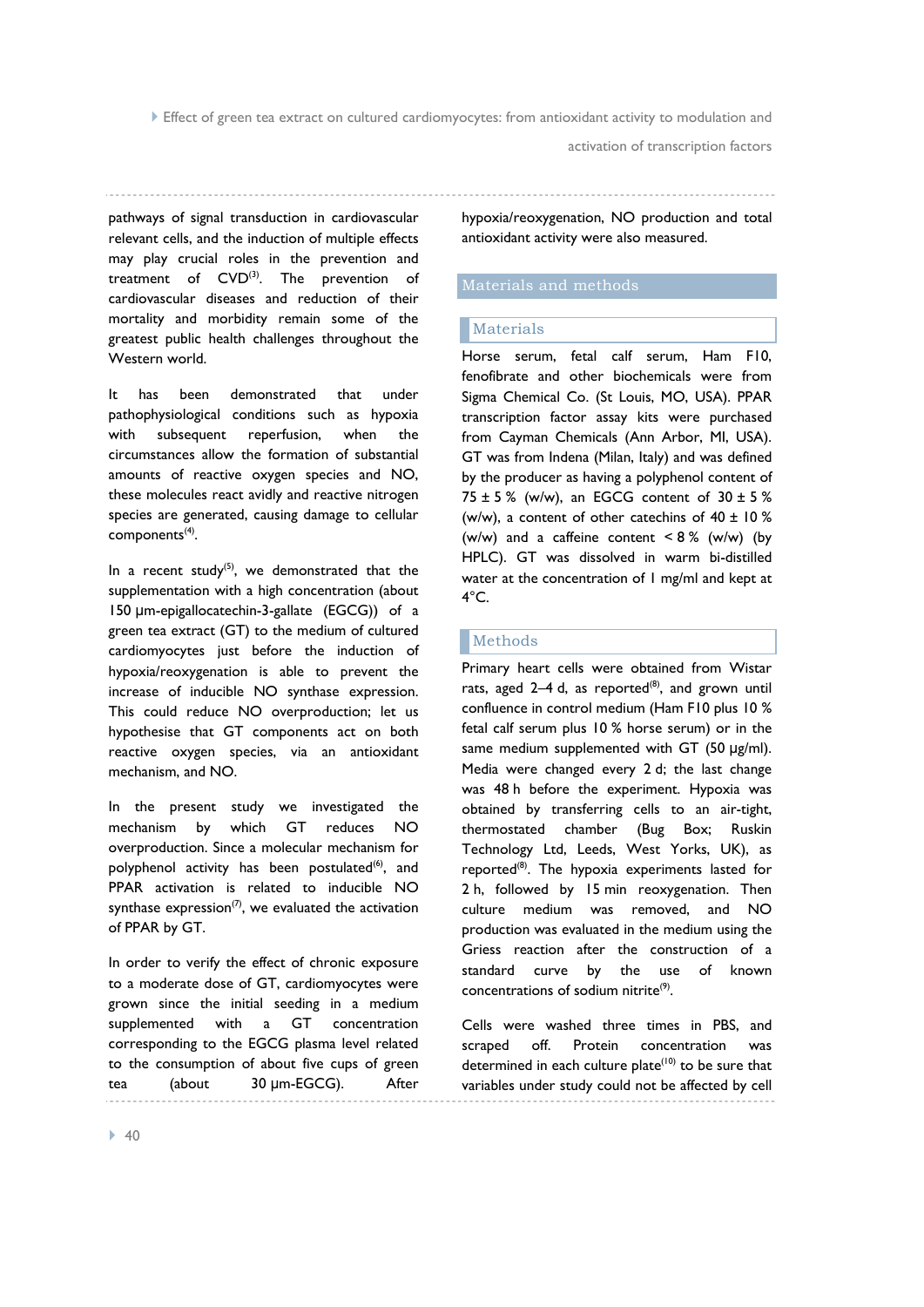pathways of signal transduction in cardiovascular relevant cells, and the induction of multiple effects may play crucial roles in the prevention and treatment of CVD[3]. The prevention of cardiovascular diseases and reduction of their mortality and morbidity remain some of the greatest public health challenges throughout the Western world.

It has been demonstrated that under pathophysiological conditions such as hypoxia with subsequent reperfusion, when the circumstances allow the formation of substantial amounts of reactive oxygen species and NO, these molecules react avidly and reactive nitrogen species are generated, causing damage to cellular components[4].

In a recent study[5], we demonstrated that the supplementation with a high concentration (about 150 µm-epigallocatechin-3-gallate (EGCG)) of a green tea extract (GT) to the medium of cultured cardiomyocytes just before the induction of hypoxia/reoxygenation is able to prevent the increase of inducible NO synthase expression. This could reduce NO overproduction; let us hypothesise that GT components act on both reactive oxygen species, via an antioxidant mechanism, and NO.

In the present study we investigated the mechanism by which GT reduces NO overproduction. Since a molecular mechanism for polyphenol activity has been postulated[6], and PPAR activation is related to inducible NO synthase expression[7], we evaluated the activation of PPAR by GT.

In order to verify the effect of chronic exposure to a moderate dose of GT, cardiomyocytes were grown since the initial seeding in a medium supplemented with a GT concentration corresponding to the EGCG plasma level related to the consumption of about five cups of green tea (about 30 µm-EGCG). After hypoxia/reoxygenation, NO production and total antioxidant activity were also measured.

## Materials and methods

### Materials

Horse serum, fetal calf serum, Ham F10, fenofibrate and other biochemicals were from Sigma Chemical Co. (St Louis, MO, USA). PPAR transcription factor assay kits were purchased from Cayman Chemicals (Ann Arbor, MI, USA). GT was from Indena (Milan, Italy) and was defined by the producer as having a polyphenol content of 75 ± 5 % (w/w), an EGCG content of 30 ± 5 % (w/w), a content of other catechins of 40 ± 10 % (w/w) and a caffeine content < 8 % (w/w) (by HPLC). GT was dissolved in warm bi-distilled water at the concentration of 1 mg/ml and kept at 4°C.

### Methods

Primary heart cells were obtained from Wistar rats, aged 2–4 d, as reported[8], and grown until confluence in control medium (Ham F10 plus 10 % fetal calf serum plus 10 % horse serum) or in the same medium supplemented with GT (50 µg/ml). Media were changed every 2 d; the last change was 48 h before the experiment. Hypoxia was obtained by transferring cells to an air-tight, thermostated chamber (Bug Box; Ruskin Technology Ltd, Leeds, West Yorks, UK), as reported[8]. The hypoxia experiments lasted for 2 h, followed by 15 min reoxygenation. Then culture medium was removed, and NO production was evaluated in the medium using the Griess reaction after the construction of a standard curve by the use of known concentrations of sodium nitrite[9].

Cells were washed three times in PBS, and scraped off. Protein concentration was determined in each culture plate[10] to be sure that variables under study could not be affected by cell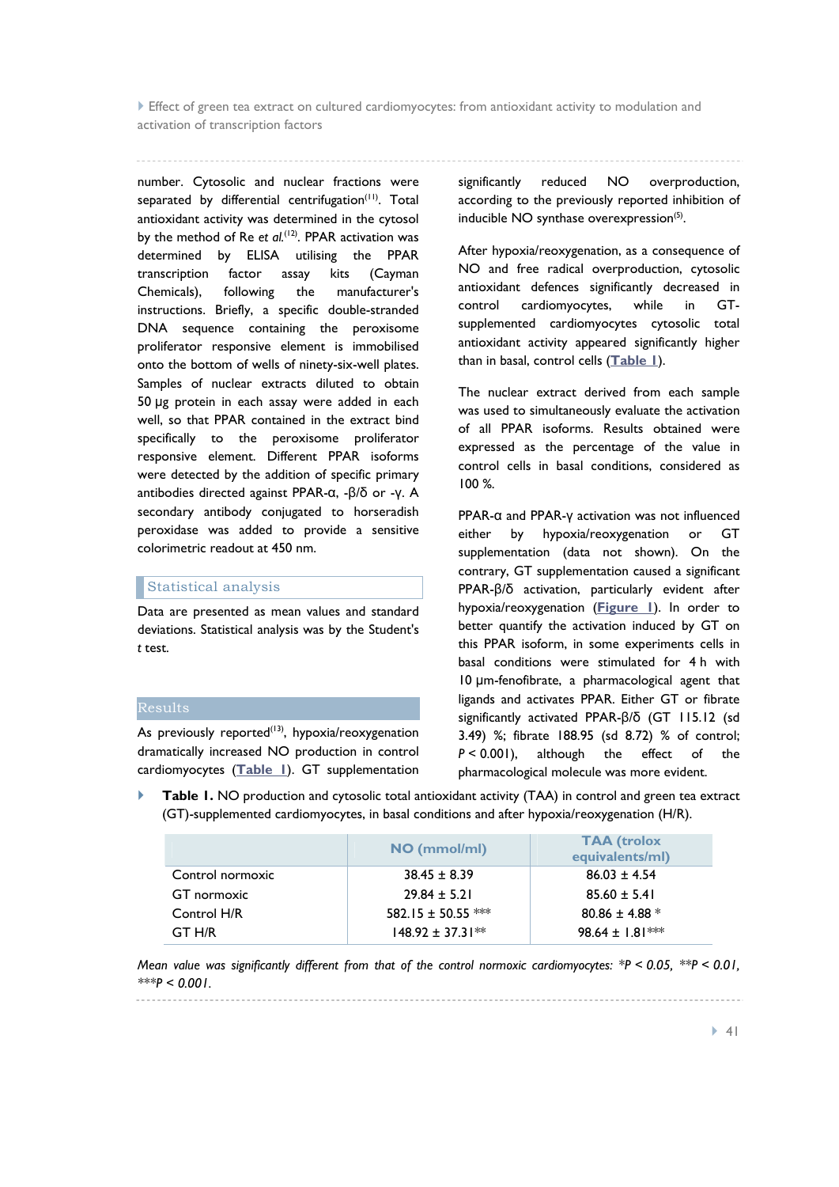number. Cytosolic and nuclear fractions were separated by differential centrifugation[11]. Total antioxidant activity was determined in the cytosol by the method of Re *et al.*[12]. PPAR activation was determined by ELISA utilising the PPAR transcription factor assay kits (Cayman Chemicals), following the manufacturer's instructions. Briefly, a specific double-stranded DNA sequence containing the peroxisome proliferator responsive element is immobilised onto the bottom of wells of ninety-six-well plates. Samples of nuclear extracts diluted to obtain 50 μg protein in each assay were added in each well, so that PPAR contained in the extract bind specifically to the peroxisome proliferator responsive element. Different PPAR isoforms were detected by the addition of specific primary antibodies directed against PPAR-α, -β/δ or -γ. A secondary antibody conjugated to horseradish peroxidase was added to provide a sensitive colorimetric readout at 450 nm.

## Statistical analysis

Data are presented as mean values and standard deviations. Statistical analysis was by the Student's *t* test.

## Results

As previously reported[13], hypoxia/reoxygenation dramatically increased NO production in control cardiomyocytes (Table 1). GT supplementation significantly reduced NO overproduction, according to the previously reported inhibition of inducible NO synthase overexpression[5].

After hypoxia/reoxygenation, as a consequence of NO and free radical overproduction, cytosolic antioxidant defences significantly decreased in control cardiomyocytes, while in GT-supplemented cardiomyocytes cytosolic total antioxidant activity appeared significantly higher than in basal, control cells (Table 1).

The nuclear extract derived from each sample was used to simultaneously evaluate the activation of all PPAR isoforms. Results obtained were expressed as the percentage of the value in control cells in basal conditions, considered as 100 %.

PPAR-α and PPAR-γ activation was not influenced either by hypoxia/reoxygenation or GT supplementation (data not shown). On the contrary, GT supplementation caused a significant PPAR-β/δ activation, particularly evident after hypoxia/reoxygenation (Figure 1). In order to better quantify the activation induced by GT on this PPAR isoform, in some experiments cells in basal conditions were stimulated for 4 h with 10 μm-fenofibrate, a pharmacological agent that ligands and activates PPAR. Either GT or fibrate significantly activated PPAR-β/δ (GT 115.12 (sd 3.49) %; fibrate 188.95 (sd 8.72) % of control; $P < 0.001$), although the effect of the pharmacological molecule was more evident.

**Table 1.** NO production and cytosolic total antioxidant activity (TAA) in control and green tea extract (GT)-supplemented cardiomyocytes, in basal conditions and after hypoxia/reoxygenation (H/R).

| | NO (mmol/ml) | TAA (trolox equivalents/ml) |
|---|---|---|
| Control normoxic | 38.45 ± 8.39 | 86.03 ± 4.54 |
| GT normoxic | 29.84 ± 5.21 | 85.60 ± 5.41 |
| Control H/R | 582.15 ± 50.55 *** | 80.86 ± 4.88 * |
| GT H/R | 148.92 ± 37.31** | 98.64 ± 1.81*** |

*Mean value was significantly different from that of the control normoxic cardiomyocytes: *P < 0.05, **P < 0.01, ***P < 0.001.*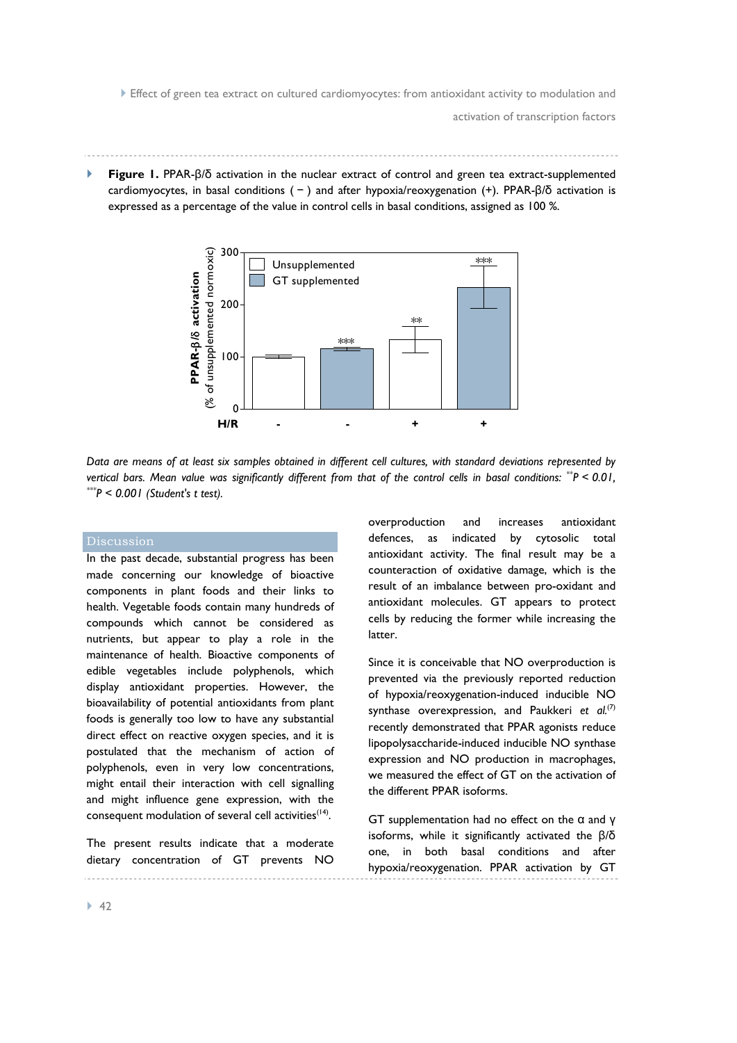**Figure 1.** PPAR-β/δ activation in the nuclear extract of control and green tea extract-supplemented cardiomyocytes, in basal conditions ( − ) and after hypoxia/reoxygenation (+). PPAR-β/δ activation is expressed as a percentage of the value in control cells in basal conditions, assigned as 100 %.

*Data are means of at least six samples obtained in different cell cultures, with standard deviations represented by vertical bars. Mean value was significantly different from that of the control cells in basal conditions: ** $P < 0.01$, *** $P < 0.001$ (Student's t test).*

## Discussion

In the past decade, substantial progress has been made concerning our knowledge of bioactive components in plant foods and their links to health. Vegetable foods contain many hundreds of compounds which cannot be considered as nutrients, but appear to play a role in the maintenance of health. Bioactive components of edible vegetables include polyphenols, which display antioxidant properties. However, the bioavailability of potential antioxidants from plant foods is generally too low to have any substantial direct effect on reactive oxygen species, and it is postulated that the mechanism of action of polyphenols, even in very low concentrations, might entail their interaction with cell signalling and might influence gene expression, with the consequent modulation of several cell activities[14].

The present results indicate that a moderate dietary concentration of GT prevents NO overproduction and increases antioxidant defences, as indicated by cytosolic total antioxidant activity. The final result may be a counteraction of oxidative damage, which is the result of an imbalance between pro-oxidant and antioxidant molecules. GT appears to protect cells by reducing the former while increasing the latter.

Since it is conceivable that NO overproduction is prevented via the previously reported reduction of hypoxia/reoxygenation-induced inducible NO synthase overexpression, and Paukkeri *et al.*[7] recently demonstrated that PPAR agonists reduce lipopolysaccharide-induced inducible NO synthase expression and NO production in macrophages, we measured the effect of GT on the activation of the different PPAR isoforms.

GT supplementation had no effect on the α and γ isoforms, while it significantly activated the β/δ one, in both basal conditions and after hypoxia/reoxygenation. PPAR activation by GT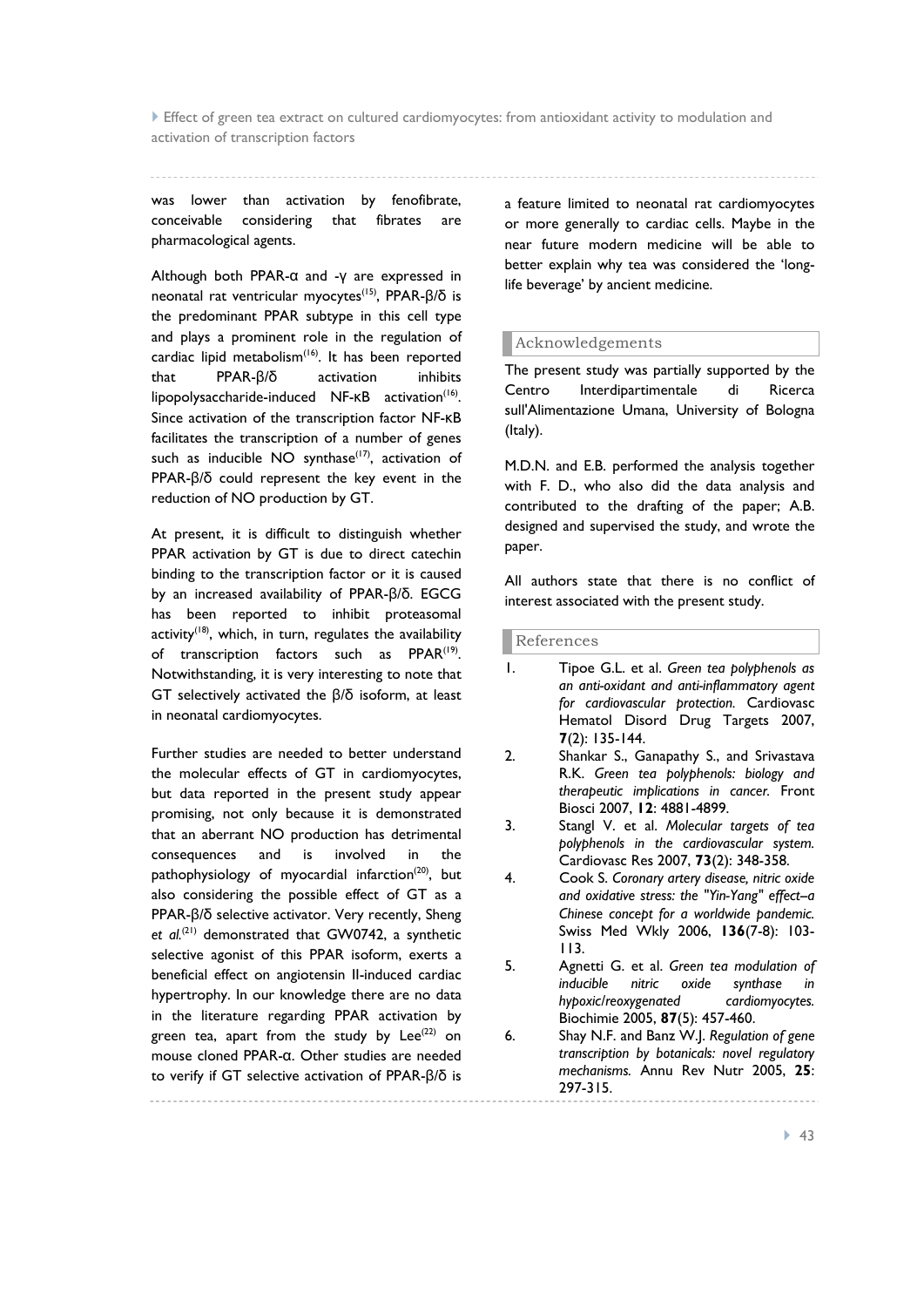was lower than activation by fenofibrate, conceivable considering that fibrates are pharmacological agents.

Although both PPAR-α and -γ are expressed in neonatal rat ventricular myocytes[15], PPAR-β/δ is the predominant PPAR subtype in this cell type and plays a prominent role in the regulation of cardiac lipid metabolism[16]. It has been reported that PPAR-β/δ activation inhibits lipopolysaccharide-induced NF-κB activation[16]. Since activation of the transcription factor NF-κB facilitates the transcription of a number of genes such as inducible NO synthase[17], activation of PPAR-β/δ could represent the key event in the reduction of NO production by GT.

At present, it is difficult to distinguish whether PPAR activation by GT is due to direct catechin binding to the transcription factor or it is caused by an increased availability of PPAR-β/δ. EGCG has been reported to inhibit proteasomal activity[18], which, in turn, regulates the availability of transcription factors such as PPAR[19]. Notwithstanding, it is very interesting to note that GT selectively activated the β/δ isoform, at least in neonatal cardiomyocytes.

Further studies are needed to better understand the molecular effects of GT in cardiomyocytes, but data reported in the present study appear promising, not only because it is demonstrated that an aberrant NO production has detrimental consequences and is involved in the pathophysiology of myocardial infarction[20], but also considering the possible effect of GT as a PPAR-β/δ selective activator. Very recently, Sheng *et al.*[21] demonstrated that GW0742, a synthetic selective agonist of this PPAR isoform, exerts a beneficial effect on angiotensin II-induced cardiac hypertrophy. In our knowledge there are no data in the literature regarding PPAR activation by green tea, apart from the study by Lee[22] on mouse cloned PPAR-α. Other studies are needed to verify if GT selective activation of PPAR-β/δ is a feature limited to neonatal rat cardiomyocytes or more generally to cardiac cells. Maybe in the near future modern medicine will be able to better explain why tea was considered the 'long-life beverage' by ancient medicine.

## Acknowledgements

The present study was partially supported by the Centro Interdipartimentale di Ricerca sull'Alimentazione Umana, University of Bologna (Italy).

M.D.N. and E.B. performed the analysis together with F. D., who also did the data analysis and contributed to the drafting of the paper; A.B. designed and supervised the study, and wrote the paper.

All authors state that there is no conflict of interest associated with the present study.

## References

1. Tipoe G.L. et al. *Green tea polyphenols as an anti-oxidant and anti-inflammatory agent for cardiovascular protection.* Cardiovasc Hematol Disord Drug Targets 2007, **7**(2): 135-144.
2. Shankar S., Ganapathy S., and Srivastava R.K. *Green tea polyphenols: biology and therapeutic implications in cancer.* Front Biosci 2007, **12**: 4881-4899.
3. Stangl V. et al. *Molecular targets of tea polyphenols in the cardiovascular system.* Cardiovasc Res 2007, **73**(2): 348-358.
4. Cook S. *Coronary artery disease, nitric oxide and oxidative stress: the "Yin-Yang" effect–a Chinese concept for a worldwide pandemic.* Swiss Med Wkly 2006, **136**(7-8): 103-113.
5. Agnetti G. et al. *Green tea modulation of inducible nitric oxide synthase in hypoxic/reoxygenated cardiomyocytes.* Biochimie 2005, **87**(5): 457-460.
6. Shay N.F. and Banz W.J. *Regulation of gene transcription by botanicals: novel regulatory mechanisms.* Annu Rev Nutr 2005, **25**: 297-315.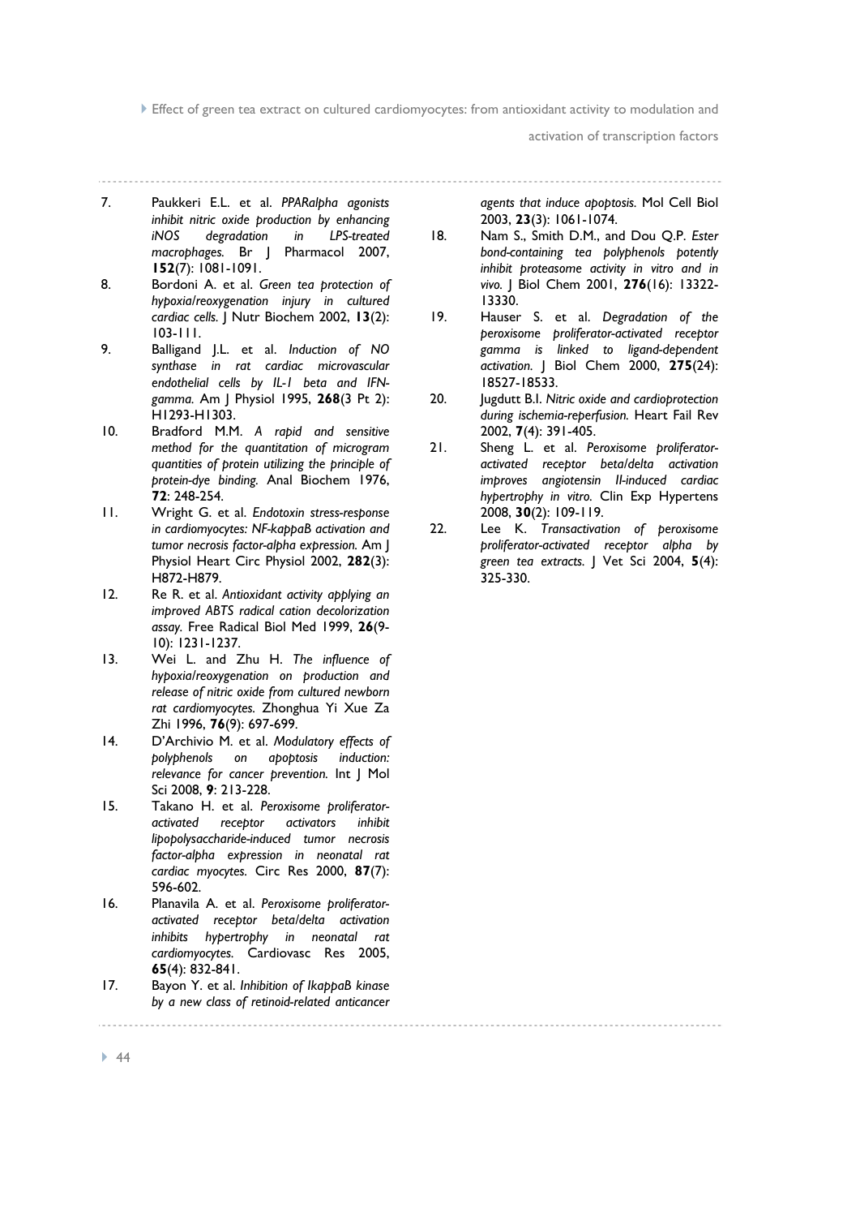7. Paukkeri E.L. et al. *PPARalpha agonists inhibit nitric oxide production by enhancing iNOS degradation in LPS-treated macrophages.* Br J Pharmacol 2007, **152**(7): 1081-1091.
8. Bordoni A. et al. *Green tea protection of hypoxia/reoxygenation injury in cultured cardiac cells.* J Nutr Biochem 2002, **13**(2): 103-111.
9. Balligand J.L. et al. *Induction of NO synthase in rat cardiac microvascular endothelial cells by IL-1 beta and IFN-gamma.* Am J Physiol 1995, **268**(3 Pt 2): H1293-H1303.
10. Bradford M.M. *A rapid and sensitive method for the quantitation of microgram quantities of protein utilizing the principle of protein-dye binding.* Anal Biochem 1976, **72**: 248-254.
11. Wright G. et al. *Endotoxin stress-response in cardiomyocytes: NF-kappaB activation and tumor necrosis factor-alpha expression.* Am J Physiol Heart Circ Physiol 2002, **282**(3): H872-H879.
12. Re R. et al. *Antioxidant activity applying an improved ABTS radical cation decolorization assay.* Free Radical Biol Med 1999, **26**(9-10): 1231-1237.
13. Wei L. and Zhu H. *The influence of hypoxia/reoxygenation on production and release of nitric oxide from cultured newborn rat cardiomyocytes.* Zhonghua Yi Xue Za Zhi 1996, **76**(9): 697-699.
14. D'Archivio M. et al. *Modulatory effects of polyphenols on apoptosis induction: relevance for cancer prevention.* Int J Mol Sci 2008, **9**: 213-228.
15. Takano H. et al. *Peroxisome proliferator-activated receptor activators inhibit lipopolysaccharide-induced tumor necrosis factor-alpha expression in neonatal rat cardiac myocytes.* Circ Res 2000, **87**(7): 596-602.
16. Planavila A. et al. *Peroxisome proliferator-activated receptor beta/delta activation inhibits hypertrophy in neonatal rat cardiomyocytes.* Cardiovasc Res 2005, **65**(4): 832-841.
17. Bayon Y. et al. *Inhibition of IkappaB kinase by a new class of retinoid-related anticancer agents that induce apoptosis.* Mol Cell Biol 2003, **23**(3): 1061-1074.
18. Nam S., Smith D.M., and Dou Q.P. *Ester bond-containing tea polyphenols potently inhibit proteasome activity in vitro and in vivo.* J Biol Chem 2001, **276**(16): 13322-13330.
19. Hauser S. et al. *Degradation of the peroxisome proliferator-activated receptor gamma is linked to ligand-dependent activation.* J Biol Chem 2000, **275**(24): 18527-18533.
20. Jugdutt B.I. *Nitric oxide and cardioprotection during ischemia-reperfusion.* Heart Fail Rev 2002, **7**(4): 391-405.
21. Sheng L. et al. *Peroxisome proliferator-activated receptor beta/delta activation improves angiotensin II-induced cardiac hypertrophy in vitro.* Clin Exp Hypertens 2008, **30**(2): 109-119.
22. Lee K. *Transactivation of peroxisome proliferator-activated receptor alpha by green tea extracts.* J Vet Sci 2004, **5**(4): 325-330.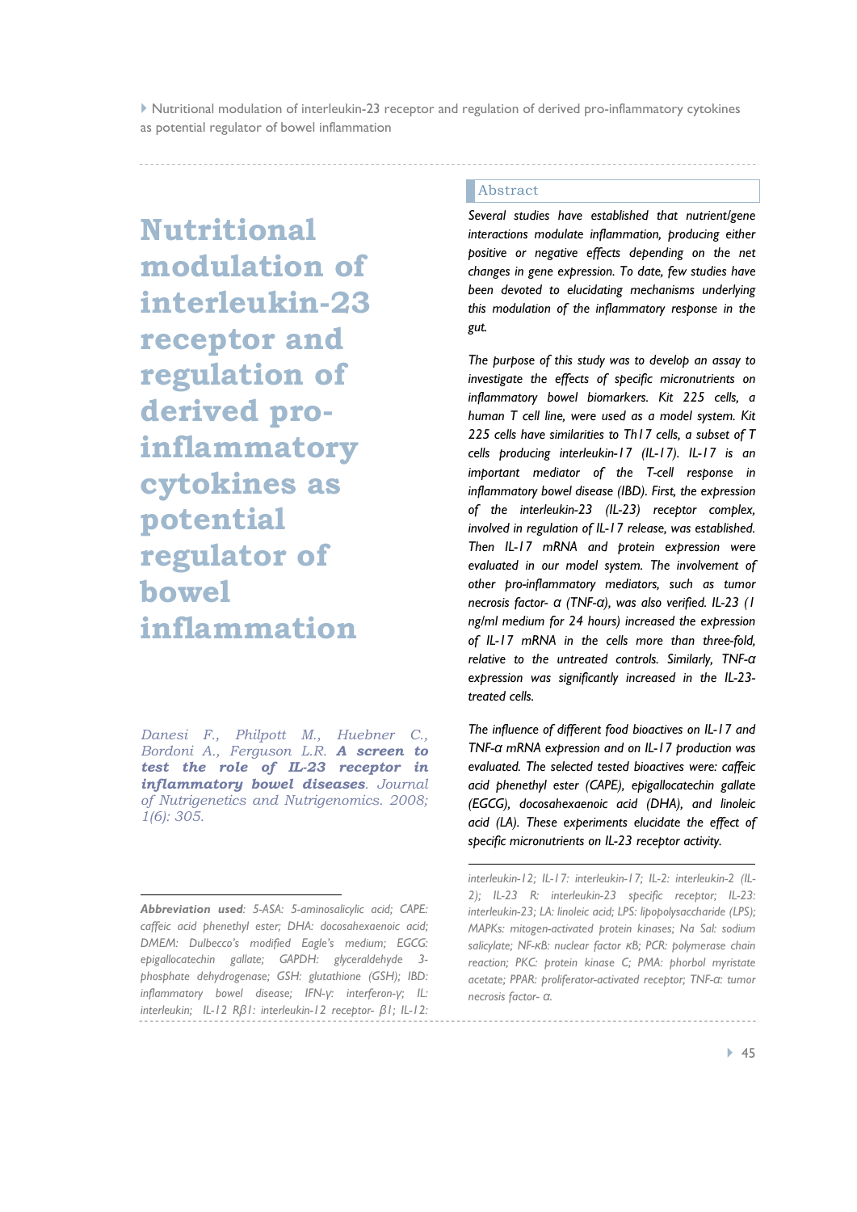# Nutritional modulation of interleukin-23 receptor and regulation of derived pro-inflammatory cytokines as potential regulator of bowel inflammation

*Danesi F., Philpott M., Huebner C., Bordoni A., Ferguson L.R.* ***A screen to test the role of IL-23 receptor in inflammatory bowel diseases****. Journal of Nutrigenetics and Nutrigenomics. 2008; 1(6): 305.*

## Abstract

*Several studies have established that nutrient/gene interactions modulate inflammation, producing either positive or negative effects depending on the net changes in gene expression. To date, few studies have been devoted to elucidating mechanisms underlying this modulation of the inflammatory response in the gut.*

*The purpose of this study was to develop an assay to investigate the effects of specific micronutrients on inflammatory bowel biomarkers. Kit 225 cells, a human T cell line, were used as a model system. Kit 225 cells have similarities to Th17 cells, a subset of T cells producing interleukin-17 (IL-17). IL-17 is an important mediator of the T-cell response in inflammatory bowel disease (IBD). First, the expression of the interleukin-23 (IL-23) receptor complex, involved in regulation of IL-17 release, was established. Then IL-17 mRNA and protein expression were evaluated in our model system. The involvement of other pro-inflammatory mediators, such as tumor necrosis factor- α (TNF-α), was also verified. IL-23 (1 ng/ml medium for 24 hours) increased the expression of IL-17 mRNA in the cells more than three-fold, relative to the untreated controls. Similarly, TNF-α expression was significantly increased in the IL-23-treated cells.*

*The influence of different food bioactives on IL-17 and TNF-α mRNA expression and on IL-17 production was evaluated. The selected tested bioactives were: caffeic acid phenethyl ester (CAPE), epigallocatechin gallate (EGCG), docosahexaenoic acid (DHA), and linoleic acid (LA). These experiments elucidate the effect of specific micronutrients on IL-23 receptor activity.*

---

***Abbreviation used****: 5-ASA: 5-aminosalicylic acid; CAPE: caffeic acid phenethyl ester; DHA: docosahexaenoic acid; DMEM: Dulbecco's modified Eagle's medium; EGCG: epigallocatechin gallate; GAPDH: glyceraldehyde 3-phosphate dehydrogenase; GSH: glutathione (GSH); IBD: inflammatory bowel disease; IFN-γ: interferon-γ; IL: interleukin; IL-12 Rβ1: interleukin-12 receptor- β1; IL-12: interleukin-12; IL-17: interleukin-17; IL-2: interleukin-2 (IL-2); IL-23 R: interleukin-23 specific receptor; IL-23: interleukin-23; LA: linoleic acid; LPS: lipopolysaccharide (LPS); MAPKs: mitogen-activated protein kinases; Na Sal: sodium salicylate; NF-κB: nuclear factor κB; PCR: polymerase chain reaction; PKC: protein kinase C; PMA: phorbol myristate acetate; PPAR: proliferator-activated receptor; TNF-α: tumor necrosis factor- α.*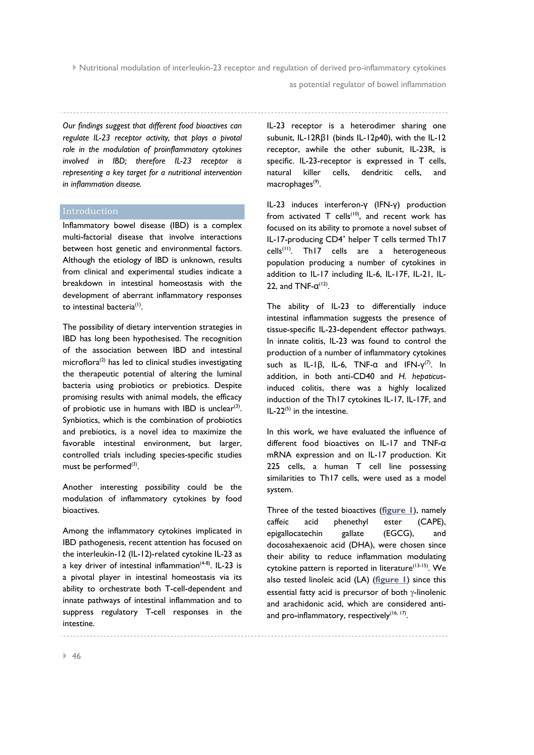*Our findings suggest that different food bioactives can regulate IL-23 receptor activity, that plays a pivotal role in the modulation of proinflammatory cytokines involved in IBD; therefore IL-23 receptor is representing a key target for a nutritional intervention in inflammation disease.*

## Introduction

Inflammatory bowel disease (IBD) is a complex multi-factorial disease that involve interactions between host genetic and environmental factors. Although the etiology of IBD is unknown, results from clinical and experimental studies indicate a breakdown in intestinal homeostasis with the development of aberrant inflammatory responses to intestinal bacteria[1].

The possibility of dietary intervention strategies in IBD has long been hypothesised. The recognition of the association between IBD and intestinal microflora[2] has led to clinical studies investigating the therapeutic potential of altering the luminal bacteria using probiotics or prebiotics. Despite promising results with animal models, the efficacy of probiotic use in humans with IBD is unclear[3]. Synbiotics, which is the combination of probiotics and prebiotics, is a novel idea to maximize the favorable intestinal environment, but larger, controlled trials including species-specific studies must be performed[3].

Another interesting possibility could be the modulation of inflammatory cytokines by food bioactives.

Among the inflammatory cytokines implicated in IBD pathogenesis, recent attention has focused on the interleukin-12 (IL-12)-related cytokine IL-23 as a key driver of intestinal inflammation[4-8]. IL-23 is a pivotal player in intestinal homeostasis via its ability to orchestrate both T-cell-dependent and innate pathways of intestinal inflammation and to suppress regulatory T-cell responses in the intestine.

IL-23 receptor is a heterodimer sharing one subunit, IL-12Rβ1 (binds IL-12p40), with the IL-12 receptor, awhile the other subunit, IL-23R, is specific. IL-23-receptor is expressed in T cells, natural killer cells, dendritic cells, and macrophages[9].

IL-23 induces interferon-γ (IFN-γ) production from activated T cells[10], and recent work has focused on its ability to promote a novel subset of IL-17-producing $CD4^+$ helper T cells termed Th17 cells[11]. Th17 cells are a heterogeneous population producing a number of cytokines in addition to IL-17 including IL-6, IL-17F, IL-21, IL-22, and TNF-α[12].

The ability of IL-23 to differentially induce intestinal inflammation suggests the presence of tissue-specific IL-23-dependent effector pathways. In innate colitis, IL-23 was found to control the production of a number of inflammatory cytokines such as IL-1β, IL-6, TNF-α and IFN-γ[7]. In addition, in both anti-CD40 and *H. hepaticus*-induced colitis, there was a highly localized induction of the Th17 cytokines IL-17, IL-17F, and IL-22[5] in the intestine.

In this work, we have evaluated the influence of different food bioactives on IL-17 and TNF-α mRNA expression and on IL-17 production. Kit 225 cells, a human T cell line possessing similarities to Th17 cells, were used as a model system.

Three of the tested bioactives (**figure 1**), namely caffeic acid phenethyl ester (CAPE), epigallocatechin gallate (EGCG), and docosahexaenoic acid (DHA), were chosen since their ability to reduce inflammation modulating cytokine pattern is reported in literature[13-15]. We also tested linoleic acid (LA) (**figure 1**) since this essential fatty acid is precursor of both γ-linolenic and arachidonic acid, which are considered anti- and pro-inflammatory, respectively[16, 17].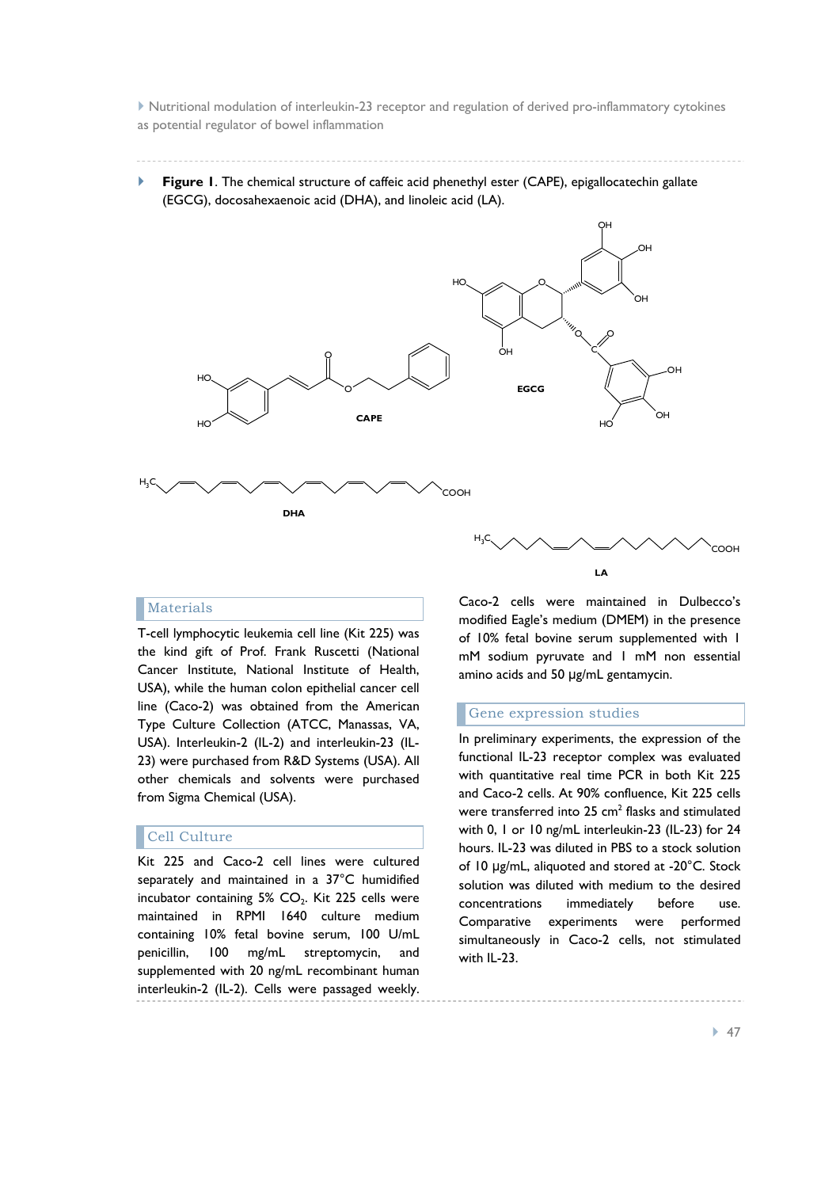**Figure 1**. The chemical structure of caffeic acid phenethyl ester (CAPE), epigallocatechin gallate (EGCG), docosahexaenoic acid (DHA), and linoleic acid (LA).

## Materials

T-cell lymphocytic leukemia cell line (Kit 225) was the kind gift of Prof. Frank Ruscetti (National Cancer Institute, National Institute of Health, USA), while the human colon epithelial cancer cell line (Caco-2) was obtained from the American Type Culture Collection (ATCC, Manassas, VA, USA). Interleukin-2 (IL-2) and interleukin-23 (IL-23) were purchased from R&D Systems (USA). All other chemicals and solvents were purchased from Sigma Chemical (USA).

## Cell Culture

Kit 225 and Caco-2 cell lines were cultured separately and maintained in a 37°C humidified incubator containing 5% $CO_2$. Kit 225 cells were maintained in RPMI 1640 culture medium containing 10% fetal bovine serum, 100 U/mL penicillin, 100 mg/mL streptomycin, and supplemented with 20 ng/mL recombinant human interleukin-2 (IL-2). Cells were passaged weekly. Caco-2 cells were maintained in Dulbecco's modified Eagle's medium (DMEM) in the presence of 10% fetal bovine serum supplemented with 1 mM sodium pyruvate and 1 mM non essential amino acids and 50 µg/mL gentamycin.

## Gene expression studies

In preliminary experiments, the expression of the functional IL-23 receptor complex was evaluated with quantitative real time PCR in both Kit 225 and Caco-2 cells. At 90% confluence, Kit 225 cells were transferred into 25 $cm^2$ flasks and stimulated with 0, 1 or 10 ng/mL interleukin-23 (IL-23) for 24 hours. IL-23 was diluted in PBS to a stock solution of 10 µg/mL, aliquoted and stored at -20°C. Stock solution was diluted with medium to the desired concentrations immediately before use. Comparative experiments were performed simultaneously in Caco-2 cells, not stimulated with IL-23.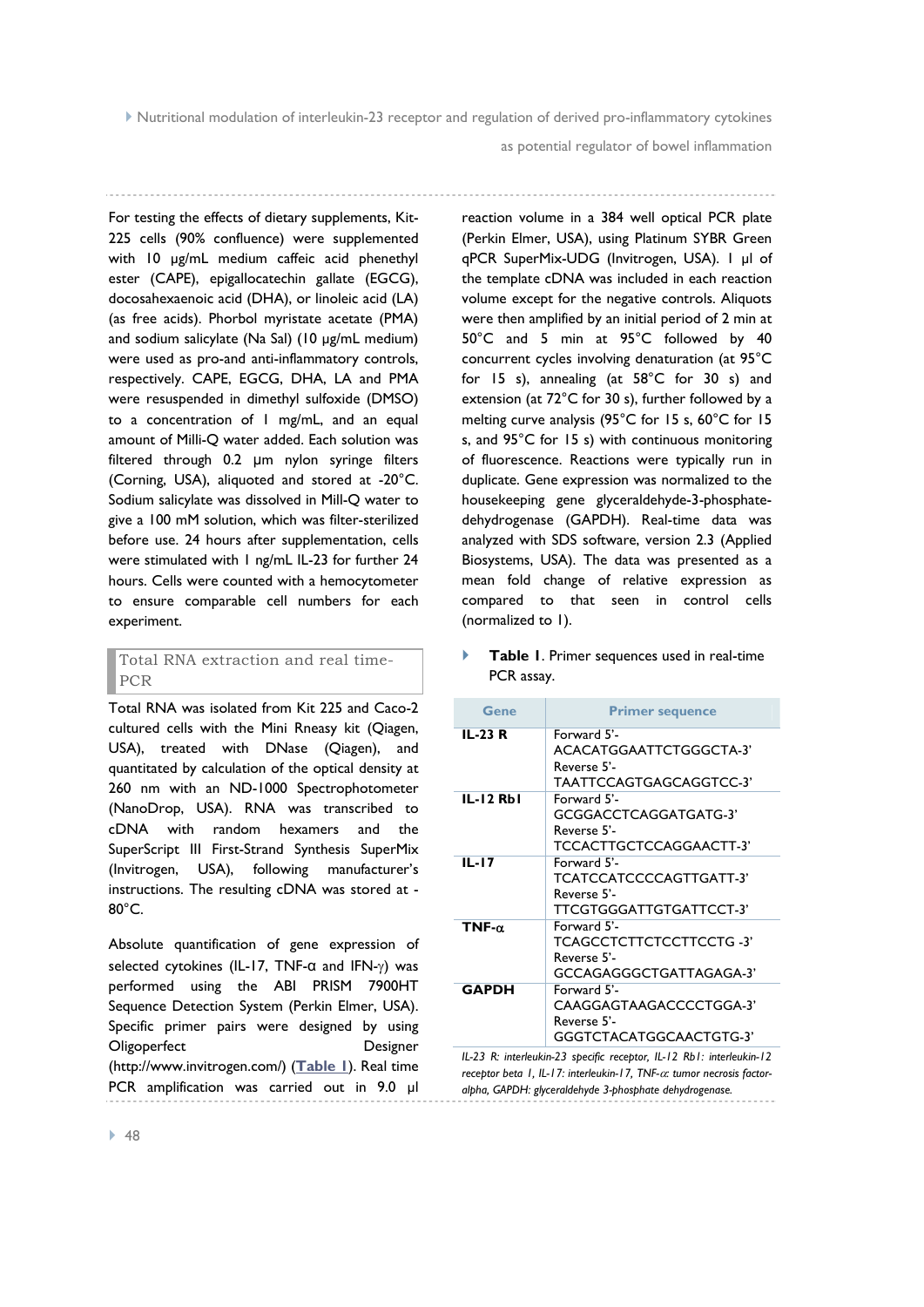For testing the effects of dietary supplements, Kit-225 cells (90% confluence) were supplemented with 10 µg/mL medium caffeic acid phenethyl ester (CAPE), epigallocatechin gallate (EGCG), docosahexaenoic acid (DHA), or linoleic acid (LA) (as free acids). Phorbol myristate acetate (PMA) and sodium salicylate (Na Sal) (10 µg/mL medium) were used as pro-and anti-inflammatory controls, respectively. CAPE, EGCG, DHA, LA and PMA were resuspended in dimethyl sulfoxide (DMSO) to a concentration of 1 mg/mL, and an equal amount of Milli-Q water added. Each solution was filtered through 0.2 µm nylon syringe filters (Corning, USA), aliquoted and stored at -20°C. Sodium salicylate was dissolved in Mill-Q water to give a 100 mM solution, which was filter-sterilized before use. 24 hours after supplementation, cells were stimulated with 1 ng/mL IL-23 for further 24 hours. Cells were counted with a hemocytometer to ensure comparable cell numbers for each experiment.

## Total RNA extraction and real time-PCR

Total RNA was isolated from Kit 225 and Caco-2 cultured cells with the Mini Rneasy kit (Qiagen, USA), treated with DNase (Qiagen), and quantitated by calculation of the optical density at 260 nm with an ND-1000 Spectrophotometer (NanoDrop, USA). RNA was transcribed to cDNA with random hexamers and the SuperScript III First-Strand Synthesis SuperMix (Invitrogen, USA), following manufacturer's instructions. The resulting cDNA was stored at -80°C.

Absolute quantification of gene expression of selected cytokines (IL-17, TNF-α and IFN-γ) was performed using the ABI PRISM 7900HT Sequence Detection System (Perkin Elmer, USA). Specific primer pairs were designed by using Oligoperfect Designer (http://www.invitrogen.com/) (**Table 1**). Real time PCR amplification was carried out in 9.0 µl reaction volume in a 384 well optical PCR plate (Perkin Elmer, USA), using Platinum SYBR Green qPCR SuperMix-UDG (Invitrogen, USA). 1 µl of the template cDNA was included in each reaction volume except for the negative controls. Aliquots were then amplified by an initial period of 2 min at 50°C and 5 min at 95°C followed by 40 concurrent cycles involving denaturation (at 95°C for 15 s), annealing (at 58°C for 30 s) and extension (at 72°C for 30 s), further followed by a melting curve analysis (95°C for 15 s, 60°C for 15 s, and 95°C for 15 s) with continuous monitoring of fluorescence. Reactions were typically run in duplicate. Gene expression was normalized to the housekeeping gene glyceraldehyde-3-phosphate-dehydrogenase (GAPDH). Real-time data was analyzed with SDS software, version 2.3 (Applied Biosystems, USA). The data was presented as a mean fold change of relative expression as compared to that seen in control cells (normalized to 1).

**Table 1**. Primer sequences used in real-time PCR assay.

| Gene | Primer sequence |
|---|---|
| **IL-23 R** | Forward 5'-ACACATGGAATTCTGGGCTA-3' Reverse 5'-TAATTCCAGTGAGCAGGTCC-3' |
| **IL-12 Rb1** | Forward 5'-GCGGACCTCAGGATGATG-3' Reverse 5'-TCCACTTGCTCCAGGAACTT-3' |
| **IL-17** | Forward 5'-TCATCCATCCCCAGTTGATT-3' Reverse 5'-TTCGTGGGATTGTGATTCCT-3' |
| **TNF-α** | Forward 5'-TCAGCCTCTTCTCCTTCCTG -3' Reverse 5'-GCCAGAGGGCTGATTAGAGA-3' |
| **GAPDH** | Forward 5'-CAAGGAGTAAGACCCCTGGA-3' Reverse 5'-GGGTCTACATGGCAACTGTG-3' |

*IL-23 R: interleukin-23 specific receptor, IL-12 Rb1: interleukin-12 receptor beta 1, IL-17: interleukin-17, TNF-α: tumor necrosis factor-alpha, GAPDH: glyceraldehyde 3-phosphate dehydrogenase.*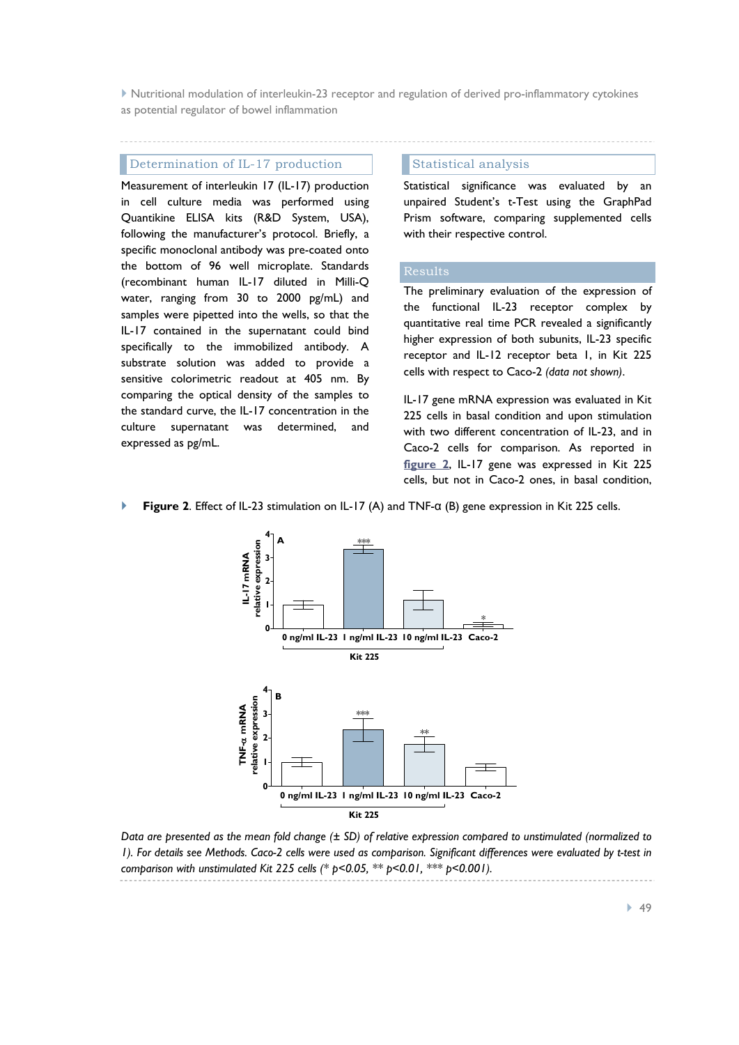## Determination of IL-17 production

Measurement of interleukin 17 (IL-17) production in cell culture media was performed using Quantikine ELISA kits (R&D System, USA), following the manufacturer's protocol. Briefly, a specific monoclonal antibody was pre-coated onto the bottom of 96 well microplate. Standards (recombinant human IL-17 diluted in Milli-Q water, ranging from 30 to 2000 pg/mL) and samples were pipetted into the wells, so that the IL-17 contained in the supernatant could bind specifically to the immobilized antibody. A substrate solution was added to provide a sensitive colorimetric readout at 405 nm. By comparing the optical density of the samples to the standard curve, the IL-17 concentration in the culture supernatant was determined, and expressed as pg/mL.

## Statistical analysis

Statistical significance was evaluated by an unpaired Student's t-Test using the GraphPad Prism software, comparing supplemented cells with their respective control.

## Results

The preliminary evaluation of the expression of the functional IL-23 receptor complex by quantitative real time PCR revealed a significantly higher expression of both subunits, IL-23 specific receptor and IL-12 receptor beta 1, in Kit 225 cells with respect to Caco-2 *(data not shown)*.

IL-17 gene mRNA expression was evaluated in Kit 225 cells in basal condition and upon stimulation with two different concentration of IL-23, and in Caco-2 cells for comparison. As reported in **figure 2**, IL-17 gene was expressed in Kit 225 cells, but not in Caco-2 ones, in basal condition,

**Figure 2**. Effect of IL-23 stimulation on IL-17 (A) and TNF-α (B) gene expression in Kit 225 cells.

*Data are presented as the mean fold change (± SD) of relative expression compared to unstimulated (normalized to 1). For details see Methods. Caco-2 cells were used as comparison. Significant differences were evaluated by t-test in comparison with unstimulated Kit 225 cells (* p<0.05, ** p<0.01, *** p<0.001).*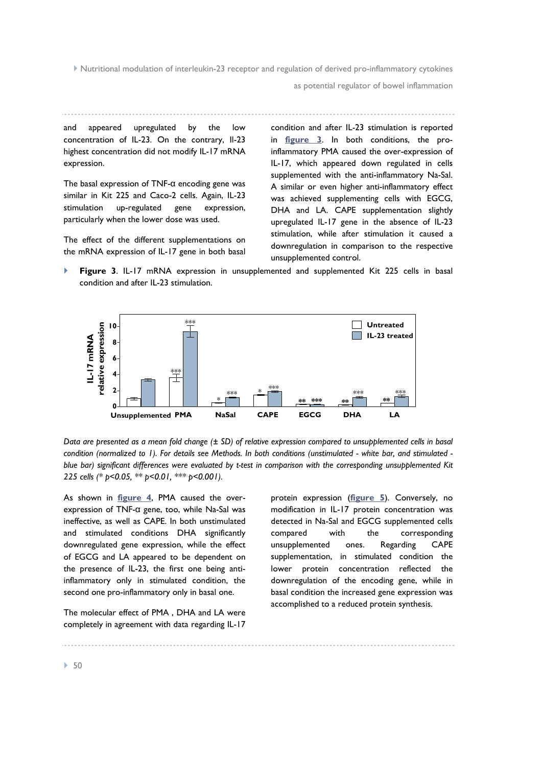and appeared upregulated by the low concentration of IL-23. On the contrary, Il-23 highest concentration did not modify IL-17 mRNA expression.

The basal expression of TNF-α encoding gene was similar in Kit 225 and Caco-2 cells. Again, IL-23 stimulation up-regulated gene expression, particularly when the lower dose was used.

The effect of the different supplementations on the mRNA expression of IL-17 gene in both basal condition and after IL-23 stimulation is reported in **figure 3**. In both conditions, the pro-inflammatory PMA caused the over-expression of IL-17, which appeared down regulated in cells supplemented with the anti-inflammatory Na-Sal. A similar or even higher anti-inflammatory effect was achieved supplementing cells with EGCG, DHA and LA. CAPE supplementation slightly upregulated IL-17 gene in the absence of IL-23 stimulation, while after stimulation it caused a downregulation in comparison to the respective unsupplemented control.

**Figure 3**. IL-17 mRNA expression in unsupplemented and supplemented Kit 225 cells in basal condition and after IL-23 stimulation.

*Data are presented as a mean fold change (± SD) of relative expression compared to unsupplemented cells in basal condition (normalized to 1). For details see Methods. In both conditions (unstimulated - white bar, and stimulated - blue bar) significant differences were evaluated by t-test in comparison with the corresponding unsupplemented Kit 225 cells (* p<0.05, ** p<0.01, *** p<0.001).*

As shown in **figure 4**, PMA caused the over-expression of TNF-α gene, too, while Na-Sal was ineffective, as well as CAPE. In both unstimulated and stimulated conditions DHA significantly downregulated gene expression, while the effect of EGCG and LA appeared to be dependent on the presence of IL-23, the first one being anti-inflammatory only in stimulated condition, the second one pro-inflammatory only in basal one.

The molecular effect of PMA , DHA and LA were completely in agreement with data regarding IL-17 protein expression (**figure 5**). Conversely, no modification in IL-17 protein concentration was detected in Na-Sal and EGCG supplemented cells compared with the corresponding unsupplemented ones. Regarding CAPE supplementation, in stimulated condition the lower protein concentration reflected the downregulation of the encoding gene, while in basal condition the increased gene expression was accomplished to a reduced protein synthesis.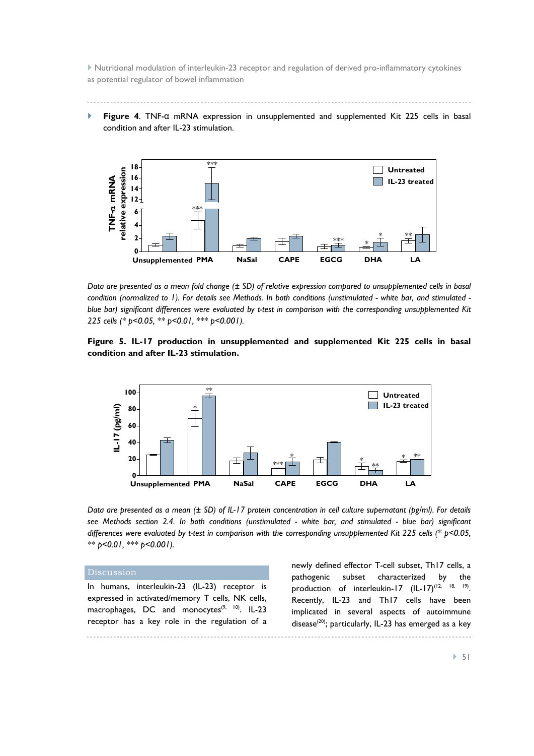**Figure 4**. TNF-α mRNA expression in unsupplemented and supplemented Kit 225 cells in basal condition and after IL-23 stimulation.

*Data are presented as a mean fold change (± SD) of relative expression compared to unsupplemented cells in basal condition (normalized to 1). For details see Methods. In both conditions (unstimulated - white bar, and stimulated - blue bar) significant differences were evaluated by t-test in comparison with the corresponding unsupplemented Kit 225 cells (* p<0.05, ** p<0.01, *** p<0.001).*

**Figure 5. IL-17 production in unsupplemented and supplemented Kit 225 cells in basal condition and after IL-23 stimulation.**

*Data are presented as a mean (± SD) of IL-17 protein concentration in cell culture supernatant (pg/ml). For details see Methods section 2.4. In both conditions (unstimulated - white bar, and stimulated - blue bar) significant differences were evaluated by t-test in comparison with the corresponding unsupplemented Kit 225 cells (* p<0.05, ** p<0.01, *** p<0.001).*

## Discussion

In humans, interleukin-23 (IL-23) receptor is expressed in activated/memory T cells, NK cells, macrophages, DC and monocytes[9, 10]. IL-23 receptor has a key role in the regulation of a newly defined effector T-cell subset, Th17 cells, a pathogenic subset characterized by the production of interleukin-17 (IL-17)[12, 18, 19]. Recently, IL-23 and Th17 cells have been implicated in several aspects of autoimmune disease[20]; particularly, IL-23 has emerged as a key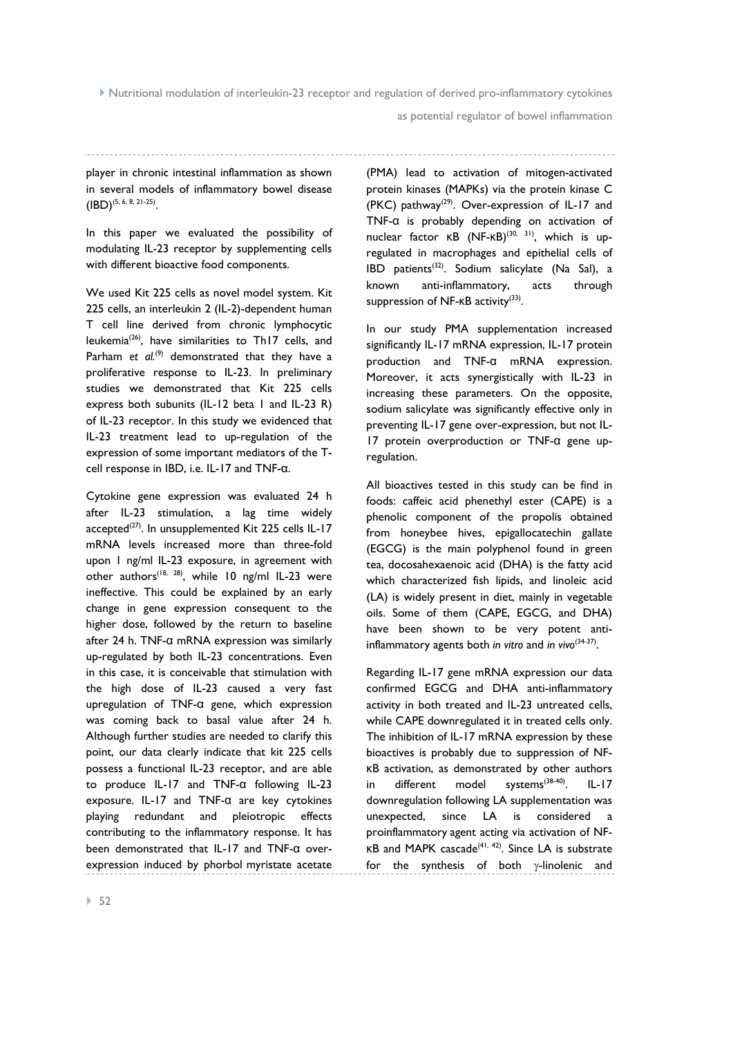player in chronic intestinal inflammation as shown in several models of inflammatory bowel disease (IBD)[5, 6, 8, 21-25].

In this paper we evaluated the possibility of modulating IL-23 receptor by supplementing cells with different bioactive food components.

We used Kit 225 cells as novel model system. Kit 225 cells, an interleukin 2 (IL-2)-dependent human T cell line derived from chronic lymphocytic leukemia[26], have similarities to Th17 cells, and Parham *et al.*[9] demonstrated that they have a proliferative response to IL-23. In preliminary studies we demonstrated that Kit 225 cells express both subunits (IL-12 beta 1 and IL-23 R) of IL-23 receptor. In this study we evidenced that IL-23 treatment lead to up-regulation of the expression of some important mediators of the T-cell response in IBD, i.e. IL-17 and TNF-α.

Cytokine gene expression was evaluated 24 h after IL-23 stimulation, a lag time widely accepted[27]. In unsupplemented Kit 225 cells IL-17 mRNA levels increased more than three-fold upon 1 ng/ml IL-23 exposure, in agreement with other authors[18, 28], while 10 ng/ml IL-23 were ineffective. This could be explained by an early change in gene expression consequent to the higher dose, followed by the return to baseline after 24 h. TNF-α mRNA expression was similarly up-regulated by both IL-23 concentrations. Even in this case, it is conceivable that stimulation with the high dose of IL-23 caused a very fast upregulation of TNF-α gene, which expression was coming back to basal value after 24 h. Although further studies are needed to clarify this point, our data clearly indicate that kit 225 cells possess a functional IL-23 receptor, and are able to produce IL-17 and TNF-α following IL-23 exposure. IL-17 and TNF-α are key cytokines playing redundant and pleiotropic effects contributing to the inflammatory response. It has been demonstrated that IL-17 and TNF-α over-expression induced by phorbol myristate acetate (PMA) lead to activation of mitogen-activated protein kinases (MAPKs) via the protein kinase C (PKC) pathway[29]. Over-expression of IL-17 and TNF-α is probably depending on activation of nuclear factor κB (NF-κB)[30, 31], which is up-regulated in macrophages and epithelial cells of IBD patients[32]. Sodium salicylate (Na Sal), a known anti-inflammatory, acts through suppression of NF-κB activity[33].

In our study PMA supplementation increased significantly IL-17 mRNA expression, IL-17 protein production and TNF-α mRNA expression. Moreover, it acts synergistically with IL-23 in increasing these parameters. On the opposite, sodium salicylate was significantly effective only in preventing IL-17 gene over-expression, but not IL-17 protein overproduction or TNF-α gene up-regulation.

All bioactives tested in this study can be find in foods: caffeic acid phenethyl ester (CAPE) is a phenolic component of the propolis obtained from honeybee hives, epigallocatechin gallate (EGCG) is the main polyphenol found in green tea, docosahexaenoic acid (DHA) is the fatty acid which characterized fish lipids, and linoleic acid (LA) is widely present in diet, mainly in vegetable oils. Some of them (CAPE, EGCG, and DHA) have been shown to be very potent anti-inflammatory agents both *in vitro* and *in vivo*[34-37].

Regarding IL-17 gene mRNA expression our data confirmed EGCG and DHA anti-inflammatory activity in both treated and IL-23 untreated cells, while CAPE downregulated it in treated cells only. The inhibition of IL-17 mRNA expression by these bioactives is probably due to suppression of NF-κB activation, as demonstrated by other authors in different model systems[38-40]. IL-17 downregulation following LA supplementation was unexpected, since LA is considered a proinflammatory agent acting via activation of NF-κB and MAPK cascade[41, 42]. Since LA is substrate for the synthesis of both γ-linolenic and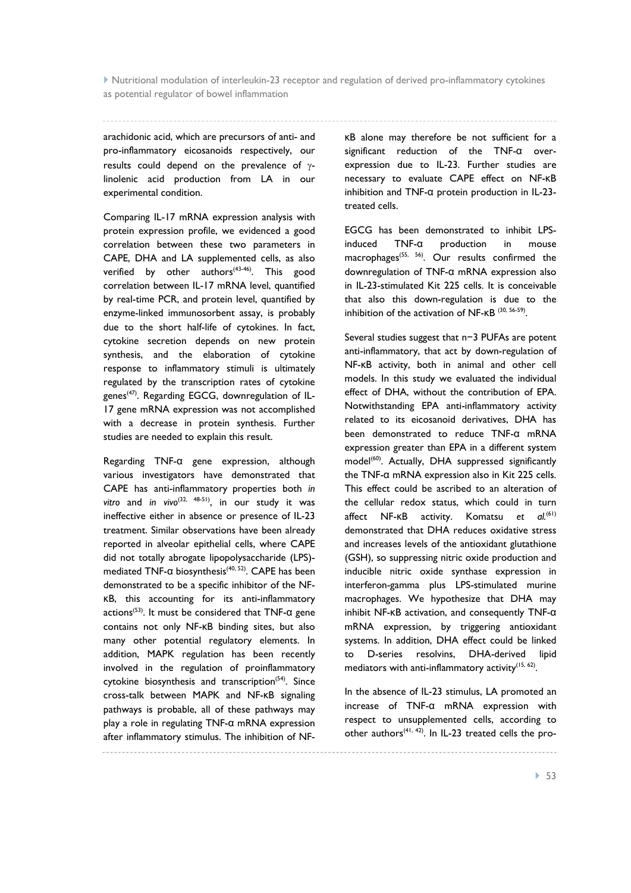arachidonic acid, which are precursors of anti- and pro-inflammatory eicosanoids respectively, our results could depend on the prevalence of γ-linolenic acid production from LA in our experimental condition.

Comparing IL-17 mRNA expression analysis with protein expression profile, we evidenced a good correlation between these two parameters in CAPE, DHA and LA supplemented cells, as also verified by other authors[43-46]. This good correlation between IL-17 mRNA level, quantified by real-time PCR, and protein level, quantified by enzyme-linked immunosorbent assay, is probably due to the short half-life of cytokines. In fact, cytokine secretion depends on new protein synthesis, and the elaboration of cytokine response to inflammatory stimuli is ultimately regulated by the transcription rates of cytokine genes[47]. Regarding EGCG, downregulation of IL-17 gene mRNA expression was not accomplished with a decrease in protein synthesis. Further studies are needed to explain this result.

Regarding TNF-α gene expression, although various investigators have demonstrated that CAPE has anti-inflammatory properties both *in vitro* and *in vivo*[32, 48-51], in our study it was ineffective either in absence or presence of IL-23 treatment. Similar observations have been already reported in alveolar epithelial cells, where CAPE did not totally abrogate lipopolysaccharide (LPS)-mediated TNF-α biosynthesis[40, 52]. CAPE has been demonstrated to be a specific inhibitor of the NF-κB, this accounting for its anti-inflammatory actions[53]. It must be considered that TNF-α gene contains not only NF-κB binding sites, but also many other potential regulatory elements. In addition, MAPK regulation has been recently involved in the regulation of proinflammatory cytokine biosynthesis and transcription[54]. Since cross-talk between MAPK and NF-κB signaling pathways is probable, all of these pathways may play a role in regulating TNF-α mRNA expression after inflammatory stimulus. The inhibition of NF-κB alone may therefore be not sufficient for a significant reduction of the TNF-α over-expression due to IL-23. Further studies are necessary to evaluate CAPE effect on NF-κB inhibition and TNF-α protein production in IL-23-treated cells.

EGCG has been demonstrated to inhibit LPS-induced TNF-α production in mouse macrophages[55, 56]. Our results confirmed the downregulation of TNF-α mRNA expression also in IL-23-stimulated Kit 225 cells. It is conceivable that also this down-regulation is due to the inhibition of the activation of NF-κB [30, 56-59].

Several studies suggest that n−3 PUFAs are potent anti-inflammatory, that act by down-regulation of NF-κB activity, both in animal and other cell models. In this study we evaluated the individual effect of DHA, without the contribution of EPA. Notwithstanding EPA anti-inflammatory activity related to its eicosanoid derivatives, DHA has been demonstrated to reduce TNF-α mRNA expression greater than EPA in a different system model[60]. Actually, DHA suppressed significantly the TNF-α mRNA expression also in Kit 225 cells. This effect could be ascribed to an alteration of the cellular redox status, which could in turn affect NF-κB activity. Komatsu *et al.*[61] demonstrated that DHA reduces oxidative stress and increases levels of the antioxidant glutathione (GSH), so suppressing nitric oxide production and inducible nitric oxide synthase expression in interferon-gamma plus LPS-stimulated murine macrophages. We hypothesize that DHA may inhibit NF-κB activation, and consequently TNF-α mRNA expression, by triggering antioxidant systems. In addition, DHA effect could be linked to D-series resolvins, DHA-derived lipid mediators with anti-inflammatory activity[15, 62].

In the absence of IL-23 stimulus, LA promoted an increase of TNF-α mRNA expression with respect to unsupplemented cells, according to other authors[41, 42]. In IL-23 treated cells the pro-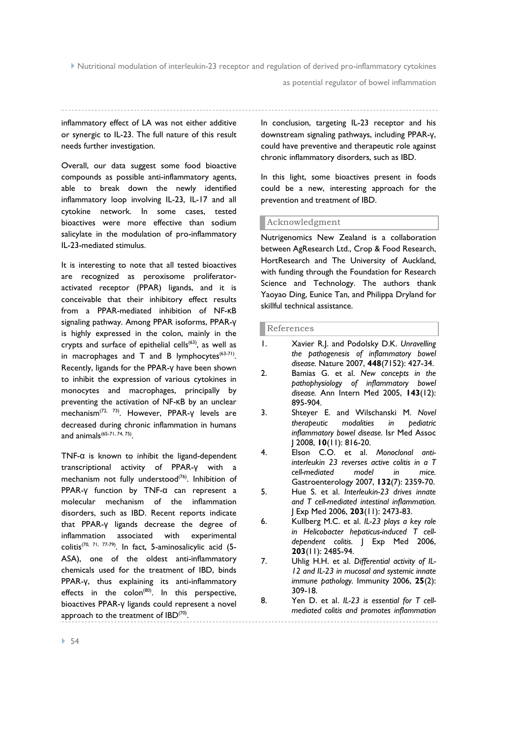inflammatory effect of LA was not either additive or synergic to IL-23. The full nature of this result needs further investigation.

Overall, our data suggest some food bioactive compounds as possible anti-inflammatory agents, able to break down the newly identified inflammatory loop involving IL-23, IL-17 and all cytokine network. In some cases, tested bioactives were more effective than sodium salicylate in the modulation of pro-inflammatory IL-23-mediated stimulus.

It is interesting to note that all tested bioactives are recognized as peroxisome proliferator-activated receptor (PPAR) ligands, and it is conceivable that their inhibitory effect results from a PPAR-mediated inhibition of NF-κB signaling pathway. Among PPAR isoforms, PPAR-γ is highly expressed in the colon, mainly in the crypts and surface of epithelial cells[63], as well as in macrophages and T and B lymphocytes[63-71]. Recently, ligands for the PPAR-γ have been shown to inhibit the expression of various cytokines in monocytes and macrophages, principally by preventing the activation of NF-κB by an unclear mechanism[72, 73]. However, PPAR-γ levels are decreased during chronic inflammation in humans and animals[65-71, 74, 75].

TNF-α is known to inhibit the ligand-dependent transcriptional activity of PPAR-γ with a mechanism not fully understood[76]. Inhibition of PPAR-γ function by TNF-α can represent a molecular mechanism of the inflammation disorders, such as IBD. Recent reports indicate that PPAR-γ ligands decrease the degree of inflammation associated with experimental colitis[70, 71, 77-79]. In fact, 5-aminosalicylic acid (5-ASA), one of the oldest anti-inflammatory chemicals used for the treatment of IBD, binds PPAR-γ, thus explaining its anti-inflammatory effects in the colon[80]. In this perspective, bioactives PPAR-γ ligands could represent a novel approach to the treatment of IBD[70].

In conclusion, targeting IL-23 receptor and his downstream signaling pathways, including PPAR-γ, could have preventive and therapeutic role against chronic inflammatory disorders, such as IBD.

In this light, some bioactives present in foods could be a new, interesting approach for the prevention and treatment of IBD.

## Acknowledgment

Nutrigenomics New Zealand is a collaboration between AgResearch Ltd., Crop & Food Research, HortResearch and The University of Auckland, with funding through the Foundation for Research Science and Technology. The authors thank Yaoyao Ding, Eunice Tan, and Philippa Dryland for skillful technical assistance.

## References

1. Xavier R.J. and Podolsky D.K. *Unravelling the pathogenesis of inflammatory bowel disease.* Nature 2007, **448**(7152): 427-34.
2. Bamias G. et al. *New concepts in the pathophysiology of inflammatory bowel disease.* Ann Intern Med 2005, **143**(12): 895-904.
3. Shteyer E. and Wilschanski M. *Novel therapeutic modalities in pediatric inflammatory bowel disease.* Isr Med Assoc J 2008, **10**(11): 816-20.
4. Elson C.O. et al. *Monoclonal anti-interleukin 23 reverses active colitis in a T cell-mediated model in mice.* Gastroenterology 2007, **132**(7): 2359-70.
5. Hue S. et al. *Interleukin-23 drives innate and T cell-mediated intestinal inflammation.* J Exp Med 2006, **203**(11): 2473-83.
6. Kullberg M.C. et al. *IL-23 plays a key role in Helicobacter hepaticus-induced T cell-dependent colitis.* J Exp Med 2006, **203**(11): 2485-94.
7. Uhlig H.H. et al. *Differential activity of IL-12 and IL-23 in mucosal and systemic innate immune pathology.* Immunity 2006, **25**(2): 309-18.
8. Yen D. et al. *IL-23 is essential for T cell-mediated colitis and promotes inflammation*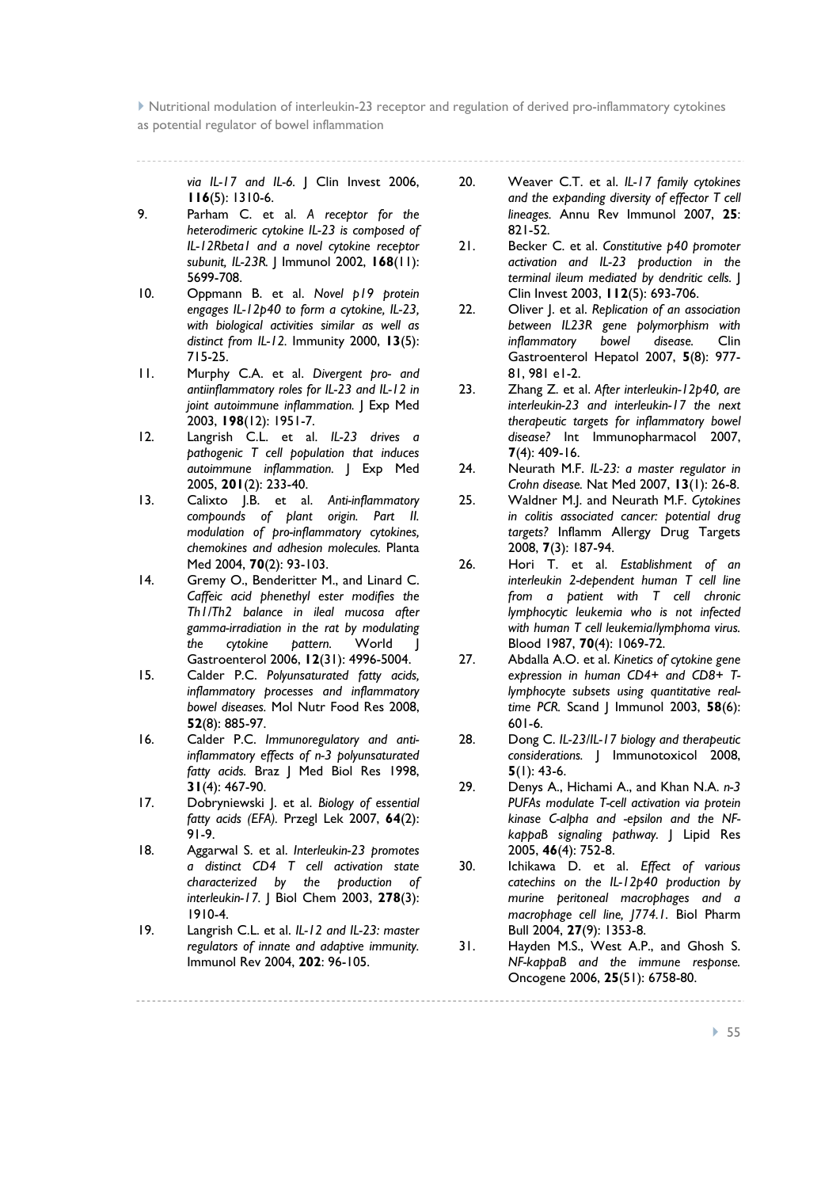*via IL-17 and IL-6.* J Clin Invest 2006, **116**(5): 1310-6.

9. Parham C. et al. *A receptor for the heterodimeric cytokine IL-23 is composed of IL-12Rbeta1 and a novel cytokine receptor subunit, IL-23R.* J Immunol 2002, **168**(11): 5699-708.
10. Oppmann B. et al. *Novel p19 protein engages IL-12p40 to form a cytokine, IL-23, with biological activities similar as well as distinct from IL-12.* Immunity 2000, **13**(5): 715-25.
11. Murphy C.A. et al. *Divergent pro- and antiinflammatory roles for IL-23 and IL-12 in joint autoimmune inflammation.* J Exp Med 2003, **198**(12): 1951-7.
12. Langrish C.L. et al. *IL-23 drives a pathogenic T cell population that induces autoimmune inflammation.* J Exp Med 2005, **201**(2): 233-40.
13. Calixto J.B. et al. *Anti-inflammatory compounds of plant origin. Part II. modulation of pro-inflammatory cytokines, chemokines and adhesion molecules.* Planta Med 2004, **70**(2): 93-103.
14. Gremy O., Benderitter M., and Linard C. *Caffeic acid phenethyl ester modifies the Th1/Th2 balance in ileal mucosa after gamma-irradiation in the rat by modulating the cytokine pattern.* World J Gastroenterol 2006, **12**(31): 4996-5004.
15. Calder P.C. *Polyunsaturated fatty acids, inflammatory processes and inflammatory bowel diseases.* Mol Nutr Food Res 2008, **52**(8): 885-97.
16. Calder P.C. *Immunoregulatory and anti-inflammatory effects of n-3 polyunsaturated fatty acids.* Braz J Med Biol Res 1998, **31**(4): 467-90.
17. Dobryniewski J. et al. *Biology of essential fatty acids (EFA).* Przegl Lek 2007, **64**(2): 91-9.
18. Aggarwal S. et al. *Interleukin-23 promotes a distinct CD4 T cell activation state characterized by the production of interleukin-17.* J Biol Chem 2003, **278**(3): 1910-4.
19. Langrish C.L. et al. *IL-12 and IL-23: master regulators of innate and adaptive immunity.* Immunol Rev 2004, **202**: 96-105.
20. Weaver C.T. et al. *IL-17 family cytokines and the expanding diversity of effector T cell lineages.* Annu Rev Immunol 2007, **25**: 821-52.
21. Becker C. et al. *Constitutive p40 promoter activation and IL-23 production in the terminal ileum mediated by dendritic cells.* J Clin Invest 2003, **112**(5): 693-706.
22. Oliver J. et al. *Replication of an association between IL23R gene polymorphism with inflammatory bowel disease.* Clin Gastroenterol Hepatol 2007, **5**(8): 977-81, 981 e1-2.
23. Zhang Z. et al. *After interleukin-12p40, are interleukin-23 and interleukin-17 the next therapeutic targets for inflammatory bowel disease?* Int Immunopharmacol 2007, **7**(4): 409-16.
24. Neurath M.F. *IL-23: a master regulator in Crohn disease.* Nat Med 2007, **13**(1): 26-8.
25. Waldner M.J. and Neurath M.F. *Cytokines in colitis associated cancer: potential drug targets?* Inflamm Allergy Drug Targets 2008, **7**(3): 187-94.
26. Hori T. et al. *Establishment of an interleukin 2-dependent human T cell line from a patient with T cell chronic lymphocytic leukemia who is not infected with human T cell leukemia/lymphoma virus.* Blood 1987, **70**(4): 1069-72.
27. Abdalla A.O. et al. *Kinetics of cytokine gene expression in human CD4+ and CD8+ T-lymphocyte subsets using quantitative real-time PCR.* Scand J Immunol 2003, **58**(6): 601-6.
28. Dong C. *IL-23/IL-17 biology and therapeutic considerations.* J Immunotoxicol 2008, **5**(1): 43-6.
29. Denys A., Hichami A., and Khan N.A. *n-3 PUFAs modulate T-cell activation via protein kinase C-alpha and -epsilon and the NF-kappaB signaling pathway.* J Lipid Res 2005, **46**(4): 752-8.
30. Ichikawa D. et al. *Effect of various catechins on the IL-12p40 production by murine peritoneal macrophages and a macrophage cell line, J774.1.* Biol Pharm Bull 2004, **27**(9): 1353-8.
31. Hayden M.S., West A.P., and Ghosh S. *NF-kappaB and the immune response.* Oncogene 2006, **25**(51): 6758-80.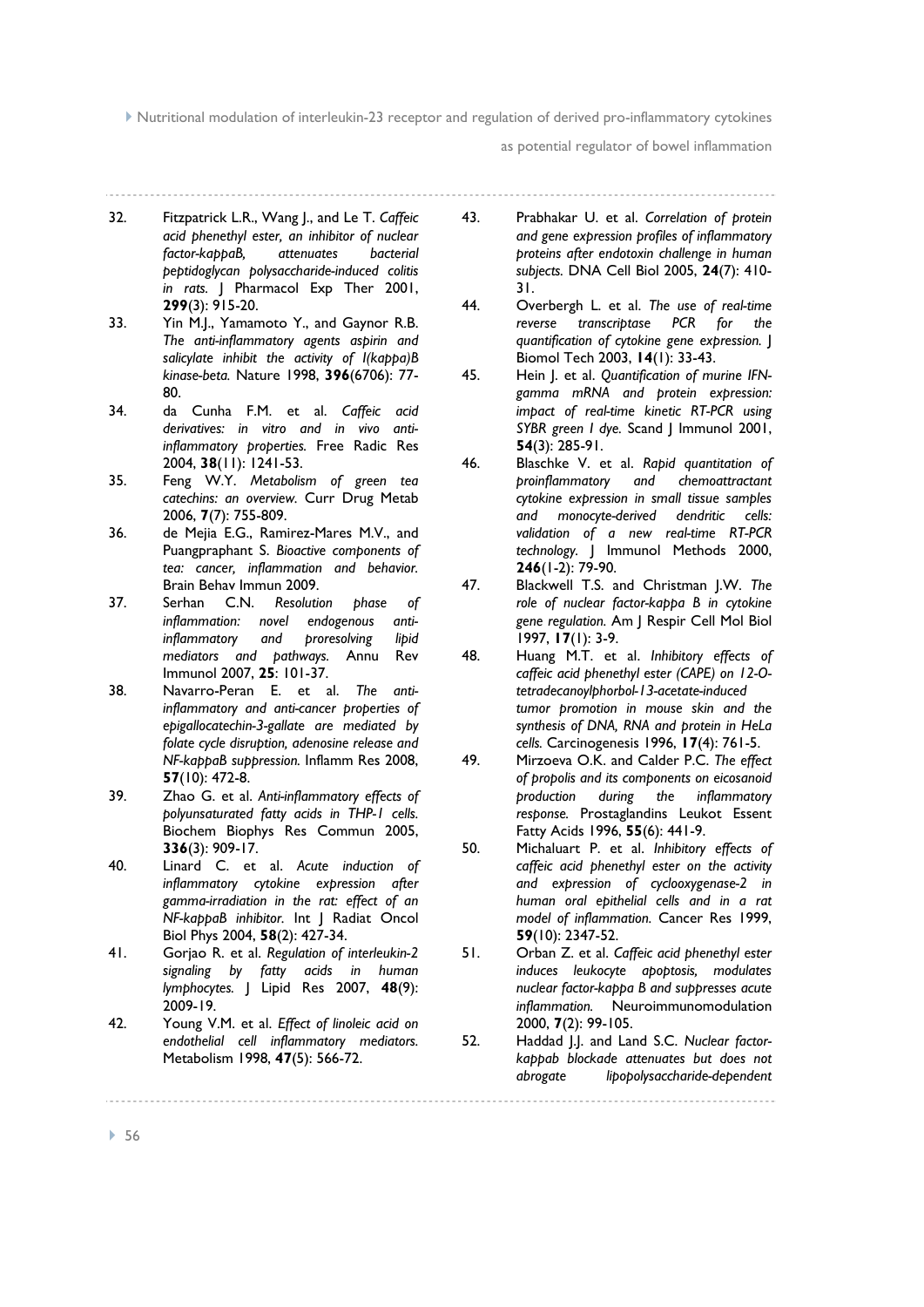32. Fitzpatrick L.R., Wang J., and Le T. *Caffeic acid phenethyl ester, an inhibitor of nuclear factor-kappaB, attenuates bacterial peptidoglycan polysaccharide-induced colitis in rats.* J Pharmacol Exp Ther 2001, **299**(3): 915-20.
33. Yin M.J., Yamamoto Y., and Gaynor R.B. *The anti-inflammatory agents aspirin and salicylate inhibit the activity of I(kappa)B kinase-beta.* Nature 1998, **396**(6706): 77-80.
34. da Cunha F.M. et al. *Caffeic acid derivatives: in vitro and in vivo anti-inflammatory properties.* Free Radic Res 2004, **38**(11): 1241-53.
35. Feng W.Y. *Metabolism of green tea catechins: an overview.* Curr Drug Metab 2006, **7**(7): 755-809.
36. de Mejia E.G., Ramirez-Mares M.V., and Puangpraphant S. *Bioactive components of tea: cancer, inflammation and behavior.* Brain Behav Immun 2009.
37. Serhan C.N. *Resolution phase of inflammation: novel endogenous anti-inflammatory and proresolving lipid mediators and pathways.* Annu Rev Immunol 2007, **25**: 101-37.
38. Navarro-Peran E. et al. *The anti-inflammatory and anti-cancer properties of epigallocatechin-3-gallate are mediated by folate cycle disruption, adenosine release and NF-kappaB suppression.* Inflamm Res 2008, **57**(10): 472-8.
39. Zhao G. et al. *Anti-inflammatory effects of polyunsaturated fatty acids in THP-1 cells.* Biochem Biophys Res Commun 2005, **336**(3): 909-17.
40. Linard C. et al. *Acute induction of inflammatory cytokine expression after gamma-irradiation in the rat: effect of an NF-kappaB inhibitor.* Int J Radiat Oncol Biol Phys 2004, **58**(2): 427-34.
41. Gorjao R. et al. *Regulation of interleukin-2 signaling by fatty acids in human lymphocytes.* J Lipid Res 2007, **48**(9): 2009-19.
42. Young V.M. et al. *Effect of linoleic acid on endothelial cell inflammatory mediators.* Metabolism 1998, **47**(5): 566-72.
43. Prabhakar U. et al. *Correlation of protein and gene expression profiles of inflammatory proteins after endotoxin challenge in human subjects.* DNA Cell Biol 2005, **24**(7): 410-31.
44. Overbergh L. et al. *The use of real-time reverse transcriptase PCR for the quantification of cytokine gene expression.* J Biomol Tech 2003, **14**(1): 33-43.
45. Hein J. et al. *Quantification of murine IFN-gamma mRNA and protein expression: impact of real-time kinetic RT-PCR using SYBR green I dye.* Scand J Immunol 2001, **54**(3): 285-91.
46. Blaschke V. et al. *Rapid quantitation of proinflammatory and chemoattractant cytokine expression in small tissue samples and monocyte-derived dendritic cells: validation of a new real-time RT-PCR technology.* J Immunol Methods 2000, **246**(1-2): 79-90.
47. Blackwell T.S. and Christman J.W. *The role of nuclear factor-kappa B in cytokine gene regulation.* Am J Respir Cell Mol Biol 1997, **17**(1): 3-9.
48. Huang M.T. et al. *Inhibitory effects of caffeic acid phenethyl ester (CAPE) on 12-O-tetradecanoylphorbol-13-acetate-induced tumor promotion in mouse skin and the synthesis of DNA, RNA and protein in HeLa cells.* Carcinogenesis 1996, **17**(4): 761-5.
49. Mirzoeva O.K. and Calder P.C. *The effect of propolis and its components on eicosanoid production during the inflammatory response.* Prostaglandins Leukot Essent Fatty Acids 1996, **55**(6): 441-9.
50. Michaluart P. et al. *Inhibitory effects of caffeic acid phenethyl ester on the activity and expression of cyclooxygenase-2 in human oral epithelial cells and in a rat model of inflammation.* Cancer Res 1999, **59**(10): 2347-52.
51. Orban Z. et al. *Caffeic acid phenethyl ester induces leukocyte apoptosis, modulates nuclear factor-kappa B and suppresses acute inflammation.* Neuroimmunomodulation 2000, **7**(2): 99-105.
52. Haddad J.J. and Land S.C. *Nuclear factor-kappab blockade attenuates but does not abrogate lipopolysaccharide-dependent*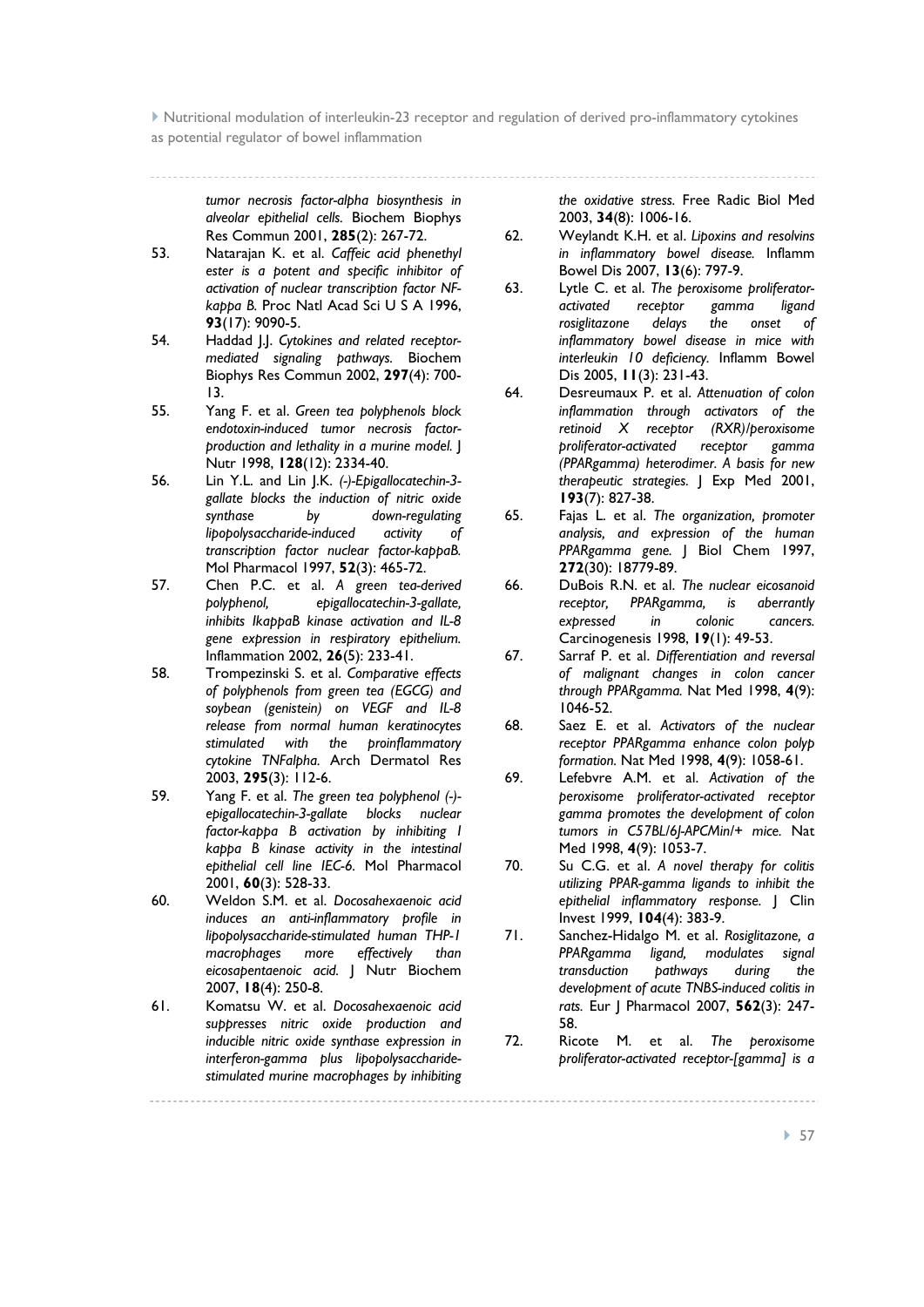*tumor necrosis factor-alpha biosynthesis in alveolar epithelial cells.* Biochem Biophys Res Commun 2001, **285**(2): 267-72.

53. Natarajan K. et al. *Caffeic acid phenethyl ester is a potent and specific inhibitor of activation of nuclear transcription factor NF-kappa B.* Proc Natl Acad Sci U S A 1996, **93**(17): 9090-5.
54. Haddad J.J. *Cytokines and related receptor-mediated signaling pathways.* Biochem Biophys Res Commun 2002, **297**(4): 700-13.
55. Yang F. et al. *Green tea polyphenols block endotoxin-induced tumor necrosis factor-production and lethality in a murine model.* J Nutr 1998, **128**(12): 2334-40.
56. Lin Y.L. and Lin J.K. *(-)-Epigallocatechin-3-gallate blocks the induction of nitric oxide synthase by down-regulating lipopolysaccharide-induced activity of transcription factor nuclear factor-kappaB.* Mol Pharmacol 1997, **52**(3): 465-72.
57. Chen P.C. et al. *A green tea-derived polyphenol, epigallocatechin-3-gallate, inhibits IkappaB kinase activation and IL-8 gene expression in respiratory epithelium.* Inflammation 2002, **26**(5): 233-41.
58. Trompezinski S. et al. *Comparative effects of polyphenols from green tea (EGCG) and soybean (genistein) on VEGF and IL-8 release from normal human keratinocytes stimulated with the proinflammatory cytokine TNFalpha.* Arch Dermatol Res 2003, **295**(3): 112-6.
59. Yang F. et al. *The green tea polyphenol (-)-epigallocatechin-3-gallate blocks nuclear factor-kappa B activation by inhibiting I kappa B kinase activity in the intestinal epithelial cell line IEC-6.* Mol Pharmacol 2001, **60**(3): 528-33.
60. Weldon S.M. et al. *Docosahexaenoic acid induces an anti-inflammatory profile in lipopolysaccharide-stimulated human THP-1 macrophages more effectively than eicosapentaenoic acid.* J Nutr Biochem 2007, **18**(4): 250-8.
61. Komatsu W. et al. *Docosahexaenoic acid suppresses nitric oxide production and inducible nitric oxide synthase expression in interferon-gamma plus lipopolysaccharide-stimulated murine macrophages by inhibiting the oxidative stress.* Free Radic Biol Med 2003, **34**(8): 1006-16.
62. Weylandt K.H. et al. *Lipoxins and resolvins in inflammatory bowel disease.* Inflamm Bowel Dis 2007, **13**(6): 797-9.
63. Lytle C. et al. *The peroxisome proliferator-activated receptor gamma ligand rosiglitazone delays the onset of inflammatory bowel disease in mice with interleukin 10 deficiency.* Inflamm Bowel Dis 2005, **11**(3): 231-43.
64. Desreumaux P. et al. *Attenuation of colon inflammation through activators of the retinoid X receptor (RXR)/peroxisome proliferator-activated receptor gamma (PPARgamma) heterodimer. A basis for new therapeutic strategies.* J Exp Med 2001, **193**(7): 827-38.
65. Fajas L. et al. *The organization, promoter analysis, and expression of the human PPARgamma gene.* J Biol Chem 1997, **272**(30): 18779-89.
66. DuBois R.N. et al. *The nuclear eicosanoid receptor, PPARgamma, is aberrantly expressed in colonic cancers.* Carcinogenesis 1998, **19**(1): 49-53.
67. Sarraf P. et al. *Differentiation and reversal of malignant changes in colon cancer through PPARgamma.* Nat Med 1998, **4**(9): 1046-52.
68. Saez E. et al. *Activators of the nuclear receptor PPARgamma enhance colon polyp formation.* Nat Med 1998, **4**(9): 1058-61.
69. Lefebvre A.M. et al. *Activation of the peroxisome proliferator-activated receptor gamma promotes the development of colon tumors in C57BL/6J-APCMin/+ mice.* Nat Med 1998, **4**(9): 1053-7.
70. Su C.G. et al. *A novel therapy for colitis utilizing PPAR-gamma ligands to inhibit the epithelial inflammatory response.* J Clin Invest 1999, **104**(4): 383-9.
71. Sanchez-Hidalgo M. et al. *Rosiglitazone, a PPARgamma ligand, modulates signal transduction pathways during the development of acute TNBS-induced colitis in rats.* Eur J Pharmacol 2007, **562**(3): 247-58.
72. Ricote M. et al. *The peroxisome proliferator-activated receptor-[gamma] is a*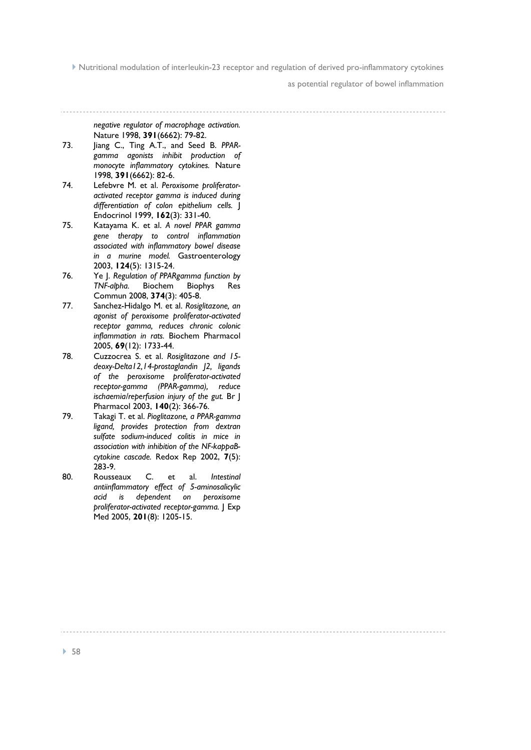*negative regulator of macrophage activation.* Nature 1998, **391**(6662): 79-82.

73. Jiang C., Ting A.T., and Seed B. *PPAR-gamma agonists inhibit production of monocyte inflammatory cytokines.* Nature 1998, **391**(6662): 82-6.
74. Lefebvre M. et al. *Peroxisome proliferator-activated receptor gamma is induced during differentiation of colon epithelium cells.* J Endocrinol 1999, **162**(3): 331-40.
75. Katayama K. et al. *A novel PPAR gamma gene therapy to control inflammation associated with inflammatory bowel disease in a murine model.* Gastroenterology 2003, **124**(5): 1315-24.
76. Ye J. *Regulation of PPARgamma function by TNF-alpha.* Biochem Biophys Res Commun 2008, **374**(3): 405-8.
77. Sanchez-Hidalgo M. et al. *Rosiglitazone, an agonist of peroxisome proliferator-activated receptor gamma, reduces chronic colonic inflammation in rats.* Biochem Pharmacol 2005, **69**(12): 1733-44.
78. Cuzzocrea S. et al. *Rosiglitazone and 15-deoxy-Delta12,14-prostaglandin J2, ligands of the peroxisome proliferator-activated receptor-gamma (PPAR-gamma), reduce ischaemia/reperfusion injury of the gut.* Br J Pharmacol 2003, **140**(2): 366-76.
79. Takagi T. et al. *Pioglitazone, a PPAR-gamma ligand, provides protection from dextran sulfate sodium-induced colitis in mice in association with inhibition of the NF-kappaB-cytokine cascade.* Redox Rep 2002, **7**(5): 283-9.
80. Rousseaux C. et al. *Intestinal antiinflammatory effect of 5-aminosalicylic acid is dependent on peroxisome proliferator-activated receptor-gamma.* J Exp Med 2005, **201**(8): 1205-15.